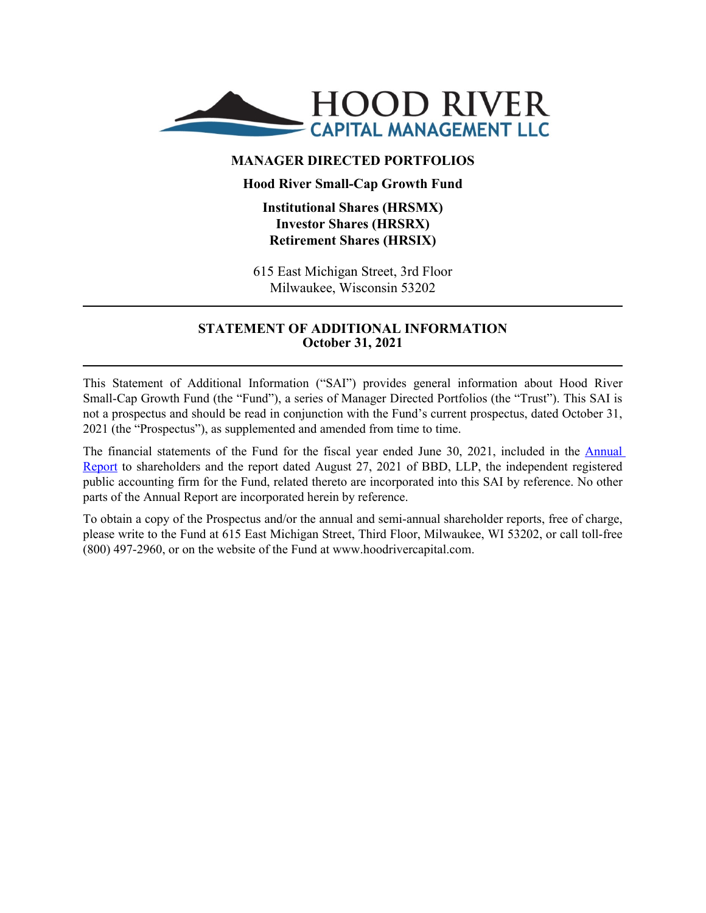HOOD RIVER
CAPITAL MANAGEMENT LLC

**MANAGER DIRECTED PORTFOLIOS**

**Hood River Small-Cap Growth Fund**

**Institutional Shares (HRSMX)**
**Investor Shares (HRSRX)**
**Retirement Shares (HRSIX)**

615 East Michigan Street, 3rd Floor
Milwaukee, Wisconsin 53202

---

**STATEMENT OF ADDITIONAL INFORMATION**
**October 31, 2021**

---

This Statement of Additional Information ("SAI") provides general information about Hood River Small-Cap Growth Fund (the "Fund"), a series of Manager Directed Portfolios (the "Trust"). This SAI is not a prospectus and should be read in conjunction with the Fund's current prospectus, dated October 31, 2021 (the "Prospectus"), as supplemented and amended from time to time.

The financial statements of the Fund for the fiscal year ended June 30, 2021, included in the Annual Report to shareholders and the report dated August 27, 2021 of BBD, LLP, the independent registered public accounting firm for the Fund, related thereto are incorporated into this SAI by reference. No other parts of the Annual Report are incorporated herein by reference.

To obtain a copy of the Prospectus and/or the annual and semi-annual shareholder reports, free of charge, please write to the Fund at 615 East Michigan Street, Third Floor, Milwaukee, WI 53202, or call toll-free (800) 497-2960, or on the website of the Fund at www.hoodrivercapital.com.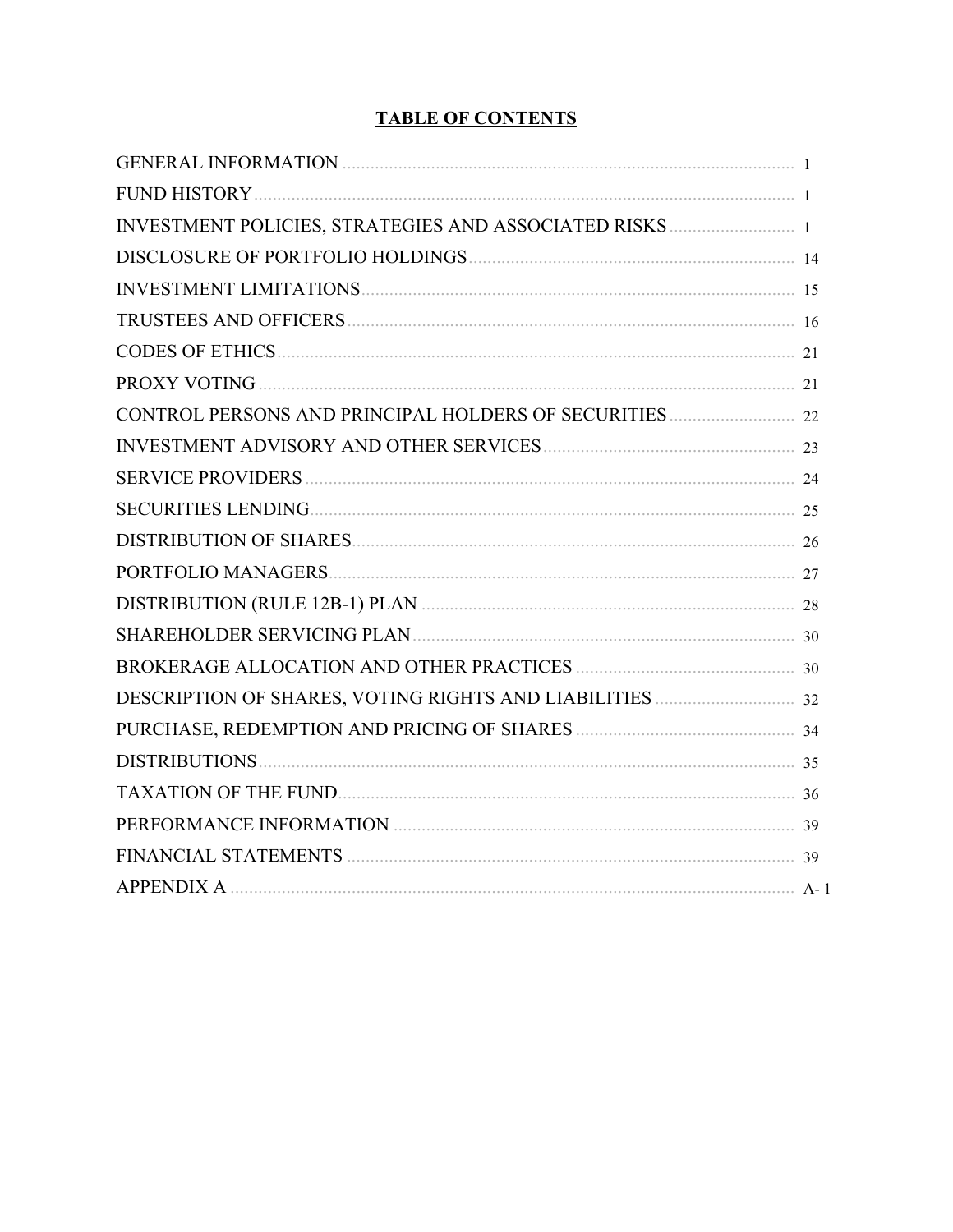# TABLE OF CONTENTS

| | |
|---|---|
| GENERAL INFORMATION | 1 |
| FUND HISTORY | 1 |
| INVESTMENT POLICIES, STRATEGIES AND ASSOCIATED RISKS | 1 |
| DISCLOSURE OF PORTFOLIO HOLDINGS | 14 |
| INVESTMENT LIMITATIONS | 15 |
| TRUSTEES AND OFFICERS | 16 |
| CODES OF ETHICS | 21 |
| PROXY VOTING | 21 |
| CONTROL PERSONS AND PRINCIPAL HOLDERS OF SECURITIES | 22 |
| INVESTMENT ADVISORY AND OTHER SERVICES | 23 |
| SERVICE PROVIDERS | 24 |
| SECURITIES LENDING | 25 |
| DISTRIBUTION OF SHARES | 26 |
| PORTFOLIO MANAGERS | 27 |
| DISTRIBUTION (RULE 12B-1) PLAN | 28 |
| SHAREHOLDER SERVICING PLAN | 30 |
| BROKERAGE ALLOCATION AND OTHER PRACTICES | 30 |
| DESCRIPTION OF SHARES, VOTING RIGHTS AND LIABILITIES | 32 |
| PURCHASE, REDEMPTION AND PRICING OF SHARES | 34 |
| DISTRIBUTIONS | 35 |
| TAXATION OF THE FUND | 36 |
| PERFORMANCE INFORMATION | 39 |
| FINANCIAL STATEMENTS | 39 |
| APPENDIX A | A- 1 |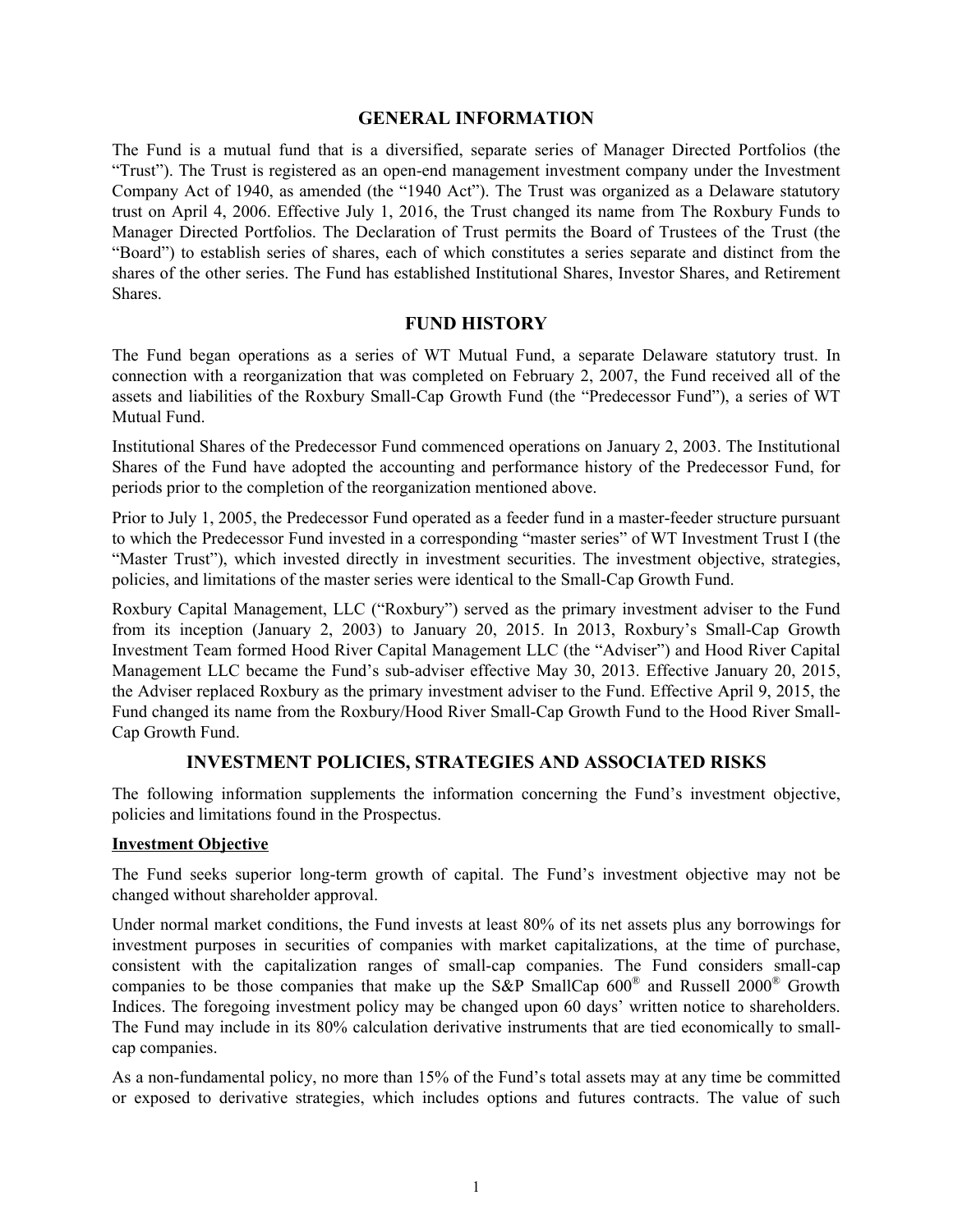## GENERAL INFORMATION

The Fund is a mutual fund that is a diversified, separate series of Manager Directed Portfolios (the "Trust"). The Trust is registered as an open-end management investment company under the Investment Company Act of 1940, as amended (the "1940 Act"). The Trust was organized as a Delaware statutory trust on April 4, 2006. Effective July 1, 2016, the Trust changed its name from The Roxbury Funds to Manager Directed Portfolios. The Declaration of Trust permits the Board of Trustees of the Trust (the "Board") to establish series of shares, each of which constitutes a series separate and distinct from the shares of the other series. The Fund has established Institutional Shares, Investor Shares, and Retirement Shares.

## FUND HISTORY

The Fund began operations as a series of WT Mutual Fund, a separate Delaware statutory trust. In connection with a reorganization that was completed on February 2, 2007, the Fund received all of the assets and liabilities of the Roxbury Small-Cap Growth Fund (the "Predecessor Fund"), a series of WT Mutual Fund.

Institutional Shares of the Predecessor Fund commenced operations on January 2, 2003. The Institutional Shares of the Fund have adopted the accounting and performance history of the Predecessor Fund, for periods prior to the completion of the reorganization mentioned above.

Prior to July 1, 2005, the Predecessor Fund operated as a feeder fund in a master-feeder structure pursuant to which the Predecessor Fund invested in a corresponding "master series" of WT Investment Trust I (the "Master Trust"), which invested directly in investment securities. The investment objective, strategies, policies, and limitations of the master series were identical to the Small-Cap Growth Fund.

Roxbury Capital Management, LLC ("Roxbury") served as the primary investment adviser to the Fund from its inception (January 2, 2003) to January 20, 2015. In 2013, Roxbury's Small-Cap Growth Investment Team formed Hood River Capital Management LLC (the "Adviser") and Hood River Capital Management LLC became the Fund's sub-adviser effective May 30, 2013. Effective January 20, 2015, the Adviser replaced Roxbury as the primary investment adviser to the Fund. Effective April 9, 2015, the Fund changed its name from the Roxbury/Hood River Small-Cap Growth Fund to the Hood River Small-Cap Growth Fund.

## INVESTMENT POLICIES, STRATEGIES AND ASSOCIATED RISKS

The following information supplements the information concerning the Fund's investment objective, policies and limitations found in the Prospectus.

**Investment Objective**

The Fund seeks superior long-term growth of capital. The Fund's investment objective may not be changed without shareholder approval.

Under normal market conditions, the Fund invests at least 80% of its net assets plus any borrowings for investment purposes in securities of companies with market capitalizations, at the time of purchase, consistent with the capitalization ranges of small-cap companies. The Fund considers small-cap companies to be those companies that make up the S&P SmallCap 600® and Russell 2000® Growth Indices. The foregoing investment policy may be changed upon 60 days' written notice to shareholders. The Fund may include in its 80% calculation derivative instruments that are tied economically to small-cap companies.

As a non-fundamental policy, no more than 15% of the Fund's total assets may at any time be committed or exposed to derivative strategies, which includes options and futures contracts. The value of such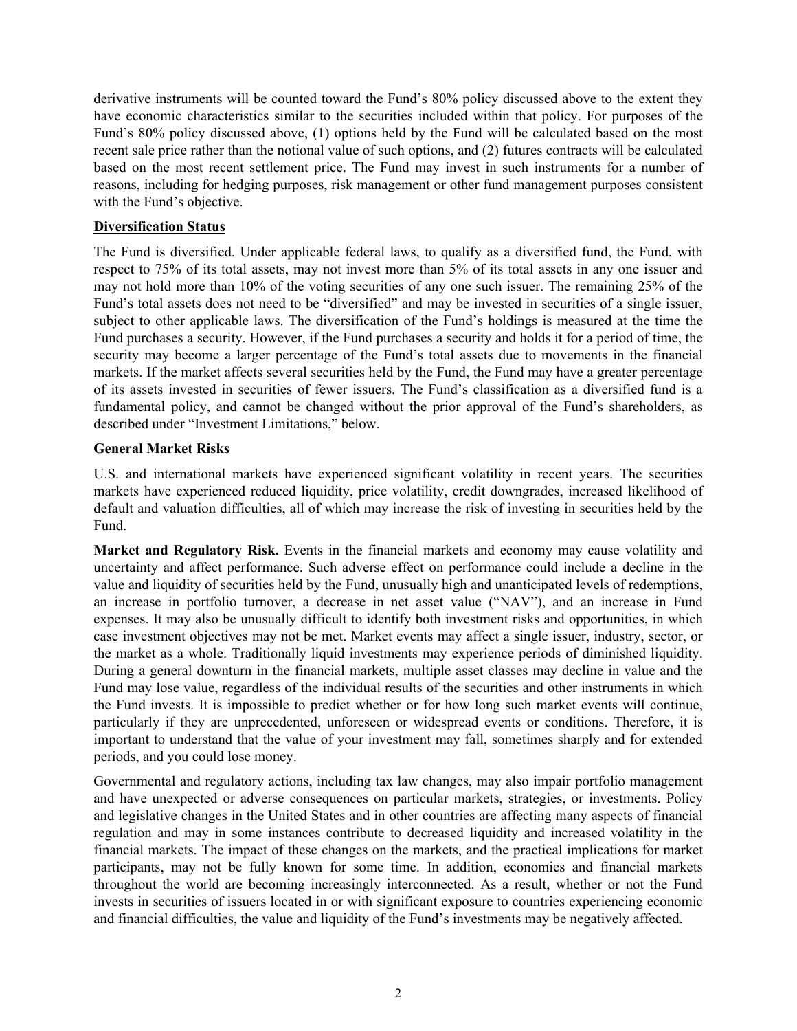derivative instruments will be counted toward the Fund's 80% policy discussed above to the extent they have economic characteristics similar to the securities included within that policy. For purposes of the Fund's 80% policy discussed above, (1) options held by the Fund will be calculated based on the most recent sale price rather than the notional value of such options, and (2) futures contracts will be calculated based on the most recent settlement price. The Fund may invest in such instruments for a number of reasons, including for hedging purposes, risk management or other fund management purposes consistent with the Fund's objective.

**Diversification Status**

The Fund is diversified. Under applicable federal laws, to qualify as a diversified fund, the Fund, with respect to 75% of its total assets, may not invest more than 5% of its total assets in any one issuer and may not hold more than 10% of the voting securities of any one such issuer. The remaining 25% of the Fund's total assets does not need to be "diversified" and may be invested in securities of a single issuer, subject to other applicable laws. The diversification of the Fund's holdings is measured at the time the Fund purchases a security. However, if the Fund purchases a security and holds it for a period of time, the security may become a larger percentage of the Fund's total assets due to movements in the financial markets. If the market affects several securities held by the Fund, the Fund may have a greater percentage of its assets invested in securities of fewer issuers. The Fund's classification as a diversified fund is a fundamental policy, and cannot be changed without the prior approval of the Fund's shareholders, as described under "Investment Limitations," below.

**General Market Risks**

U.S. and international markets have experienced significant volatility in recent years. The securities markets have experienced reduced liquidity, price volatility, credit downgrades, increased likelihood of default and valuation difficulties, all of which may increase the risk of investing in securities held by the Fund.

**Market and Regulatory Risk.** Events in the financial markets and economy may cause volatility and uncertainty and affect performance. Such adverse effect on performance could include a decline in the value and liquidity of securities held by the Fund, unusually high and unanticipated levels of redemptions, an increase in portfolio turnover, a decrease in net asset value ("NAV"), and an increase in Fund expenses. It may also be unusually difficult to identify both investment risks and opportunities, in which case investment objectives may not be met. Market events may affect a single issuer, industry, sector, or the market as a whole. Traditionally liquid investments may experience periods of diminished liquidity. During a general downturn in the financial markets, multiple asset classes may decline in value and the Fund may lose value, regardless of the individual results of the securities and other instruments in which the Fund invests. It is impossible to predict whether or for how long such market events will continue, particularly if they are unprecedented, unforeseen or widespread events or conditions. Therefore, it is important to understand that the value of your investment may fall, sometimes sharply and for extended periods, and you could lose money.

Governmental and regulatory actions, including tax law changes, may also impair portfolio management and have unexpected or adverse consequences on particular markets, strategies, or investments. Policy and legislative changes in the United States and in other countries are affecting many aspects of financial regulation and may in some instances contribute to decreased liquidity and increased volatility in the financial markets. The impact of these changes on the markets, and the practical implications for market participants, may not be fully known for some time. In addition, economies and financial markets throughout the world are becoming increasingly interconnected. As a result, whether or not the Fund invests in securities of issuers located in or with significant exposure to countries experiencing economic and financial difficulties, the value and liquidity of the Fund's investments may be negatively affected.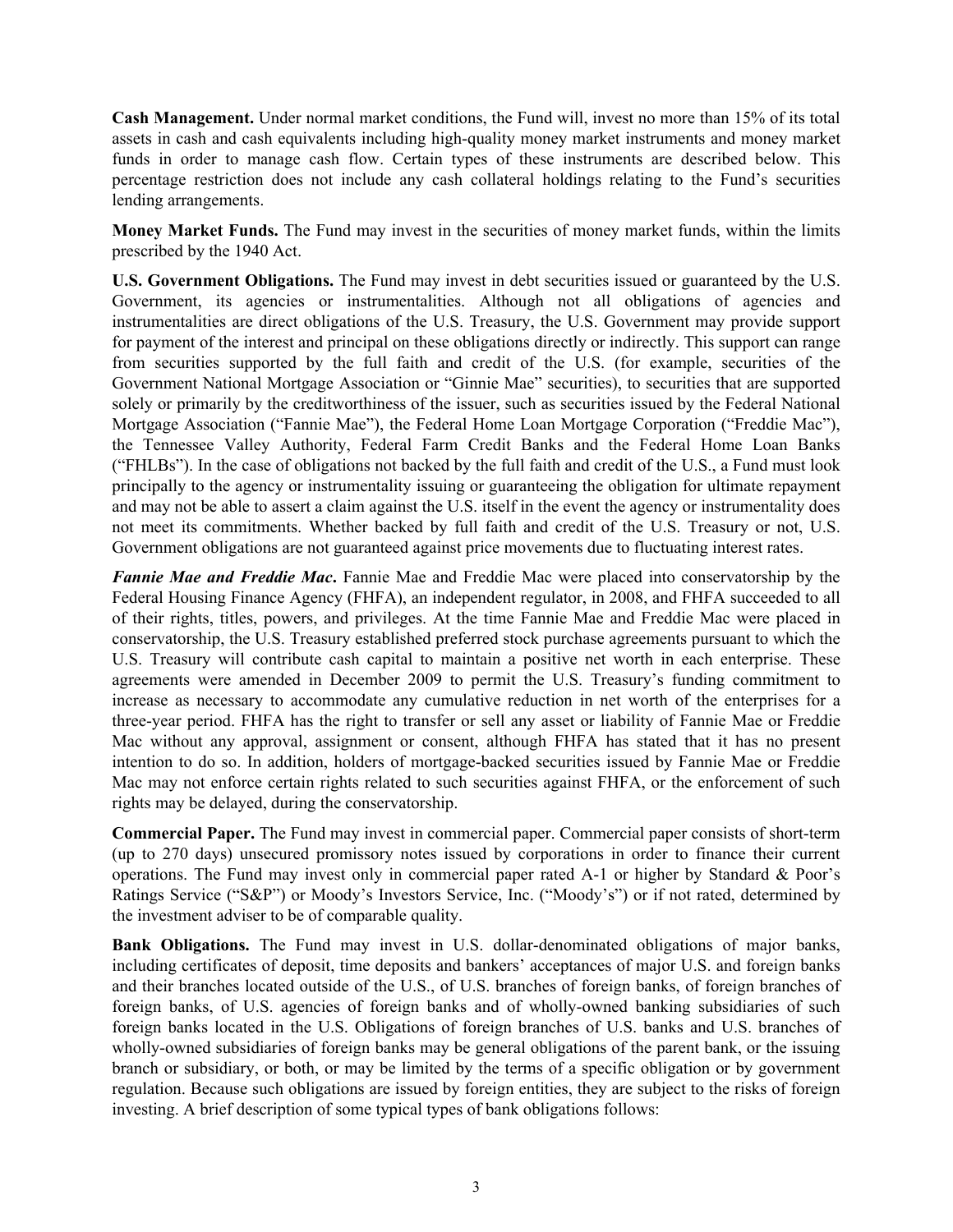**Cash Management.** Under normal market conditions, the Fund will, invest no more than 15% of its total assets in cash and cash equivalents including high-quality money market instruments and money market funds in order to manage cash flow. Certain types of these instruments are described below. This percentage restriction does not include any cash collateral holdings relating to the Fund's securities lending arrangements.

**Money Market Funds.** The Fund may invest in the securities of money market funds, within the limits prescribed by the 1940 Act.

**U.S. Government Obligations.** The Fund may invest in debt securities issued or guaranteed by the U.S. Government, its agencies or instrumentalities. Although not all obligations of agencies and instrumentalities are direct obligations of the U.S. Treasury, the U.S. Government may provide support for payment of the interest and principal on these obligations directly or indirectly. This support can range from securities supported by the full faith and credit of the U.S. (for example, securities of the Government National Mortgage Association or "Ginnie Mae" securities), to securities that are supported solely or primarily by the creditworthiness of the issuer, such as securities issued by the Federal National Mortgage Association ("Fannie Mae"), the Federal Home Loan Mortgage Corporation ("Freddie Mac"), the Tennessee Valley Authority, Federal Farm Credit Banks and the Federal Home Loan Banks ("FHLBs"). In the case of obligations not backed by the full faith and credit of the U.S., a Fund must look principally to the agency or instrumentality issuing or guaranteeing the obligation for ultimate repayment and may not be able to assert a claim against the U.S. itself in the event the agency or instrumentality does not meet its commitments. Whether backed by full faith and credit of the U.S. Treasury or not, U.S. Government obligations are not guaranteed against price movements due to fluctuating interest rates.

***Fannie Mae and Freddie Mac*.** Fannie Mae and Freddie Mac were placed into conservatorship by the Federal Housing Finance Agency (FHFA), an independent regulator, in 2008, and FHFA succeeded to all of their rights, titles, powers, and privileges. At the time Fannie Mae and Freddie Mac were placed in conservatorship, the U.S. Treasury established preferred stock purchase agreements pursuant to which the U.S. Treasury will contribute cash capital to maintain a positive net worth in each enterprise. These agreements were amended in December 2009 to permit the U.S. Treasury's funding commitment to increase as necessary to accommodate any cumulative reduction in net worth of the enterprises for a three-year period. FHFA has the right to transfer or sell any asset or liability of Fannie Mae or Freddie Mac without any approval, assignment or consent, although FHFA has stated that it has no present intention to do so. In addition, holders of mortgage-backed securities issued by Fannie Mae or Freddie Mac may not enforce certain rights related to such securities against FHFA, or the enforcement of such rights may be delayed, during the conservatorship.

**Commercial Paper.** The Fund may invest in commercial paper. Commercial paper consists of short-term (up to 270 days) unsecured promissory notes issued by corporations in order to finance their current operations. The Fund may invest only in commercial paper rated A-1 or higher by Standard & Poor's Ratings Service ("S&P") or Moody's Investors Service, Inc. ("Moody's") or if not rated, determined by the investment adviser to be of comparable quality.

**Bank Obligations.** The Fund may invest in U.S. dollar-denominated obligations of major banks, including certificates of deposit, time deposits and bankers' acceptances of major U.S. and foreign banks and their branches located outside of the U.S., of U.S. branches of foreign banks, of foreign branches of foreign banks, of U.S. agencies of foreign banks and of wholly-owned banking subsidiaries of such foreign banks located in the U.S. Obligations of foreign branches of U.S. banks and U.S. branches of wholly-owned subsidiaries of foreign banks may be general obligations of the parent bank, or the issuing branch or subsidiary, or both, or may be limited by the terms of a specific obligation or by government regulation. Because such obligations are issued by foreign entities, they are subject to the risks of foreign investing. A brief description of some typical types of bank obligations follows: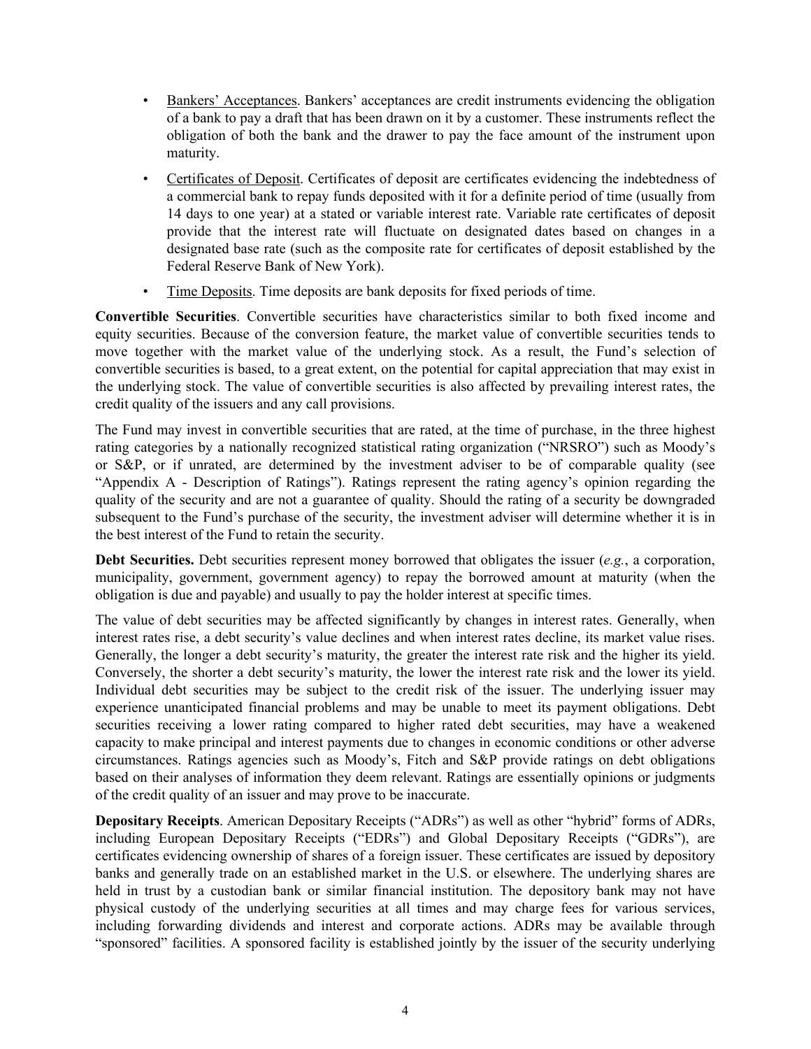- Bankers' Acceptances. Bankers' acceptances are credit instruments evidencing the obligation of a bank to pay a draft that has been drawn on it by a customer. These instruments reflect the obligation of both the bank and the drawer to pay the face amount of the instrument upon maturity.
- Certificates of Deposit. Certificates of deposit are certificates evidencing the indebtedness of a commercial bank to repay funds deposited with it for a definite period of time (usually from 14 days to one year) at a stated or variable interest rate. Variable rate certificates of deposit provide that the interest rate will fluctuate on designated dates based on changes in a designated base rate (such as the composite rate for certificates of deposit established by the Federal Reserve Bank of New York).
- Time Deposits. Time deposits are bank deposits for fixed periods of time.

**Convertible Securities**. Convertible securities have characteristics similar to both fixed income and equity securities. Because of the conversion feature, the market value of convertible securities tends to move together with the market value of the underlying stock. As a result, the Fund's selection of convertible securities is based, to a great extent, on the potential for capital appreciation that may exist in the underlying stock. The value of convertible securities is also affected by prevailing interest rates, the credit quality of the issuers and any call provisions.

The Fund may invest in convertible securities that are rated, at the time of purchase, in the three highest rating categories by a nationally recognized statistical rating organization ("NRSRO") such as Moody's or S&P, or if unrated, are determined by the investment adviser to be of comparable quality (see "Appendix A - Description of Ratings"). Ratings represent the rating agency's opinion regarding the quality of the security and are not a guarantee of quality. Should the rating of a security be downgraded subsequent to the Fund's purchase of the security, the investment adviser will determine whether it is in the best interest of the Fund to retain the security.

**Debt Securities.** Debt securities represent money borrowed that obligates the issuer (*e.g.*, a corporation, municipality, government, government agency) to repay the borrowed amount at maturity (when the obligation is due and payable) and usually to pay the holder interest at specific times.

The value of debt securities may be affected significantly by changes in interest rates. Generally, when interest rates rise, a debt security's value declines and when interest rates decline, its market value rises. Generally, the longer a debt security's maturity, the greater the interest rate risk and the higher its yield. Conversely, the shorter a debt security's maturity, the lower the interest rate risk and the lower its yield. Individual debt securities may be subject to the credit risk of the issuer. The underlying issuer may experience unanticipated financial problems and may be unable to meet its payment obligations. Debt securities receiving a lower rating compared to higher rated debt securities, may have a weakened capacity to make principal and interest payments due to changes in economic conditions or other adverse circumstances. Ratings agencies such as Moody's, Fitch and S&P provide ratings on debt obligations based on their analyses of information they deem relevant. Ratings are essentially opinions or judgments of the credit quality of an issuer and may prove to be inaccurate.

**Depositary Receipts**. American Depositary Receipts ("ADRs") as well as other "hybrid" forms of ADRs, including European Depositary Receipts ("EDRs") and Global Depositary Receipts ("GDRs"), are certificates evidencing ownership of shares of a foreign issuer. These certificates are issued by depository banks and generally trade on an established market in the U.S. or elsewhere. The underlying shares are held in trust by a custodian bank or similar financial institution. The depository bank may not have physical custody of the underlying securities at all times and may charge fees for various services, including forwarding dividends and interest and corporate actions. ADRs may be available through "sponsored" facilities. A sponsored facility is established jointly by the issuer of the security underlying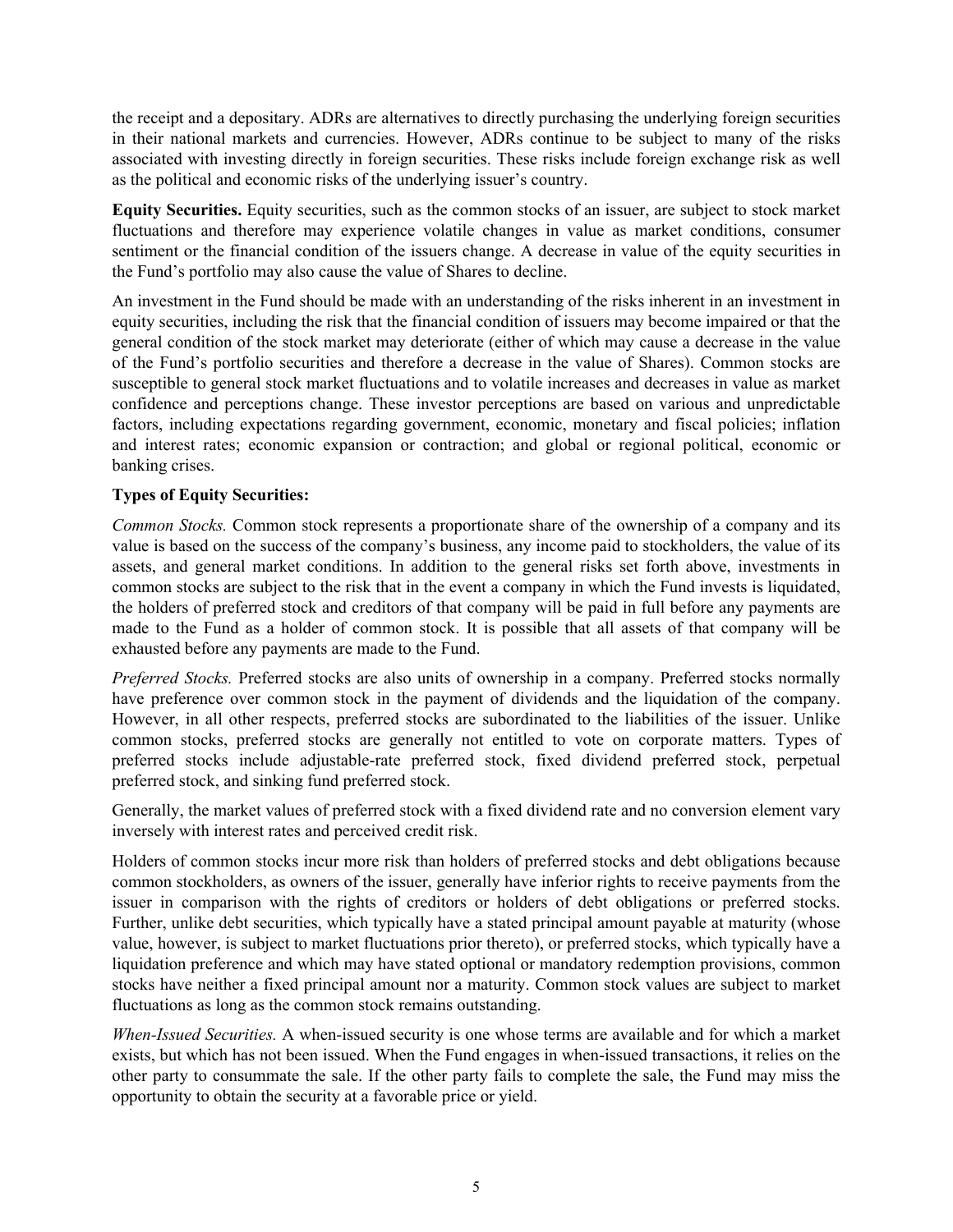the receipt and a depositary. ADRs are alternatives to directly purchasing the underlying foreign securities in their national markets and currencies. However, ADRs continue to be subject to many of the risks associated with investing directly in foreign securities. These risks include foreign exchange risk as well as the political and economic risks of the underlying issuer's country.

**Equity Securities.** Equity securities, such as the common stocks of an issuer, are subject to stock market fluctuations and therefore may experience volatile changes in value as market conditions, consumer sentiment or the financial condition of the issuers change. A decrease in value of the equity securities in the Fund's portfolio may also cause the value of Shares to decline.

An investment in the Fund should be made with an understanding of the risks inherent in an investment in equity securities, including the risk that the financial condition of issuers may become impaired or that the general condition of the stock market may deteriorate (either of which may cause a decrease in the value of the Fund's portfolio securities and therefore a decrease in the value of Shares). Common stocks are susceptible to general stock market fluctuations and to volatile increases and decreases in value as market confidence and perceptions change. These investor perceptions are based on various and unpredictable factors, including expectations regarding government, economic, monetary and fiscal policies; inflation and interest rates; economic expansion or contraction; and global or regional political, economic or banking crises.

**Types of Equity Securities:**

*Common Stocks.* Common stock represents a proportionate share of the ownership of a company and its value is based on the success of the company's business, any income paid to stockholders, the value of its assets, and general market conditions. In addition to the general risks set forth above, investments in common stocks are subject to the risk that in the event a company in which the Fund invests is liquidated, the holders of preferred stock and creditors of that company will be paid in full before any payments are made to the Fund as a holder of common stock. It is possible that all assets of that company will be exhausted before any payments are made to the Fund.

*Preferred Stocks.* Preferred stocks are also units of ownership in a company. Preferred stocks normally have preference over common stock in the payment of dividends and the liquidation of the company. However, in all other respects, preferred stocks are subordinated to the liabilities of the issuer. Unlike common stocks, preferred stocks are generally not entitled to vote on corporate matters. Types of preferred stocks include adjustable-rate preferred stock, fixed dividend preferred stock, perpetual preferred stock, and sinking fund preferred stock.

Generally, the market values of preferred stock with a fixed dividend rate and no conversion element vary inversely with interest rates and perceived credit risk.

Holders of common stocks incur more risk than holders of preferred stocks and debt obligations because common stockholders, as owners of the issuer, generally have inferior rights to receive payments from the issuer in comparison with the rights of creditors or holders of debt obligations or preferred stocks. Further, unlike debt securities, which typically have a stated principal amount payable at maturity (whose value, however, is subject to market fluctuations prior thereto), or preferred stocks, which typically have a liquidation preference and which may have stated optional or mandatory redemption provisions, common stocks have neither a fixed principal amount nor a maturity. Common stock values are subject to market fluctuations as long as the common stock remains outstanding.

*When-Issued Securities.* A when-issued security is one whose terms are available and for which a market exists, but which has not been issued. When the Fund engages in when-issued transactions, it relies on the other party to consummate the sale. If the other party fails to complete the sale, the Fund may miss the opportunity to obtain the security at a favorable price or yield.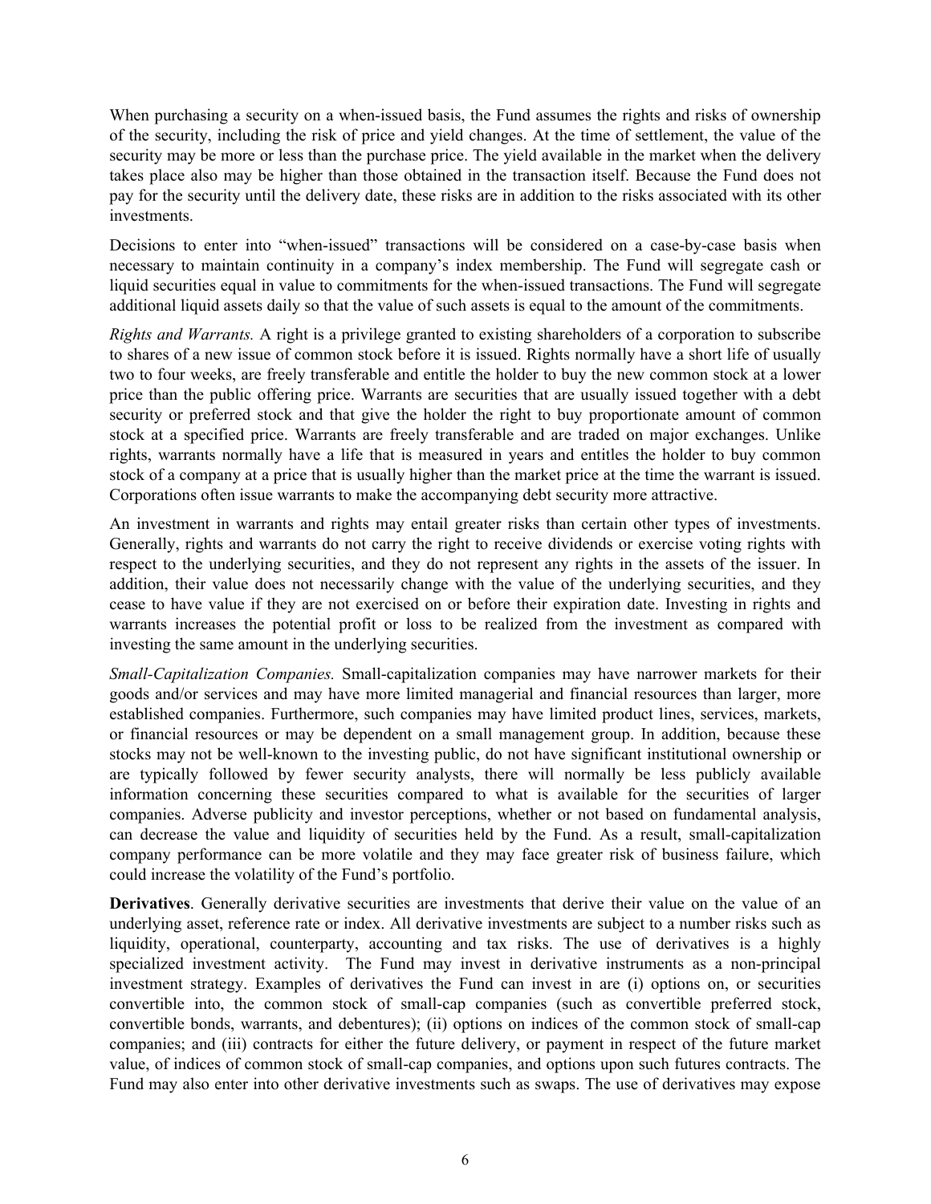When purchasing a security on a when-issued basis, the Fund assumes the rights and risks of ownership of the security, including the risk of price and yield changes. At the time of settlement, the value of the security may be more or less than the purchase price. The yield available in the market when the delivery takes place also may be higher than those obtained in the transaction itself. Because the Fund does not pay for the security until the delivery date, these risks are in addition to the risks associated with its other investments.

Decisions to enter into "when-issued" transactions will be considered on a case-by-case basis when necessary to maintain continuity in a company's index membership. The Fund will segregate cash or liquid securities equal in value to commitments for the when-issued transactions. The Fund will segregate additional liquid assets daily so that the value of such assets is equal to the amount of the commitments.

*Rights and Warrants.* A right is a privilege granted to existing shareholders of a corporation to subscribe to shares of a new issue of common stock before it is issued. Rights normally have a short life of usually two to four weeks, are freely transferable and entitle the holder to buy the new common stock at a lower price than the public offering price. Warrants are securities that are usually issued together with a debt security or preferred stock and that give the holder the right to buy proportionate amount of common stock at a specified price. Warrants are freely transferable and are traded on major exchanges. Unlike rights, warrants normally have a life that is measured in years and entitles the holder to buy common stock of a company at a price that is usually higher than the market price at the time the warrant is issued. Corporations often issue warrants to make the accompanying debt security more attractive.

An investment in warrants and rights may entail greater risks than certain other types of investments. Generally, rights and warrants do not carry the right to receive dividends or exercise voting rights with respect to the underlying securities, and they do not represent any rights in the assets of the issuer. In addition, their value does not necessarily change with the value of the underlying securities, and they cease to have value if they are not exercised on or before their expiration date. Investing in rights and warrants increases the potential profit or loss to be realized from the investment as compared with investing the same amount in the underlying securities.

*Small-Capitalization Companies.* Small-capitalization companies may have narrower markets for their goods and/or services and may have more limited managerial and financial resources than larger, more established companies. Furthermore, such companies may have limited product lines, services, markets, or financial resources or may be dependent on a small management group. In addition, because these stocks may not be well-known to the investing public, do not have significant institutional ownership or are typically followed by fewer security analysts, there will normally be less publicly available information concerning these securities compared to what is available for the securities of larger companies. Adverse publicity and investor perceptions, whether or not based on fundamental analysis, can decrease the value and liquidity of securities held by the Fund. As a result, small-capitalization company performance can be more volatile and they may face greater risk of business failure, which could increase the volatility of the Fund's portfolio.

**Derivatives**. Generally derivative securities are investments that derive their value on the value of an underlying asset, reference rate or index. All derivative investments are subject to a number risks such as liquidity, operational, counterparty, accounting and tax risks. The use of derivatives is a highly specialized investment activity. The Fund may invest in derivative instruments as a non-principal investment strategy. Examples of derivatives the Fund can invest in are (i) options on, or securities convertible into, the common stock of small-cap companies (such as convertible preferred stock, convertible bonds, warrants, and debentures); (ii) options on indices of the common stock of small-cap companies; and (iii) contracts for either the future delivery, or payment in respect of the future market value, of indices of common stock of small-cap companies, and options upon such futures contracts. The Fund may also enter into other derivative investments such as swaps. The use of derivatives may expose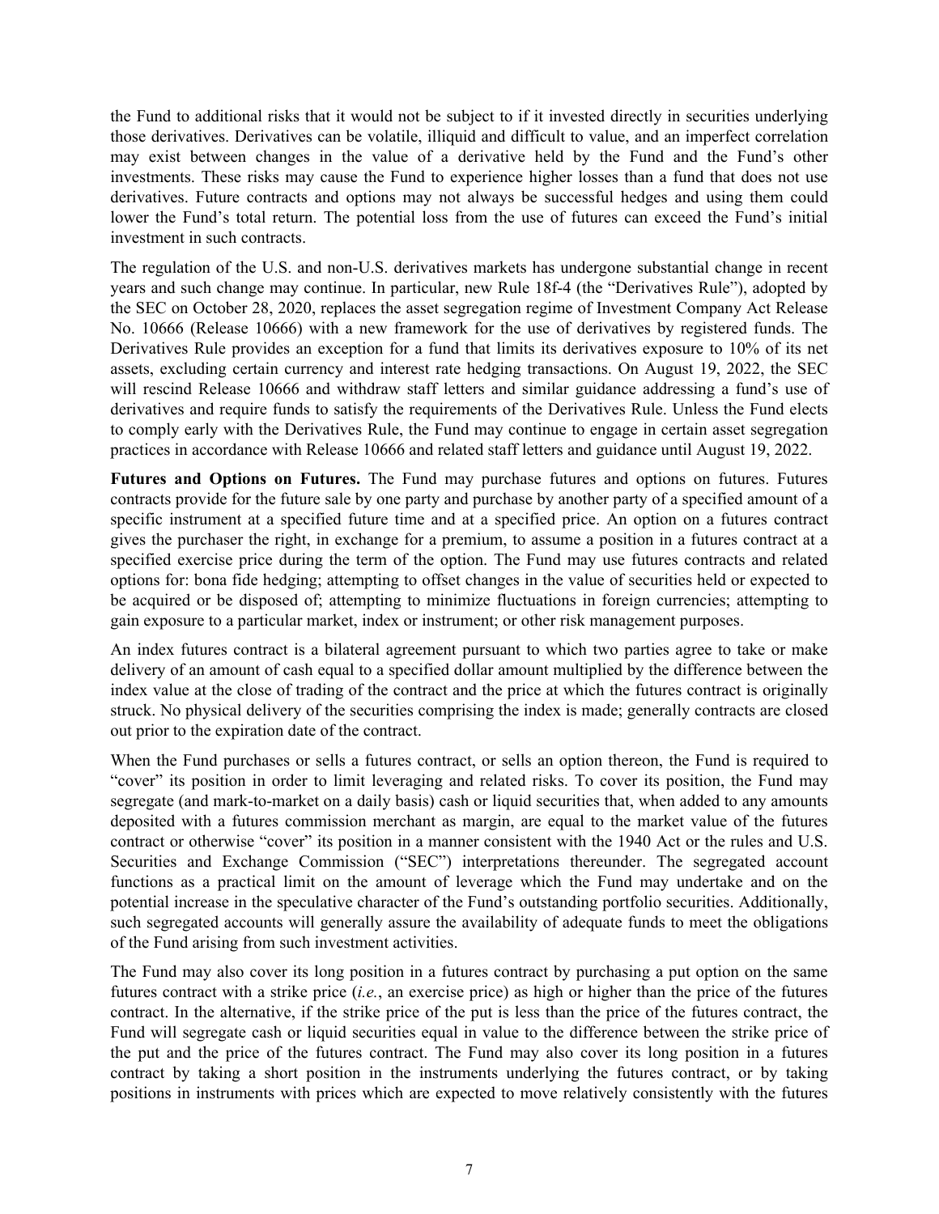the Fund to additional risks that it would not be subject to if it invested directly in securities underlying those derivatives. Derivatives can be volatile, illiquid and difficult to value, and an imperfect correlation may exist between changes in the value of a derivative held by the Fund and the Fund's other investments. These risks may cause the Fund to experience higher losses than a fund that does not use derivatives. Future contracts and options may not always be successful hedges and using them could lower the Fund's total return. The potential loss from the use of futures can exceed the Fund's initial investment in such contracts.

The regulation of the U.S. and non-U.S. derivatives markets has undergone substantial change in recent years and such change may continue. In particular, new Rule 18f-4 (the "Derivatives Rule"), adopted by the SEC on October 28, 2020, replaces the asset segregation regime of Investment Company Act Release No. 10666 (Release 10666) with a new framework for the use of derivatives by registered funds. The Derivatives Rule provides an exception for a fund that limits its derivatives exposure to 10% of its net assets, excluding certain currency and interest rate hedging transactions. On August 19, 2022, the SEC will rescind Release 10666 and withdraw staff letters and similar guidance addressing a fund's use of derivatives and require funds to satisfy the requirements of the Derivatives Rule. Unless the Fund elects to comply early with the Derivatives Rule, the Fund may continue to engage in certain asset segregation practices in accordance with Release 10666 and related staff letters and guidance until August 19, 2022.

**Futures and Options on Futures.** The Fund may purchase futures and options on futures. Futures contracts provide for the future sale by one party and purchase by another party of a specified amount of a specific instrument at a specified future time and at a specified price. An option on a futures contract gives the purchaser the right, in exchange for a premium, to assume a position in a futures contract at a specified exercise price during the term of the option. The Fund may use futures contracts and related options for: bona fide hedging; attempting to offset changes in the value of securities held or expected to be acquired or be disposed of; attempting to minimize fluctuations in foreign currencies; attempting to gain exposure to a particular market, index or instrument; or other risk management purposes.

An index futures contract is a bilateral agreement pursuant to which two parties agree to take or make delivery of an amount of cash equal to a specified dollar amount multiplied by the difference between the index value at the close of trading of the contract and the price at which the futures contract is originally struck. No physical delivery of the securities comprising the index is made; generally contracts are closed out prior to the expiration date of the contract.

When the Fund purchases or sells a futures contract, or sells an option thereon, the Fund is required to "cover" its position in order to limit leveraging and related risks. To cover its position, the Fund may segregate (and mark-to-market on a daily basis) cash or liquid securities that, when added to any amounts deposited with a futures commission merchant as margin, are equal to the market value of the futures contract or otherwise "cover" its position in a manner consistent with the 1940 Act or the rules and U.S. Securities and Exchange Commission ("SEC") interpretations thereunder. The segregated account functions as a practical limit on the amount of leverage which the Fund may undertake and on the potential increase in the speculative character of the Fund's outstanding portfolio securities. Additionally, such segregated accounts will generally assure the availability of adequate funds to meet the obligations of the Fund arising from such investment activities.

The Fund may also cover its long position in a futures contract by purchasing a put option on the same futures contract with a strike price (*i.e.*, an exercise price) as high or higher than the price of the futures contract. In the alternative, if the strike price of the put is less than the price of the futures contract, the Fund will segregate cash or liquid securities equal in value to the difference between the strike price of the put and the price of the futures contract. The Fund may also cover its long position in a futures contract by taking a short position in the instruments underlying the futures contract, or by taking positions in instruments with prices which are expected to move relatively consistently with the futures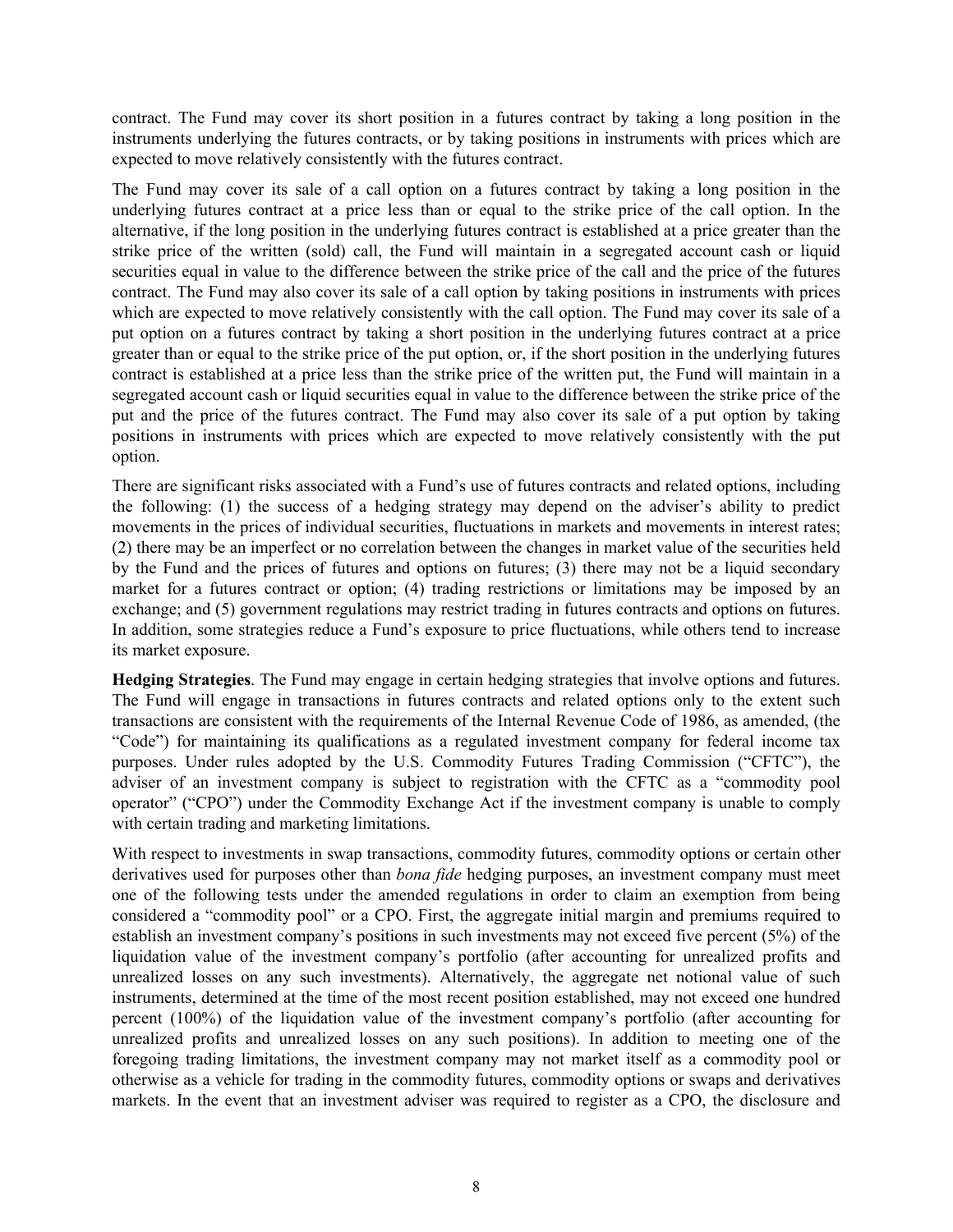contract. The Fund may cover its short position in a futures contract by taking a long position in the instruments underlying the futures contracts, or by taking positions in instruments with prices which are expected to move relatively consistently with the futures contract.

The Fund may cover its sale of a call option on a futures contract by taking a long position in the underlying futures contract at a price less than or equal to the strike price of the call option. In the alternative, if the long position in the underlying futures contract is established at a price greater than the strike price of the written (sold) call, the Fund will maintain in a segregated account cash or liquid securities equal in value to the difference between the strike price of the call and the price of the futures contract. The Fund may also cover its sale of a call option by taking positions in instruments with prices which are expected to move relatively consistently with the call option. The Fund may cover its sale of a put option on a futures contract by taking a short position in the underlying futures contract at a price greater than or equal to the strike price of the put option, or, if the short position in the underlying futures contract is established at a price less than the strike price of the written put, the Fund will maintain in a segregated account cash or liquid securities equal in value to the difference between the strike price of the put and the price of the futures contract. The Fund may also cover its sale of a put option by taking positions in instruments with prices which are expected to move relatively consistently with the put option.

There are significant risks associated with a Fund's use of futures contracts and related options, including the following: (1) the success of a hedging strategy may depend on the adviser's ability to predict movements in the prices of individual securities, fluctuations in markets and movements in interest rates; (2) there may be an imperfect or no correlation between the changes in market value of the securities held by the Fund and the prices of futures and options on futures; (3) there may not be a liquid secondary market for a futures contract or option; (4) trading restrictions or limitations may be imposed by an exchange; and (5) government regulations may restrict trading in futures contracts and options on futures. In addition, some strategies reduce a Fund's exposure to price fluctuations, while others tend to increase its market exposure.

**Hedging Strategies**. The Fund may engage in certain hedging strategies that involve options and futures. The Fund will engage in transactions in futures contracts and related options only to the extent such transactions are consistent with the requirements of the Internal Revenue Code of 1986, as amended, (the "Code") for maintaining its qualifications as a regulated investment company for federal income tax purposes. Under rules adopted by the U.S. Commodity Futures Trading Commission ("CFTC"), the adviser of an investment company is subject to registration with the CFTC as a "commodity pool operator" ("CPO") under the Commodity Exchange Act if the investment company is unable to comply with certain trading and marketing limitations.

With respect to investments in swap transactions, commodity futures, commodity options or certain other derivatives used for purposes other than *bona fide* hedging purposes, an investment company must meet one of the following tests under the amended regulations in order to claim an exemption from being considered a "commodity pool" or a CPO. First, the aggregate initial margin and premiums required to establish an investment company's positions in such investments may not exceed five percent (5%) of the liquidation value of the investment company's portfolio (after accounting for unrealized profits and unrealized losses on any such investments). Alternatively, the aggregate net notional value of such instruments, determined at the time of the most recent position established, may not exceed one hundred percent (100%) of the liquidation value of the investment company's portfolio (after accounting for unrealized profits and unrealized losses on any such positions). In addition to meeting one of the foregoing trading limitations, the investment company may not market itself as a commodity pool or otherwise as a vehicle for trading in the commodity futures, commodity options or swaps and derivatives markets. In the event that an investment adviser was required to register as a CPO, the disclosure and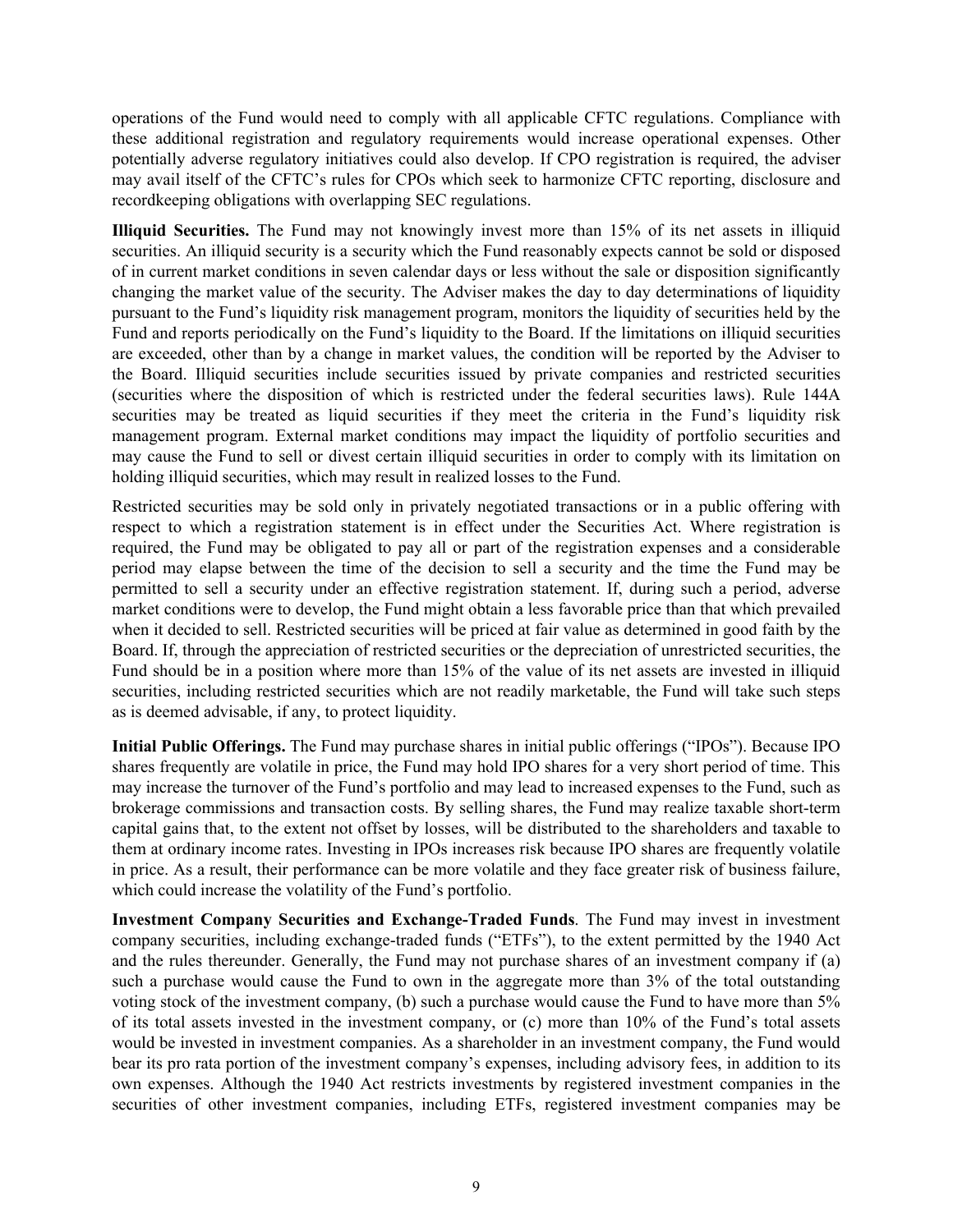operations of the Fund would need to comply with all applicable CFTC regulations. Compliance with these additional registration and regulatory requirements would increase operational expenses. Other potentially adverse regulatory initiatives could also develop. If CPO registration is required, the adviser may avail itself of the CFTC's rules for CPOs which seek to harmonize CFTC reporting, disclosure and recordkeeping obligations with overlapping SEC regulations.

**Illiquid Securities.** The Fund may not knowingly invest more than 15% of its net assets in illiquid securities. An illiquid security is a security which the Fund reasonably expects cannot be sold or disposed of in current market conditions in seven calendar days or less without the sale or disposition significantly changing the market value of the security. The Adviser makes the day to day determinations of liquidity pursuant to the Fund's liquidity risk management program, monitors the liquidity of securities held by the Fund and reports periodically on the Fund's liquidity to the Board. If the limitations on illiquid securities are exceeded, other than by a change in market values, the condition will be reported by the Adviser to the Board. Illiquid securities include securities issued by private companies and restricted securities (securities where the disposition of which is restricted under the federal securities laws). Rule 144A securities may be treated as liquid securities if they meet the criteria in the Fund's liquidity risk management program. External market conditions may impact the liquidity of portfolio securities and may cause the Fund to sell or divest certain illiquid securities in order to comply with its limitation on holding illiquid securities, which may result in realized losses to the Fund.

Restricted securities may be sold only in privately negotiated transactions or in a public offering with respect to which a registration statement is in effect under the Securities Act. Where registration is required, the Fund may be obligated to pay all or part of the registration expenses and a considerable period may elapse between the time of the decision to sell a security and the time the Fund may be permitted to sell a security under an effective registration statement. If, during such a period, adverse market conditions were to develop, the Fund might obtain a less favorable price than that which prevailed when it decided to sell. Restricted securities will be priced at fair value as determined in good faith by the Board. If, through the appreciation of restricted securities or the depreciation of unrestricted securities, the Fund should be in a position where more than 15% of the value of its net assets are invested in illiquid securities, including restricted securities which are not readily marketable, the Fund will take such steps as is deemed advisable, if any, to protect liquidity.

**Initial Public Offerings.** The Fund may purchase shares in initial public offerings ("IPOs"). Because IPO shares frequently are volatile in price, the Fund may hold IPO shares for a very short period of time. This may increase the turnover of the Fund's portfolio and may lead to increased expenses to the Fund, such as brokerage commissions and transaction costs. By selling shares, the Fund may realize taxable short-term capital gains that, to the extent not offset by losses, will be distributed to the shareholders and taxable to them at ordinary income rates. Investing in IPOs increases risk because IPO shares are frequently volatile in price. As a result, their performance can be more volatile and they face greater risk of business failure, which could increase the volatility of the Fund's portfolio.

**Investment Company Securities and Exchange-Traded Funds**. The Fund may invest in investment company securities, including exchange-traded funds ("ETFs"), to the extent permitted by the 1940 Act and the rules thereunder. Generally, the Fund may not purchase shares of an investment company if (a) such a purchase would cause the Fund to own in the aggregate more than 3% of the total outstanding voting stock of the investment company, (b) such a purchase would cause the Fund to have more than 5% of its total assets invested in the investment company, or (c) more than 10% of the Fund's total assets would be invested in investment companies. As a shareholder in an investment company, the Fund would bear its pro rata portion of the investment company's expenses, including advisory fees, in addition to its own expenses. Although the 1940 Act restricts investments by registered investment companies in the securities of other investment companies, including ETFs, registered investment companies may be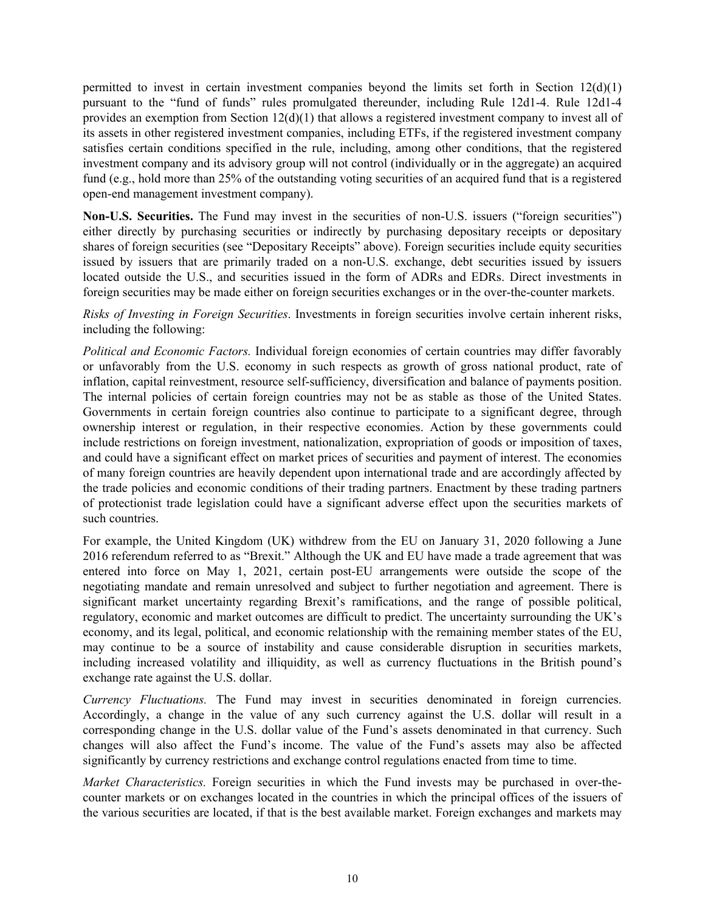permitted to invest in certain investment companies beyond the limits set forth in Section 12(d)(1) pursuant to the "fund of funds" rules promulgated thereunder, including Rule 12d1-4. Rule 12d1-4 provides an exemption from Section 12(d)(1) that allows a registered investment company to invest all of its assets in other registered investment companies, including ETFs, if the registered investment company satisfies certain conditions specified in the rule, including, among other conditions, that the registered investment company and its advisory group will not control (individually or in the aggregate) an acquired fund (e.g., hold more than 25% of the outstanding voting securities of an acquired fund that is a registered open-end management investment company).

**Non-U.S. Securities.** The Fund may invest in the securities of non-U.S. issuers ("foreign securities") either directly by purchasing securities or indirectly by purchasing depositary receipts or depositary shares of foreign securities (see "Depositary Receipts" above). Foreign securities include equity securities issued by issuers that are primarily traded on a non-U.S. exchange, debt securities issued by issuers located outside the U.S., and securities issued in the form of ADRs and EDRs. Direct investments in foreign securities may be made either on foreign securities exchanges or in the over-the-counter markets.

*Risks of Investing in Foreign Securities*. Investments in foreign securities involve certain inherent risks, including the following:

*Political and Economic Factors.* Individual foreign economies of certain countries may differ favorably or unfavorably from the U.S. economy in such respects as growth of gross national product, rate of inflation, capital reinvestment, resource self-sufficiency, diversification and balance of payments position. The internal policies of certain foreign countries may not be as stable as those of the United States. Governments in certain foreign countries also continue to participate to a significant degree, through ownership interest or regulation, in their respective economies. Action by these governments could include restrictions on foreign investment, nationalization, expropriation of goods or imposition of taxes, and could have a significant effect on market prices of securities and payment of interest. The economies of many foreign countries are heavily dependent upon international trade and are accordingly affected by the trade policies and economic conditions of their trading partners. Enactment by these trading partners of protectionist trade legislation could have a significant adverse effect upon the securities markets of such countries.

For example, the United Kingdom (UK) withdrew from the EU on January 31, 2020 following a June 2016 referendum referred to as "Brexit." Although the UK and EU have made a trade agreement that was entered into force on May 1, 2021, certain post-EU arrangements were outside the scope of the negotiating mandate and remain unresolved and subject to further negotiation and agreement. There is significant market uncertainty regarding Brexit's ramifications, and the range of possible political, regulatory, economic and market outcomes are difficult to predict. The uncertainty surrounding the UK's economy, and its legal, political, and economic relationship with the remaining member states of the EU, may continue to be a source of instability and cause considerable disruption in securities markets, including increased volatility and illiquidity, as well as currency fluctuations in the British pound's exchange rate against the U.S. dollar.

*Currency Fluctuations.* The Fund may invest in securities denominated in foreign currencies. Accordingly, a change in the value of any such currency against the U.S. dollar will result in a corresponding change in the U.S. dollar value of the Fund's assets denominated in that currency. Such changes will also affect the Fund's income. The value of the Fund's assets may also be affected significantly by currency restrictions and exchange control regulations enacted from time to time.

*Market Characteristics.* Foreign securities in which the Fund invests may be purchased in over-the-counter markets or on exchanges located in the countries in which the principal offices of the issuers of the various securities are located, if that is the best available market. Foreign exchanges and markets may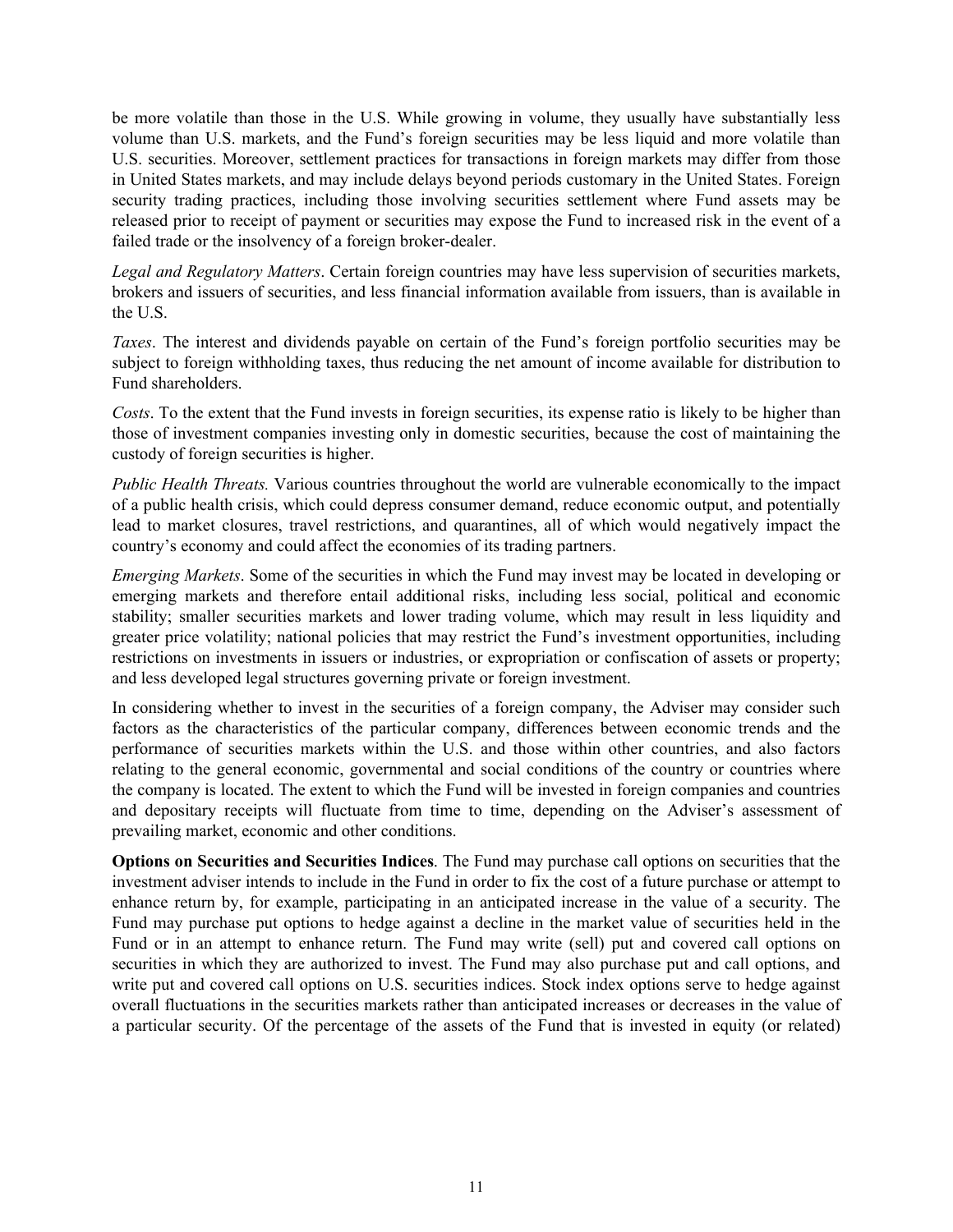be more volatile than those in the U.S. While growing in volume, they usually have substantially less volume than U.S. markets, and the Fund's foreign securities may be less liquid and more volatile than U.S. securities. Moreover, settlement practices for transactions in foreign markets may differ from those in United States markets, and may include delays beyond periods customary in the United States. Foreign security trading practices, including those involving securities settlement where Fund assets may be released prior to receipt of payment or securities may expose the Fund to increased risk in the event of a failed trade or the insolvency of a foreign broker-dealer.

*Legal and Regulatory Matters*. Certain foreign countries may have less supervision of securities markets, brokers and issuers of securities, and less financial information available from issuers, than is available in the U.S.

*Taxes*. The interest and dividends payable on certain of the Fund's foreign portfolio securities may be subject to foreign withholding taxes, thus reducing the net amount of income available for distribution to Fund shareholders.

*Costs*. To the extent that the Fund invests in foreign securities, its expense ratio is likely to be higher than those of investment companies investing only in domestic securities, because the cost of maintaining the custody of foreign securities is higher.

*Public Health Threats.* Various countries throughout the world are vulnerable economically to the impact of a public health crisis, which could depress consumer demand, reduce economic output, and potentially lead to market closures, travel restrictions, and quarantines, all of which would negatively impact the country's economy and could affect the economies of its trading partners.

*Emerging Markets*. Some of the securities in which the Fund may invest may be located in developing or emerging markets and therefore entail additional risks, including less social, political and economic stability; smaller securities markets and lower trading volume, which may result in less liquidity and greater price volatility; national policies that may restrict the Fund's investment opportunities, including restrictions on investments in issuers or industries, or expropriation or confiscation of assets or property; and less developed legal structures governing private or foreign investment.

In considering whether to invest in the securities of a foreign company, the Adviser may consider such factors as the characteristics of the particular company, differences between economic trends and the performance of securities markets within the U.S. and those within other countries, and also factors relating to the general economic, governmental and social conditions of the country or countries where the company is located. The extent to which the Fund will be invested in foreign companies and countries and depositary receipts will fluctuate from time to time, depending on the Adviser's assessment of prevailing market, economic and other conditions.

**Options on Securities and Securities Indices**. The Fund may purchase call options on securities that the investment adviser intends to include in the Fund in order to fix the cost of a future purchase or attempt to enhance return by, for example, participating in an anticipated increase in the value of a security. The Fund may purchase put options to hedge against a decline in the market value of securities held in the Fund or in an attempt to enhance return. The Fund may write (sell) put and covered call options on securities in which they are authorized to invest. The Fund may also purchase put and call options, and write put and covered call options on U.S. securities indices. Stock index options serve to hedge against overall fluctuations in the securities markets rather than anticipated increases or decreases in the value of a particular security. Of the percentage of the assets of the Fund that is invested in equity (or related)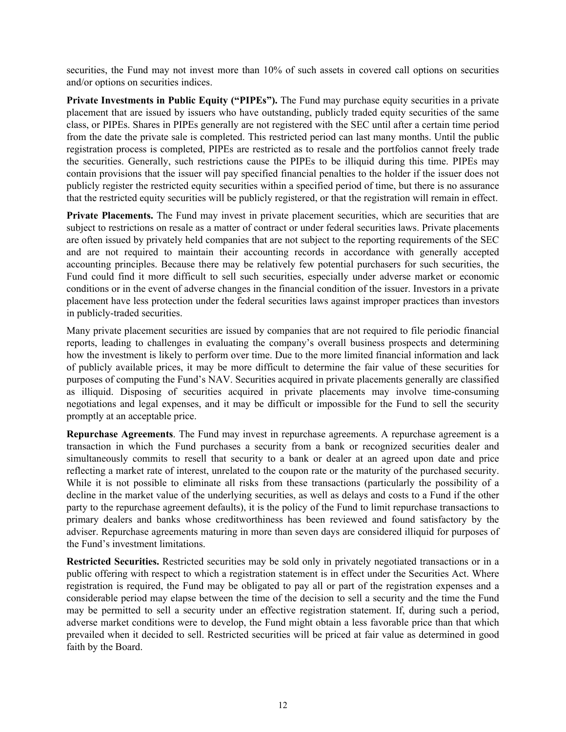securities, the Fund may not invest more than 10% of such assets in covered call options on securities and/or options on securities indices.

**Private Investments in Public Equity ("PIPEs").** The Fund may purchase equity securities in a private placement that are issued by issuers who have outstanding, publicly traded equity securities of the same class, or PIPEs. Shares in PIPEs generally are not registered with the SEC until after a certain time period from the date the private sale is completed. This restricted period can last many months. Until the public registration process is completed, PIPEs are restricted as to resale and the portfolios cannot freely trade the securities. Generally, such restrictions cause the PIPEs to be illiquid during this time. PIPEs may contain provisions that the issuer will pay specified financial penalties to the holder if the issuer does not publicly register the restricted equity securities within a specified period of time, but there is no assurance that the restricted equity securities will be publicly registered, or that the registration will remain in effect.

**Private Placements.** The Fund may invest in private placement securities, which are securities that are subject to restrictions on resale as a matter of contract or under federal securities laws. Private placements are often issued by privately held companies that are not subject to the reporting requirements of the SEC and are not required to maintain their accounting records in accordance with generally accepted accounting principles. Because there may be relatively few potential purchasers for such securities, the Fund could find it more difficult to sell such securities, especially under adverse market or economic conditions or in the event of adverse changes in the financial condition of the issuer. Investors in a private placement have less protection under the federal securities laws against improper practices than investors in publicly-traded securities.

Many private placement securities are issued by companies that are not required to file periodic financial reports, leading to challenges in evaluating the company's overall business prospects and determining how the investment is likely to perform over time. Due to the more limited financial information and lack of publicly available prices, it may be more difficult to determine the fair value of these securities for purposes of computing the Fund's NAV. Securities acquired in private placements generally are classified as illiquid. Disposing of securities acquired in private placements may involve time-consuming negotiations and legal expenses, and it may be difficult or impossible for the Fund to sell the security promptly at an acceptable price.

**Repurchase Agreements**. The Fund may invest in repurchase agreements. A repurchase agreement is a transaction in which the Fund purchases a security from a bank or recognized securities dealer and simultaneously commits to resell that security to a bank or dealer at an agreed upon date and price reflecting a market rate of interest, unrelated to the coupon rate or the maturity of the purchased security. While it is not possible to eliminate all risks from these transactions (particularly the possibility of a decline in the market value of the underlying securities, as well as delays and costs to a Fund if the other party to the repurchase agreement defaults), it is the policy of the Fund to limit repurchase transactions to primary dealers and banks whose creditworthiness has been reviewed and found satisfactory by the adviser. Repurchase agreements maturing in more than seven days are considered illiquid for purposes of the Fund's investment limitations.

**Restricted Securities.** Restricted securities may be sold only in privately negotiated transactions or in a public offering with respect to which a registration statement is in effect under the Securities Act. Where registration is required, the Fund may be obligated to pay all or part of the registration expenses and a considerable period may elapse between the time of the decision to sell a security and the time the Fund may be permitted to sell a security under an effective registration statement. If, during such a period, adverse market conditions were to develop, the Fund might obtain a less favorable price than that which prevailed when it decided to sell. Restricted securities will be priced at fair value as determined in good faith by the Board.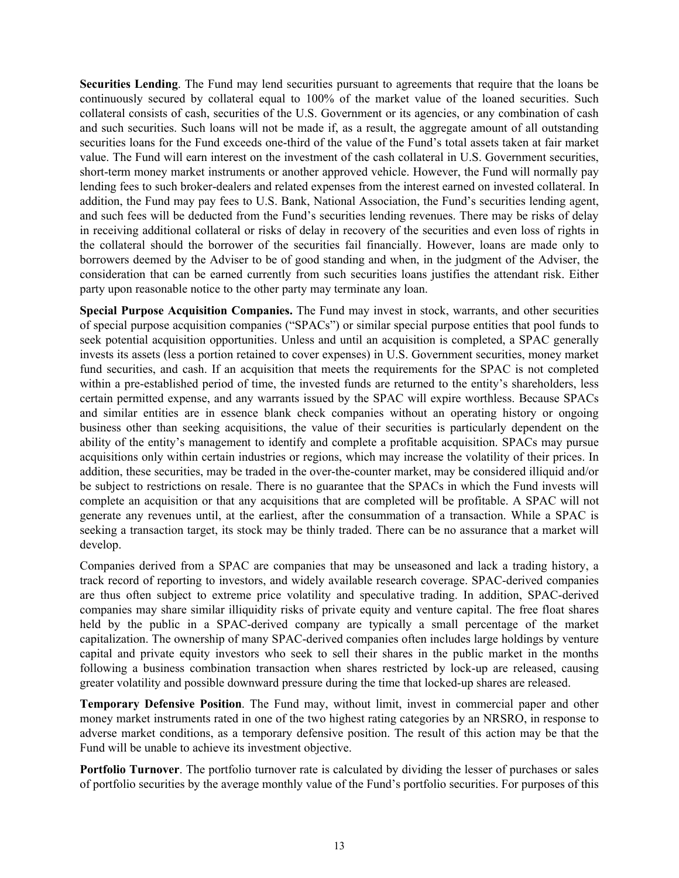**Securities Lending**. The Fund may lend securities pursuant to agreements that require that the loans be continuously secured by collateral equal to 100% of the market value of the loaned securities. Such collateral consists of cash, securities of the U.S. Government or its agencies, or any combination of cash and such securities. Such loans will not be made if, as a result, the aggregate amount of all outstanding securities loans for the Fund exceeds one-third of the value of the Fund's total assets taken at fair market value. The Fund will earn interest on the investment of the cash collateral in U.S. Government securities, short-term money market instruments or another approved vehicle. However, the Fund will normally pay lending fees to such broker-dealers and related expenses from the interest earned on invested collateral. In addition, the Fund may pay fees to U.S. Bank, National Association, the Fund's securities lending agent, and such fees will be deducted from the Fund's securities lending revenues. There may be risks of delay in receiving additional collateral or risks of delay in recovery of the securities and even loss of rights in the collateral should the borrower of the securities fail financially. However, loans are made only to borrowers deemed by the Adviser to be of good standing and when, in the judgment of the Adviser, the consideration that can be earned currently from such securities loans justifies the attendant risk. Either party upon reasonable notice to the other party may terminate any loan.

**Special Purpose Acquisition Companies.** The Fund may invest in stock, warrants, and other securities of special purpose acquisition companies ("SPACs") or similar special purpose entities that pool funds to seek potential acquisition opportunities. Unless and until an acquisition is completed, a SPAC generally invests its assets (less a portion retained to cover expenses) in U.S. Government securities, money market fund securities, and cash. If an acquisition that meets the requirements for the SPAC is not completed within a pre-established period of time, the invested funds are returned to the entity's shareholders, less certain permitted expense, and any warrants issued by the SPAC will expire worthless. Because SPACs and similar entities are in essence blank check companies without an operating history or ongoing business other than seeking acquisitions, the value of their securities is particularly dependent on the ability of the entity's management to identify and complete a profitable acquisition. SPACs may pursue acquisitions only within certain industries or regions, which may increase the volatility of their prices. In addition, these securities, may be traded in the over-the-counter market, may be considered illiquid and/or be subject to restrictions on resale. There is no guarantee that the SPACs in which the Fund invests will complete an acquisition or that any acquisitions that are completed will be profitable. A SPAC will not generate any revenues until, at the earliest, after the consummation of a transaction. While a SPAC is seeking a transaction target, its stock may be thinly traded. There can be no assurance that a market will develop.

Companies derived from a SPAC are companies that may be unseasoned and lack a trading history, a track record of reporting to investors, and widely available research coverage. SPAC-derived companies are thus often subject to extreme price volatility and speculative trading. In addition, SPAC-derived companies may share similar illiquidity risks of private equity and venture capital. The free float shares held by the public in a SPAC-derived company are typically a small percentage of the market capitalization. The ownership of many SPAC-derived companies often includes large holdings by venture capital and private equity investors who seek to sell their shares in the public market in the months following a business combination transaction when shares restricted by lock-up are released, causing greater volatility and possible downward pressure during the time that locked-up shares are released.

**Temporary Defensive Position**. The Fund may, without limit, invest in commercial paper and other money market instruments rated in one of the two highest rating categories by an NRSRO, in response to adverse market conditions, as a temporary defensive position. The result of this action may be that the Fund will be unable to achieve its investment objective.

**Portfolio Turnover**. The portfolio turnover rate is calculated by dividing the lesser of purchases or sales of portfolio securities by the average monthly value of the Fund's portfolio securities. For purposes of this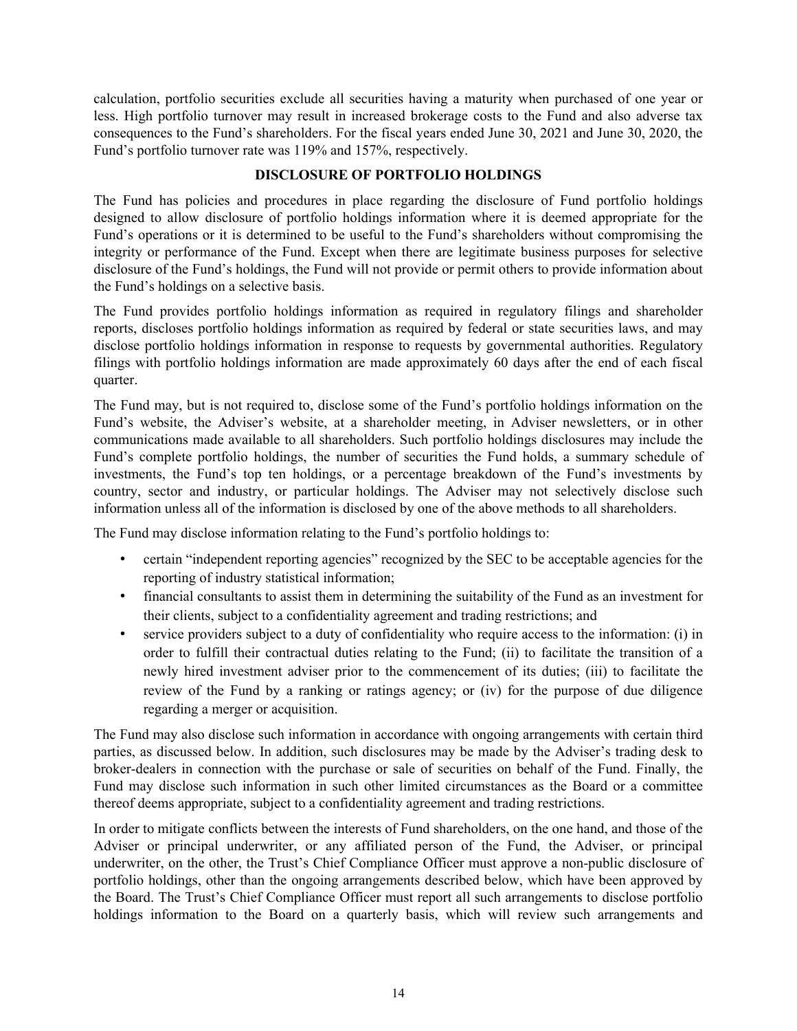calculation, portfolio securities exclude all securities having a maturity when purchased of one year or less. High portfolio turnover may result in increased brokerage costs to the Fund and also adverse tax consequences to the Fund's shareholders. For the fiscal years ended June 30, 2021 and June 30, 2020, the Fund's portfolio turnover rate was 119% and 157%, respectively.

## DISCLOSURE OF PORTFOLIO HOLDINGS

The Fund has policies and procedures in place regarding the disclosure of Fund portfolio holdings designed to allow disclosure of portfolio holdings information where it is deemed appropriate for the Fund's operations or it is determined to be useful to the Fund's shareholders without compromising the integrity or performance of the Fund. Except when there are legitimate business purposes for selective disclosure of the Fund's holdings, the Fund will not provide or permit others to provide information about the Fund's holdings on a selective basis.

The Fund provides portfolio holdings information as required in regulatory filings and shareholder reports, discloses portfolio holdings information as required by federal or state securities laws, and may disclose portfolio holdings information in response to requests by governmental authorities. Regulatory filings with portfolio holdings information are made approximately 60 days after the end of each fiscal quarter.

The Fund may, but is not required to, disclose some of the Fund's portfolio holdings information on the Fund's website, the Adviser's website, at a shareholder meeting, in Adviser newsletters, or in other communications made available to all shareholders. Such portfolio holdings disclosures may include the Fund's complete portfolio holdings, the number of securities the Fund holds, a summary schedule of investments, the Fund's top ten holdings, or a percentage breakdown of the Fund's investments by country, sector and industry, or particular holdings. The Adviser may not selectively disclose such information unless all of the information is disclosed by one of the above methods to all shareholders.

The Fund may disclose information relating to the Fund's portfolio holdings to:

- certain "independent reporting agencies" recognized by the SEC to be acceptable agencies for the reporting of industry statistical information;
- financial consultants to assist them in determining the suitability of the Fund as an investment for their clients, subject to a confidentiality agreement and trading restrictions; and
- service providers subject to a duty of confidentiality who require access to the information: (i) in order to fulfill their contractual duties relating to the Fund; (ii) to facilitate the transition of a newly hired investment adviser prior to the commencement of its duties; (iii) to facilitate the review of the Fund by a ranking or ratings agency; or (iv) for the purpose of due diligence regarding a merger or acquisition.

The Fund may also disclose such information in accordance with ongoing arrangements with certain third parties, as discussed below. In addition, such disclosures may be made by the Adviser's trading desk to broker-dealers in connection with the purchase or sale of securities on behalf of the Fund. Finally, the Fund may disclose such information in such other limited circumstances as the Board or a committee thereof deems appropriate, subject to a confidentiality agreement and trading restrictions.

In order to mitigate conflicts between the interests of Fund shareholders, on the one hand, and those of the Adviser or principal underwriter, or any affiliated person of the Fund, the Adviser, or principal underwriter, on the other, the Trust's Chief Compliance Officer must approve a non-public disclosure of portfolio holdings, other than the ongoing arrangements described below, which have been approved by the Board. The Trust's Chief Compliance Officer must report all such arrangements to disclose portfolio holdings information to the Board on a quarterly basis, which will review such arrangements and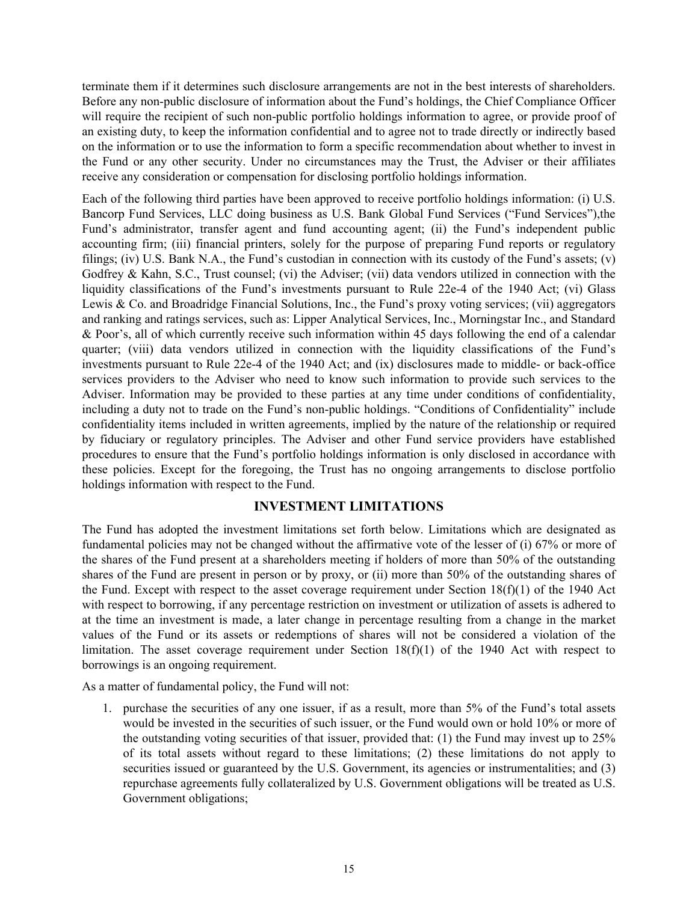terminate them if it determines such disclosure arrangements are not in the best interests of shareholders. Before any non-public disclosure of information about the Fund's holdings, the Chief Compliance Officer will require the recipient of such non-public portfolio holdings information to agree, or provide proof of an existing duty, to keep the information confidential and to agree not to trade directly or indirectly based on the information or to use the information to form a specific recommendation about whether to invest in the Fund or any other security. Under no circumstances may the Trust, the Adviser or their affiliates receive any consideration or compensation for disclosing portfolio holdings information.

Each of the following third parties have been approved to receive portfolio holdings information: (i) U.S. Bancorp Fund Services, LLC doing business as U.S. Bank Global Fund Services ("Fund Services"),the Fund's administrator, transfer agent and fund accounting agent; (ii) the Fund's independent public accounting firm; (iii) financial printers, solely for the purpose of preparing Fund reports or regulatory filings; (iv) U.S. Bank N.A., the Fund's custodian in connection with its custody of the Fund's assets; (v) Godfrey & Kahn, S.C., Trust counsel; (vi) the Adviser; (vii) data vendors utilized in connection with the liquidity classifications of the Fund's investments pursuant to Rule 22e-4 of the 1940 Act; (vi) Glass Lewis & Co. and Broadridge Financial Solutions, Inc., the Fund's proxy voting services; (vii) aggregators and ranking and ratings services, such as: Lipper Analytical Services, Inc., Morningstar Inc., and Standard & Poor's, all of which currently receive such information within 45 days following the end of a calendar quarter; (viii) data vendors utilized in connection with the liquidity classifications of the Fund's investments pursuant to Rule 22e-4 of the 1940 Act; and (ix) disclosures made to middle- or back-office services providers to the Adviser who need to know such information to provide such services to the Adviser. Information may be provided to these parties at any time under conditions of confidentiality, including a duty not to trade on the Fund's non-public holdings. "Conditions of Confidentiality" include confidentiality items included in written agreements, implied by the nature of the relationship or required by fiduciary or regulatory principles. The Adviser and other Fund service providers have established procedures to ensure that the Fund's portfolio holdings information is only disclosed in accordance with these policies. Except for the foregoing, the Trust has no ongoing arrangements to disclose portfolio holdings information with respect to the Fund.

## INVESTMENT LIMITATIONS

The Fund has adopted the investment limitations set forth below. Limitations which are designated as fundamental policies may not be changed without the affirmative vote of the lesser of (i) 67% or more of the shares of the Fund present at a shareholders meeting if holders of more than 50% of the outstanding shares of the Fund are present in person or by proxy, or (ii) more than 50% of the outstanding shares of the Fund. Except with respect to the asset coverage requirement under Section 18(f)(1) of the 1940 Act with respect to borrowing, if any percentage restriction on investment or utilization of assets is adhered to at the time an investment is made, a later change in percentage resulting from a change in the market values of the Fund or its assets or redemptions of shares will not be considered a violation of the limitation. The asset coverage requirement under Section 18(f)(1) of the 1940 Act with respect to borrowings is an ongoing requirement.

As a matter of fundamental policy, the Fund will not:

1. purchase the securities of any one issuer, if as a result, more than 5% of the Fund's total assets would be invested in the securities of such issuer, or the Fund would own or hold 10% or more of the outstanding voting securities of that issuer, provided that: (1) the Fund may invest up to 25% of its total assets without regard to these limitations; (2) these limitations do not apply to securities issued or guaranteed by the U.S. Government, its agencies or instrumentalities; and (3) repurchase agreements fully collateralized by U.S. Government obligations will be treated as U.S. Government obligations;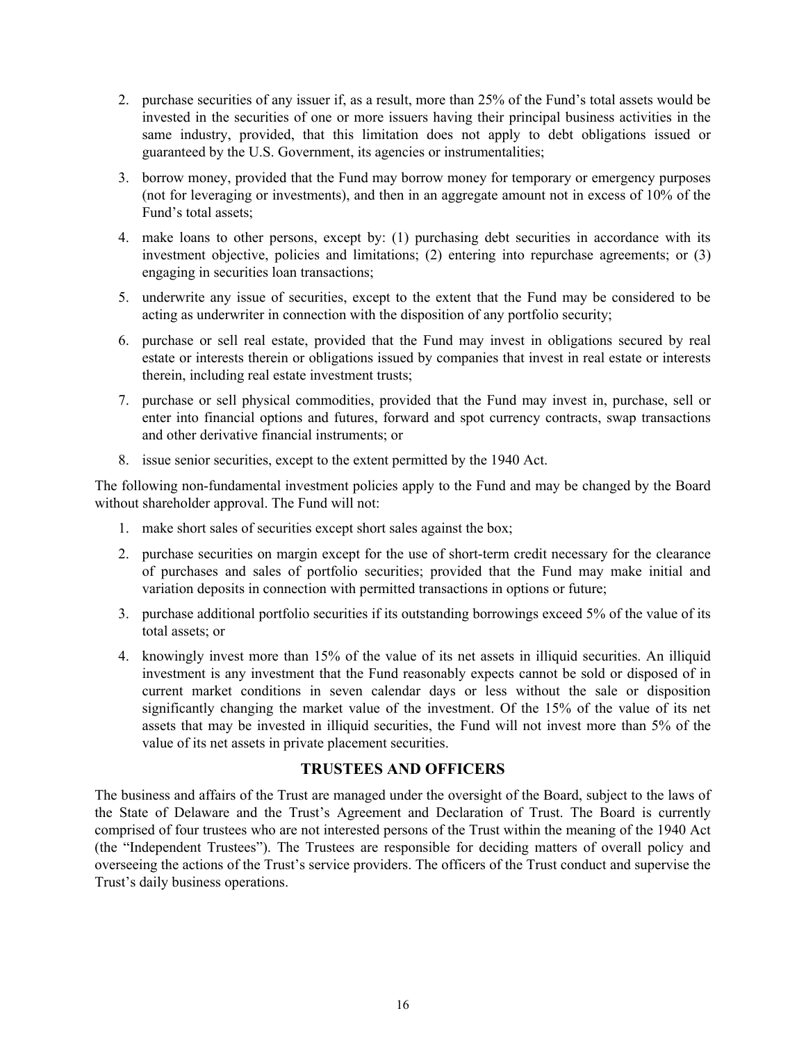2. purchase securities of any issuer if, as a result, more than 25% of the Fund's total assets would be invested in the securities of one or more issuers having their principal business activities in the same industry, provided, that this limitation does not apply to debt obligations issued or guaranteed by the U.S. Government, its agencies or instrumentalities;
3. borrow money, provided that the Fund may borrow money for temporary or emergency purposes (not for leveraging or investments), and then in an aggregate amount not in excess of 10% of the Fund's total assets;
4. make loans to other persons, except by: (1) purchasing debt securities in accordance with its investment objective, policies and limitations; (2) entering into repurchase agreements; or (3) engaging in securities loan transactions;
5. underwrite any issue of securities, except to the extent that the Fund may be considered to be acting as underwriter in connection with the disposition of any portfolio security;
6. purchase or sell real estate, provided that the Fund may invest in obligations secured by real estate or interests therein or obligations issued by companies that invest in real estate or interests therein, including real estate investment trusts;
7. purchase or sell physical commodities, provided that the Fund may invest in, purchase, sell or enter into financial options and futures, forward and spot currency contracts, swap transactions and other derivative financial instruments; or
8. issue senior securities, except to the extent permitted by the 1940 Act.

The following non-fundamental investment policies apply to the Fund and may be changed by the Board without shareholder approval. The Fund will not:

1. make short sales of securities except short sales against the box;
2. purchase securities on margin except for the use of short-term credit necessary for the clearance of purchases and sales of portfolio securities; provided that the Fund may make initial and variation deposits in connection with permitted transactions in options or future;
3. purchase additional portfolio securities if its outstanding borrowings exceed 5% of the value of its total assets; or
4. knowingly invest more than 15% of the value of its net assets in illiquid securities. An illiquid investment is any investment that the Fund reasonably expects cannot be sold or disposed of in current market conditions in seven calendar days or less without the sale or disposition significantly changing the market value of the investment. Of the 15% of the value of its net assets that may be invested in illiquid securities, the Fund will not invest more than 5% of the value of its net assets in private placement securities.

## TRUSTEES AND OFFICERS

The business and affairs of the Trust are managed under the oversight of the Board, subject to the laws of the State of Delaware and the Trust's Agreement and Declaration of Trust. The Board is currently comprised of four trustees who are not interested persons of the Trust within the meaning of the 1940 Act (the "Independent Trustees"). The Trustees are responsible for deciding matters of overall policy and overseeing the actions of the Trust's service providers. The officers of the Trust conduct and supervise the Trust's daily business operations.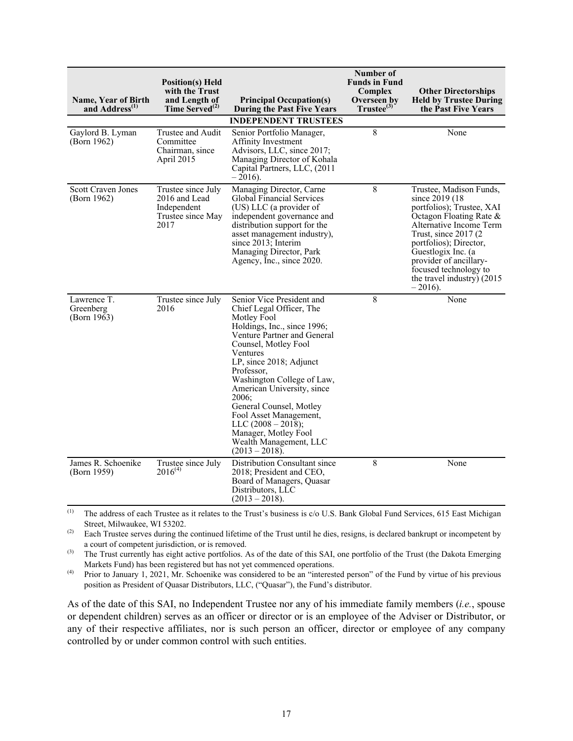| Name, Year of Birth and Address[(1)] | Position(s) Held with the Trust and Length of Time Served[(2)] | Principal Occupation(s) During the Past Five Years | Number of Funds in Fund Complex Overseen by Trustee[(3)] | Other Directorships Held by Trustee During the Past Five Years |
|---|---|---|---|---|
| | | **INDEPENDENT TRUSTEES** | | |
| Gaylord B. Lyman (Born 1962) | Trustee and Audit Committee Chairman, since April 2015 | Senior Portfolio Manager, Affinity Investment Advisors, LLC, since 2017; Managing Director of Kohala Capital Partners, LLC, (2011 – 2016). | 8 | None |
| Scott Craven Jones (Born 1962) | Trustee since July 2016 and Lead Independent Trustee since May 2017 | Managing Director, Carne Global Financial Services (US) LLC (a provider of independent governance and distribution support for the asset management industry), since 2013; Interim Managing Director, Park Agency, Inc., since 2020. | 8 | Trustee, Madison Funds, since 2019 (18 portfolios); Trustee, XAI Octagon Floating Rate & Alternative Income Term Trust, since 2017 (2 portfolios); Director, Guestlogix Inc. (a provider of ancillary-focused technology to the travel industry) (2015 – 2016). |
| Lawrence T. Greenberg (Born 1963) | Trustee since July 2016 | Senior Vice President and Chief Legal Officer, The Motley Fool Holdings, Inc., since 1996; Venture Partner and General Counsel, Motley Fool Ventures LP, since 2018; Adjunct Professor, Washington College of Law, American University, since 2006; General Counsel, Motley Fool Asset Management, LLC (2008 – 2018); Manager, Motley Fool Wealth Management, LLC (2013 – 2018). | 8 | None |
| James R. Schoenike (Born 1959) | Trustee since July 2016[(4)] | Distribution Consultant since 2018; President and CEO, Board of Managers, Quasar Distributors, LLC (2013 – 2018). | 8 | None |

(1) The address of each Trustee as it relates to the Trust's business is c/o U.S. Bank Global Fund Services, 615 East Michigan Street, Milwaukee, WI 53202.

(2) Each Trustee serves during the continued lifetime of the Trust until he dies, resigns, is declared bankrupt or incompetent by a court of competent jurisdiction, or is removed.

(3) The Trust currently has eight active portfolios. As of the date of this SAI, one portfolio of the Trust (the Dakota Emerging Markets Fund) has been registered but has not yet commenced operations.

(4) Prior to January 1, 2021, Mr. Schoenike was considered to be an "interested person" of the Fund by virtue of his previous position as President of Quasar Distributors, LLC, ("Quasar"), the Fund's distributor.

As of the date of this SAI, no Independent Trustee nor any of his immediate family members (*i.e.*, spouse or dependent children) serves as an officer or director or is an employee of the Adviser or Distributor, or any of their respective affiliates, nor is such person an officer, director or employee of any company controlled by or under common control with such entities.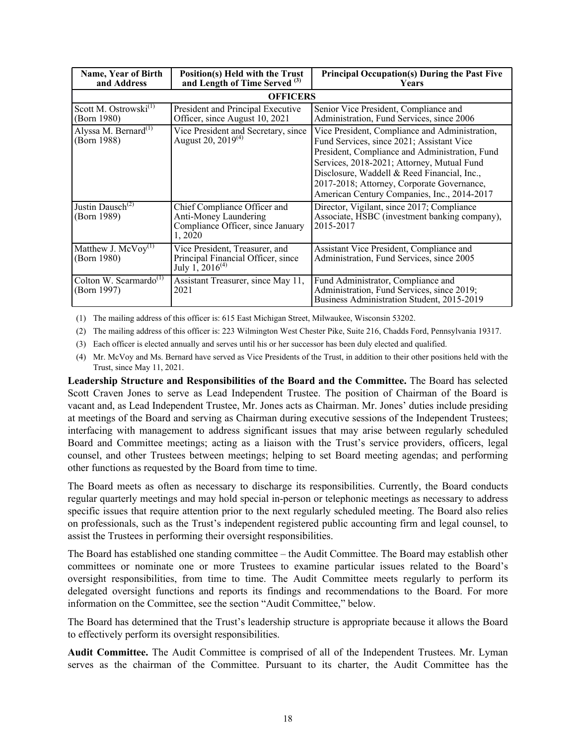| Name, Year of Birth and Address | Position(s) Held with the Trust and Length of Time Served [(3)] | Principal Occupation(s) During the Past Five Years |
|---|---|---|
| **OFFICERS** | | |
| Scott M. Ostrowski[(1)] (Born 1980) | President and Principal Executive Officer, since August 10, 2021 | Senior Vice President, Compliance and Administration, Fund Services, since 2006 |
| Alyssa M. Bernard[(1)] (Born 1988) | Vice President and Secretary, since August 20, 2019[(4)] | Vice President, Compliance and Administration, Fund Services, since 2021; Assistant Vice President, Compliance and Administration, Fund Services, 2018-2021; Attorney, Mutual Fund Disclosure, Waddell & Reed Financial, Inc., 2017-2018; Attorney, Corporate Governance, American Century Companies, Inc., 2014-2017 |
| Justin Dausch[(2)] (Born 1989) | Chief Compliance Officer and Anti-Money Laundering Compliance Officer, since January 1, 2020 | Director, Vigilant, since 2017; Compliance Associate, HSBC (investment banking company), 2015-2017 |
| Matthew J. McVoy[(1)] (Born 1980) | Vice President, Treasurer, and Principal Financial Officer, since July 1, 2016[(4)] | Assistant Vice President, Compliance and Administration, Fund Services, since 2005 |
| Colton W. Scarmardo[(1)] (Born 1997) | Assistant Treasurer, since May 11, 2021 | Fund Administrator, Compliance and Administration, Fund Services, since 2019; Business Administration Student, 2015-2019 |

(1) The mailing address of this officer is: 615 East Michigan Street, Milwaukee, Wisconsin 53202.

(2) The mailing address of this officer is: 223 Wilmington West Chester Pike, Suite 216, Chadds Ford, Pennsylvania 19317.

(3) Each officer is elected annually and serves until his or her successor has been duly elected and qualified.

(4) Mr. McVoy and Ms. Bernard have served as Vice Presidents of the Trust, in addition to their other positions held with the Trust, since May 11, 2021.

**Leadership Structure and Responsibilities of the Board and the Committee.** The Board has selected Scott Craven Jones to serve as Lead Independent Trustee. The position of Chairman of the Board is vacant and, as Lead Independent Trustee, Mr. Jones acts as Chairman. Mr. Jones' duties include presiding at meetings of the Board and serving as Chairman during executive sessions of the Independent Trustees; interfacing with management to address significant issues that may arise between regularly scheduled Board and Committee meetings; acting as a liaison with the Trust's service providers, officers, legal counsel, and other Trustees between meetings; helping to set Board meeting agendas; and performing other functions as requested by the Board from time to time.

The Board meets as often as necessary to discharge its responsibilities. Currently, the Board conducts regular quarterly meetings and may hold special in-person or telephonic meetings as necessary to address specific issues that require attention prior to the next regularly scheduled meeting. The Board also relies on professionals, such as the Trust's independent registered public accounting firm and legal counsel, to assist the Trustees in performing their oversight responsibilities.

The Board has established one standing committee – the Audit Committee. The Board may establish other committees or nominate one or more Trustees to examine particular issues related to the Board's oversight responsibilities, from time to time. The Audit Committee meets regularly to perform its delegated oversight functions and reports its findings and recommendations to the Board. For more information on the Committee, see the section "Audit Committee," below.

The Board has determined that the Trust's leadership structure is appropriate because it allows the Board to effectively perform its oversight responsibilities.

**Audit Committee.** The Audit Committee is comprised of all of the Independent Trustees. Mr. Lyman serves as the chairman of the Committee. Pursuant to its charter, the Audit Committee has the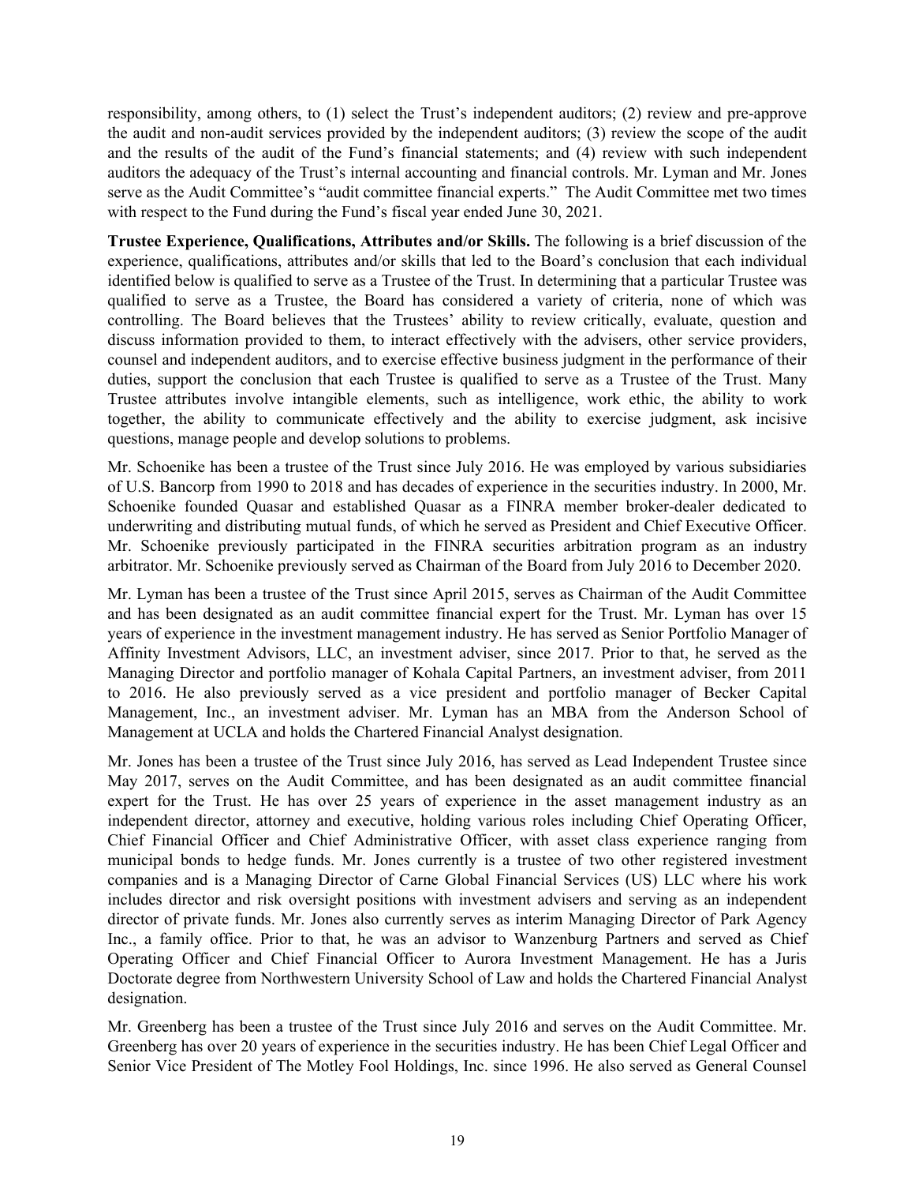responsibility, among others, to (1) select the Trust's independent auditors; (2) review and pre-approve the audit and non-audit services provided by the independent auditors; (3) review the scope of the audit and the results of the audit of the Fund's financial statements; and (4) review with such independent auditors the adequacy of the Trust's internal accounting and financial controls. Mr. Lyman and Mr. Jones serve as the Audit Committee's "audit committee financial experts." The Audit Committee met two times with respect to the Fund during the Fund's fiscal year ended June 30, 2021.

**Trustee Experience, Qualifications, Attributes and/or Skills.** The following is a brief discussion of the experience, qualifications, attributes and/or skills that led to the Board's conclusion that each individual identified below is qualified to serve as a Trustee of the Trust. In determining that a particular Trustee was qualified to serve as a Trustee, the Board has considered a variety of criteria, none of which was controlling. The Board believes that the Trustees' ability to review critically, evaluate, question and discuss information provided to them, to interact effectively with the advisers, other service providers, counsel and independent auditors, and to exercise effective business judgment in the performance of their duties, support the conclusion that each Trustee is qualified to serve as a Trustee of the Trust. Many Trustee attributes involve intangible elements, such as intelligence, work ethic, the ability to work together, the ability to communicate effectively and the ability to exercise judgment, ask incisive questions, manage people and develop solutions to problems.

Mr. Schoenike has been a trustee of the Trust since July 2016. He was employed by various subsidiaries of U.S. Bancorp from 1990 to 2018 and has decades of experience in the securities industry. In 2000, Mr. Schoenike founded Quasar and established Quasar as a FINRA member broker-dealer dedicated to underwriting and distributing mutual funds, of which he served as President and Chief Executive Officer. Mr. Schoenike previously participated in the FINRA securities arbitration program as an industry arbitrator. Mr. Schoenike previously served as Chairman of the Board from July 2016 to December 2020.

Mr. Lyman has been a trustee of the Trust since April 2015, serves as Chairman of the Audit Committee and has been designated as an audit committee financial expert for the Trust. Mr. Lyman has over 15 years of experience in the investment management industry. He has served as Senior Portfolio Manager of Affinity Investment Advisors, LLC, an investment adviser, since 2017. Prior to that, he served as the Managing Director and portfolio manager of Kohala Capital Partners, an investment adviser, from 2011 to 2016. He also previously served as a vice president and portfolio manager of Becker Capital Management, Inc., an investment adviser. Mr. Lyman has an MBA from the Anderson School of Management at UCLA and holds the Chartered Financial Analyst designation.

Mr. Jones has been a trustee of the Trust since July 2016, has served as Lead Independent Trustee since May 2017, serves on the Audit Committee, and has been designated as an audit committee financial expert for the Trust. He has over 25 years of experience in the asset management industry as an independent director, attorney and executive, holding various roles including Chief Operating Officer, Chief Financial Officer and Chief Administrative Officer, with asset class experience ranging from municipal bonds to hedge funds. Mr. Jones currently is a trustee of two other registered investment companies and is a Managing Director of Carne Global Financial Services (US) LLC where his work includes director and risk oversight positions with investment advisers and serving as an independent director of private funds. Mr. Jones also currently serves as interim Managing Director of Park Agency Inc., a family office. Prior to that, he was an advisor to Wanzenburg Partners and served as Chief Operating Officer and Chief Financial Officer to Aurora Investment Management. He has a Juris Doctorate degree from Northwestern University School of Law and holds the Chartered Financial Analyst designation.

Mr. Greenberg has been a trustee of the Trust since July 2016 and serves on the Audit Committee. Mr. Greenberg has over 20 years of experience in the securities industry. He has been Chief Legal Officer and Senior Vice President of The Motley Fool Holdings, Inc. since 1996. He also served as General Counsel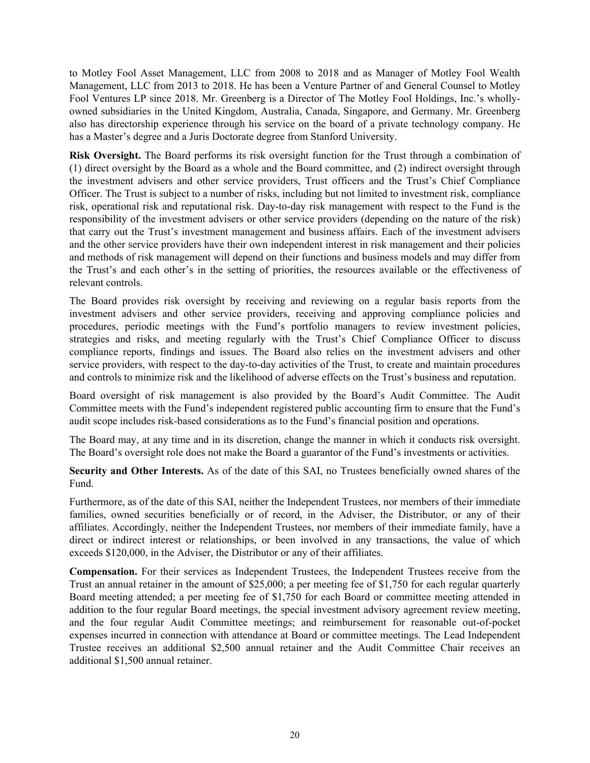to Motley Fool Asset Management, LLC from 2008 to 2018 and as Manager of Motley Fool Wealth Management, LLC from 2013 to 2018. He has been a Venture Partner of and General Counsel to Motley Fool Ventures LP since 2018. Mr. Greenberg is a Director of The Motley Fool Holdings, Inc.'s wholly-owned subsidiaries in the United Kingdom, Australia, Canada, Singapore, and Germany. Mr. Greenberg also has directorship experience through his service on the board of a private technology company. He has a Master's degree and a Juris Doctorate degree from Stanford University.

**Risk Oversight.** The Board performs its risk oversight function for the Trust through a combination of (1) direct oversight by the Board as a whole and the Board committee, and (2) indirect oversight through the investment advisers and other service providers, Trust officers and the Trust's Chief Compliance Officer. The Trust is subject to a number of risks, including but not limited to investment risk, compliance risk, operational risk and reputational risk. Day-to-day risk management with respect to the Fund is the responsibility of the investment advisers or other service providers (depending on the nature of the risk) that carry out the Trust's investment management and business affairs. Each of the investment advisers and the other service providers have their own independent interest in risk management and their policies and methods of risk management will depend on their functions and business models and may differ from the Trust's and each other's in the setting of priorities, the resources available or the effectiveness of relevant controls.

The Board provides risk oversight by receiving and reviewing on a regular basis reports from the investment advisers and other service providers, receiving and approving compliance policies and procedures, periodic meetings with the Fund's portfolio managers to review investment policies, strategies and risks, and meeting regularly with the Trust's Chief Compliance Officer to discuss compliance reports, findings and issues. The Board also relies on the investment advisers and other service providers, with respect to the day-to-day activities of the Trust, to create and maintain procedures and controls to minimize risk and the likelihood of adverse effects on the Trust's business and reputation.

Board oversight of risk management is also provided by the Board's Audit Committee. The Audit Committee meets with the Fund's independent registered public accounting firm to ensure that the Fund's audit scope includes risk-based considerations as to the Fund's financial position and operations.

The Board may, at any time and in its discretion, change the manner in which it conducts risk oversight. The Board's oversight role does not make the Board a guarantor of the Fund's investments or activities.

**Security and Other Interests.** As of the date of this SAI, no Trustees beneficially owned shares of the Fund.

Furthermore, as of the date of this SAI, neither the Independent Trustees, nor members of their immediate families, owned securities beneficially or of record, in the Adviser, the Distributor, or any of their affiliates. Accordingly, neither the Independent Trustees, nor members of their immediate family, have a direct or indirect interest or relationships, or been involved in any transactions, the value of which exceeds $120,000, in the Adviser, the Distributor or any of their affiliates.

**Compensation.** For their services as Independent Trustees, the Independent Trustees receive from the Trust an annual retainer in the amount of $25,000; a per meeting fee of $1,750 for each regular quarterly Board meeting attended; a per meeting fee of $1,750 for each Board or committee meeting attended in addition to the four regular Board meetings, the special investment advisory agreement review meeting, and the four regular Audit Committee meetings; and reimbursement for reasonable out-of-pocket expenses incurred in connection with attendance at Board or committee meetings. The Lead Independent Trustee receives an additional $2,500 annual retainer and the Audit Committee Chair receives an additional $1,500 annual retainer.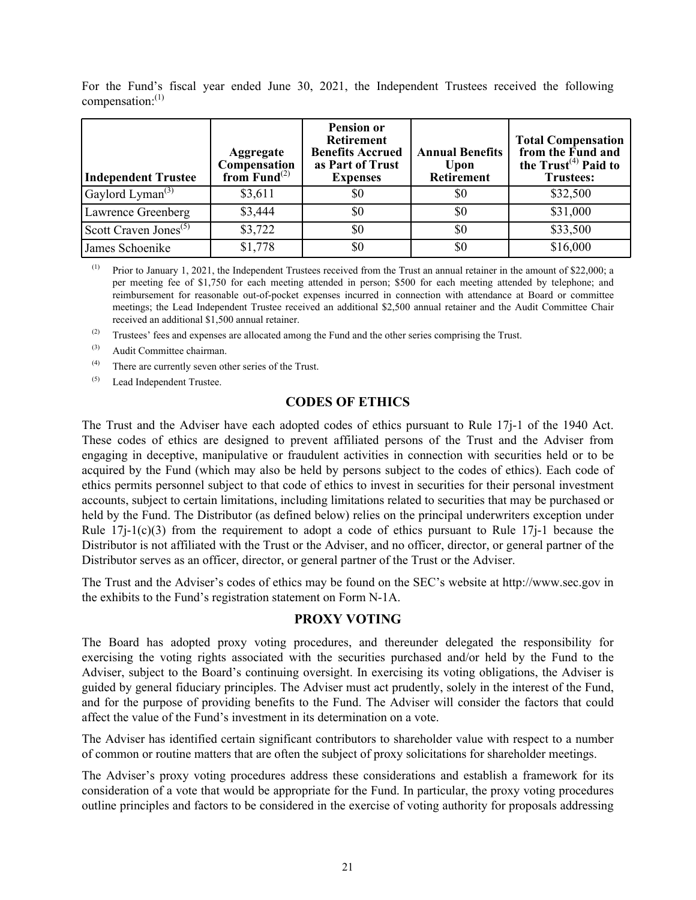For the Fund's fiscal year ended June 30, 2021, the Independent Trustees received the following compensation:[(1)]

| Independent Trustee | Aggregate Compensation from Fund[(2)] | Pension or Retirement Benefits Accrued as Part of Trust Expenses | Annual Benefits Upon Retirement | Total Compensation from the Fund and the Trust[(4)] Paid to Trustees: |
|---|---|---|---|---|
| Gaylord Lyman[(3)] | $3,611 | $0 | $0 | $32,500 |
| Lawrence Greenberg | $3,444 | $0 | $0 | $31,000 |
| Scott Craven Jones[(5)] | $3,722 | $0 | $0 | $33,500 |
| James Schoenike | $1,778 | $0 | $0 | $16,000 |

(1) Prior to January 1, 2021, the Independent Trustees received from the Trust an annual retainer in the amount of $22,000; a per meeting fee of $1,750 for each meeting attended in person; $500 for each meeting attended by telephone; and reimbursement for reasonable out-of-pocket expenses incurred in connection with attendance at Board or committee meetings; the Lead Independent Trustee received an additional $2,500 annual retainer and the Audit Committee Chair received an additional $1,500 annual retainer.

(2) Trustees' fees and expenses are allocated among the Fund and the other series comprising the Trust.

(3) Audit Committee chairman.

(4) There are currently seven other series of the Trust.

(5) Lead Independent Trustee.

## CODES OF ETHICS

The Trust and the Adviser have each adopted codes of ethics pursuant to Rule 17j-1 of the 1940 Act. These codes of ethics are designed to prevent affiliated persons of the Trust and the Adviser from engaging in deceptive, manipulative or fraudulent activities in connection with securities held or to be acquired by the Fund (which may also be held by persons subject to the codes of ethics). Each code of ethics permits personnel subject to that code of ethics to invest in securities for their personal investment accounts, subject to certain limitations, including limitations related to securities that may be purchased or held by the Fund. The Distributor (as defined below) relies on the principal underwriters exception under Rule 17j-1(c)(3) from the requirement to adopt a code of ethics pursuant to Rule 17j-1 because the Distributor is not affiliated with the Trust or the Adviser, and no officer, director, or general partner of the Distributor serves as an officer, director, or general partner of the Trust or the Adviser.

The Trust and the Adviser's codes of ethics may be found on the SEC's website at http://www.sec.gov in the exhibits to the Fund's registration statement on Form N-1A.

## PROXY VOTING

The Board has adopted proxy voting procedures, and thereunder delegated the responsibility for exercising the voting rights associated with the securities purchased and/or held by the Fund to the Adviser, subject to the Board's continuing oversight. In exercising its voting obligations, the Adviser is guided by general fiduciary principles. The Adviser must act prudently, solely in the interest of the Fund, and for the purpose of providing benefits to the Fund. The Adviser will consider the factors that could affect the value of the Fund's investment in its determination on a vote.

The Adviser has identified certain significant contributors to shareholder value with respect to a number of common or routine matters that are often the subject of proxy solicitations for shareholder meetings.

The Adviser's proxy voting procedures address these considerations and establish a framework for its consideration of a vote that would be appropriate for the Fund. In particular, the proxy voting procedures outline principles and factors to be considered in the exercise of voting authority for proposals addressing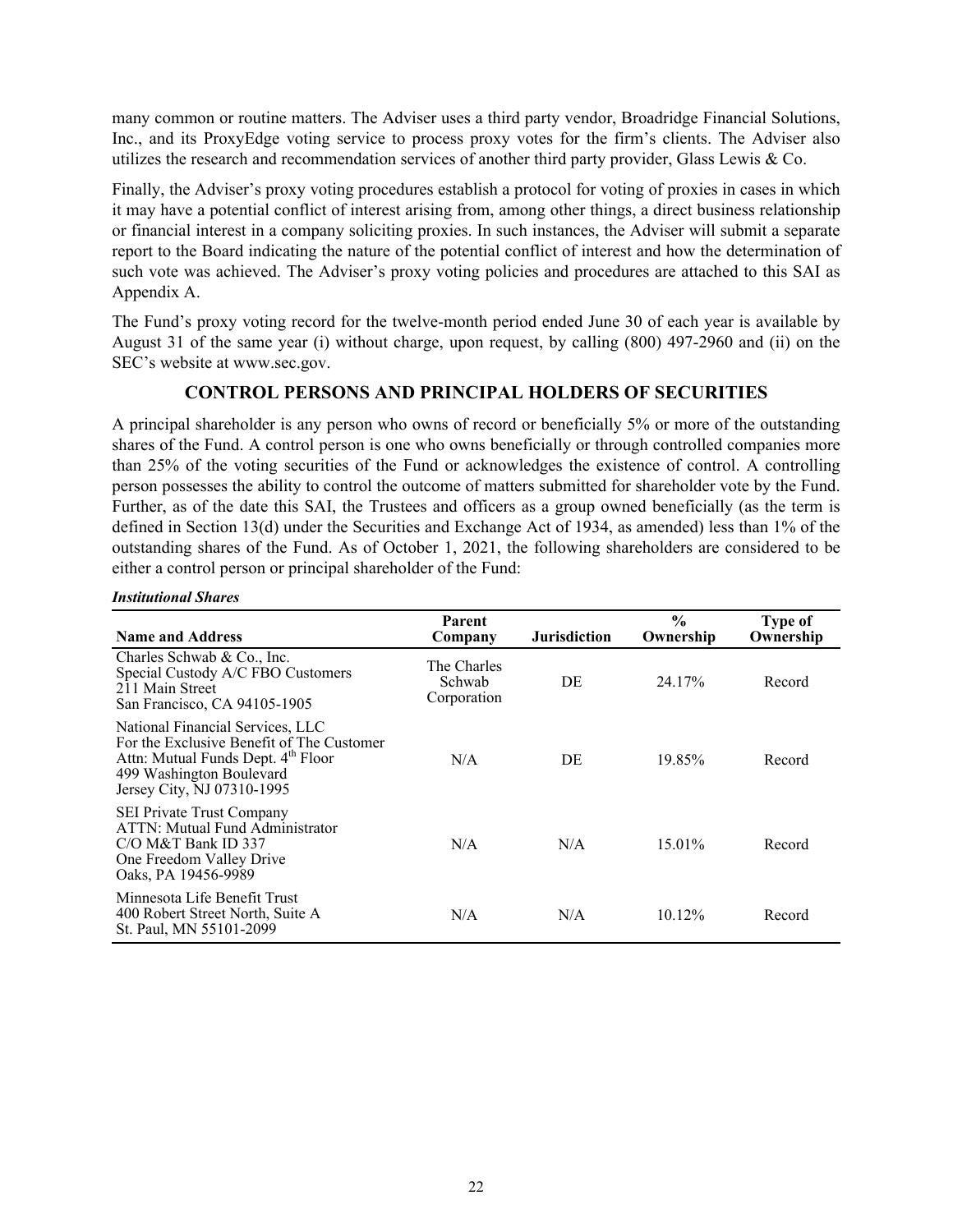many common or routine matters. The Adviser uses a third party vendor, Broadridge Financial Solutions, Inc., and its ProxyEdge voting service to process proxy votes for the firm's clients. The Adviser also utilizes the research and recommendation services of another third party provider, Glass Lewis & Co.

Finally, the Adviser's proxy voting procedures establish a protocol for voting of proxies in cases in which it may have a potential conflict of interest arising from, among other things, a direct business relationship or financial interest in a company soliciting proxies. In such instances, the Adviser will submit a separate report to the Board indicating the nature of the potential conflict of interest and how the determination of such vote was achieved. The Adviser's proxy voting policies and procedures are attached to this SAI as Appendix A.

The Fund's proxy voting record for the twelve-month period ended June 30 of each year is available by August 31 of the same year (i) without charge, upon request, by calling (800) 497-2960 and (ii) on the SEC's website at www.sec.gov.

## CONTROL PERSONS AND PRINCIPAL HOLDERS OF SECURITIES

A principal shareholder is any person who owns of record or beneficially 5% or more of the outstanding shares of the Fund. A control person is one who owns beneficially or through controlled companies more than 25% of the voting securities of the Fund or acknowledges the existence of control. A controlling person possesses the ability to control the outcome of matters submitted for shareholder vote by the Fund. Further, as of the date this SAI, the Trustees and officers as a group owned beneficially (as the term is defined in Section 13(d) under the Securities and Exchange Act of 1934, as amended) less than 1% of the outstanding shares of the Fund. As of October 1, 2021, the following shareholders are considered to be either a control person or principal shareholder of the Fund:

***Institutional Shares***

| Name and Address | Parent Company | Jurisdiction | % Ownership | Type of Ownership |
|---|---|---|---|---|
| Charles Schwab & Co., Inc.<br>Special Custody A/C FBO Customers<br>211 Main Street<br>San Francisco, CA 94105-1905 | The Charles Schwab Corporation | DE | 24.17% | Record |
| National Financial Services, LLC<br>For the Exclusive Benefit of The Customer<br>Attn: Mutual Funds Dept. 4th Floor<br>499 Washington Boulevard<br>Jersey City, NJ 07310-1995 | N/A | DE | 19.85% | Record |
| SEI Private Trust Company<br>ATTN: Mutual Fund Administrator<br>C/O M&T Bank ID 337<br>One Freedom Valley Drive<br>Oaks, PA 19456-9989 | N/A | N/A | 15.01% | Record |
| Minnesota Life Benefit Trust<br>400 Robert Street North, Suite A<br>St. Paul, MN 55101-2099 | N/A | N/A | 10.12% | Record |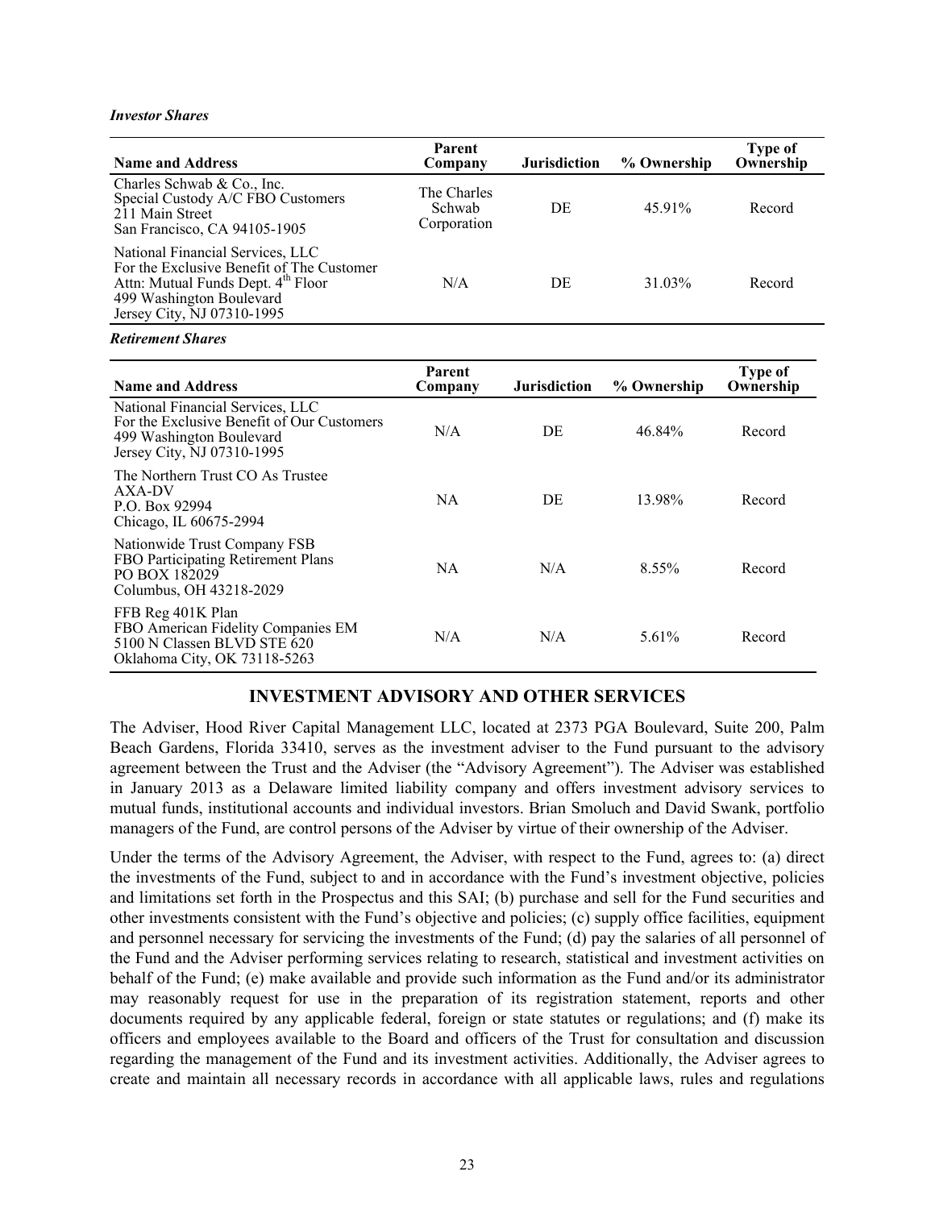*Investor Shares*

| Name and Address | Parent Company | Jurisdiction | % Ownership | Type of Ownership |
|---|---|---|---|---|
| Charles Schwab & Co., Inc.<br>Special Custody A/C FBO Customers<br>211 Main Street<br>San Francisco, CA 94105-1905 | The Charles Schwab Corporation | DE | 45.91% | Record |
| National Financial Services, LLC<br>For the Exclusive Benefit of The Customer<br>Attn: Mutual Funds Dept. 4th Floor<br>499 Washington Boulevard<br>Jersey City, NJ 07310-1995 | N/A | DE | 31.03% | Record |

*Retirement Shares*

| Name and Address | Parent Company | Jurisdiction | % Ownership | Type of Ownership |
|---|---|---|---|---|
| National Financial Services, LLC<br>For the Exclusive Benefit of Our Customers<br>499 Washington Boulevard<br>Jersey City, NJ 07310-1995 | N/A | DE | 46.84% | Record |
| The Northern Trust CO As Trustee<br>AXA-DV<br>P.O. Box 92994<br>Chicago, IL 60675-2994 | NA | DE | 13.98% | Record |
| Nationwide Trust Company FSB<br>FBO Participating Retirement Plans<br>PO BOX 182029<br>Columbus, OH 43218-2029 | NA | N/A | 8.55% | Record |
| FFB Reg 401K Plan<br>FBO American Fidelity Companies EM<br>5100 N Classen BLVD STE 620<br>Oklahoma City, OK 73118-5263 | N/A | N/A | 5.61% | Record |

## INVESTMENT ADVISORY AND OTHER SERVICES

The Adviser, Hood River Capital Management LLC, located at 2373 PGA Boulevard, Suite 200, Palm Beach Gardens, Florida 33410, serves as the investment adviser to the Fund pursuant to the advisory agreement between the Trust and the Adviser (the "Advisory Agreement"). The Adviser was established in January 2013 as a Delaware limited liability company and offers investment advisory services to mutual funds, institutional accounts and individual investors. Brian Smoluch and David Swank, portfolio managers of the Fund, are control persons of the Adviser by virtue of their ownership of the Adviser.

Under the terms of the Advisory Agreement, the Adviser, with respect to the Fund, agrees to: (a) direct the investments of the Fund, subject to and in accordance with the Fund's investment objective, policies and limitations set forth in the Prospectus and this SAI; (b) purchase and sell for the Fund securities and other investments consistent with the Fund's objective and policies; (c) supply office facilities, equipment and personnel necessary for servicing the investments of the Fund; (d) pay the salaries of all personnel of the Fund and the Adviser performing services relating to research, statistical and investment activities on behalf of the Fund; (e) make available and provide such information as the Fund and/or its administrator may reasonably request for use in the preparation of its registration statement, reports and other documents required by any applicable federal, foreign or state statutes or regulations; and (f) make its officers and employees available to the Board and officers of the Trust for consultation and discussion regarding the management of the Fund and its investment activities. Additionally, the Adviser agrees to create and maintain all necessary records in accordance with all applicable laws, rules and regulations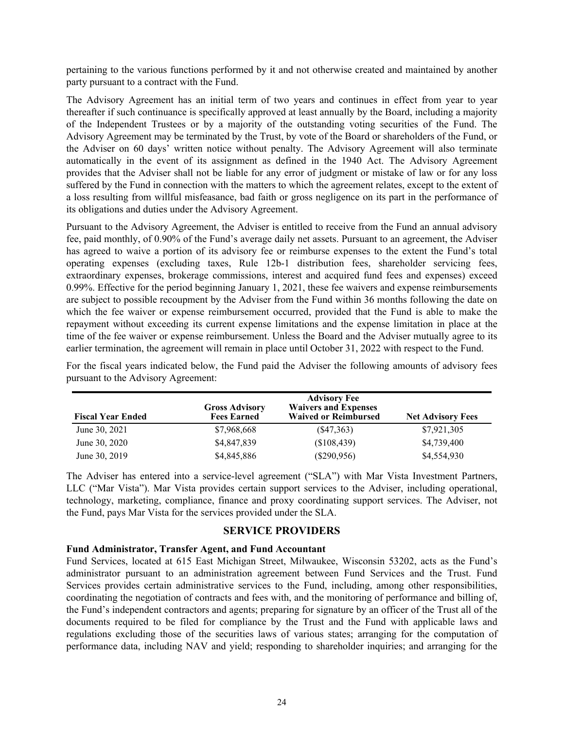pertaining to the various functions performed by it and not otherwise created and maintained by another party pursuant to a contract with the Fund.

The Advisory Agreement has an initial term of two years and continues in effect from year to year thereafter if such continuance is specifically approved at least annually by the Board, including a majority of the Independent Trustees or by a majority of the outstanding voting securities of the Fund. The Advisory Agreement may be terminated by the Trust, by vote of the Board or shareholders of the Fund, or the Adviser on 60 days' written notice without penalty. The Advisory Agreement will also terminate automatically in the event of its assignment as defined in the 1940 Act. The Advisory Agreement provides that the Adviser shall not be liable for any error of judgment or mistake of law or for any loss suffered by the Fund in connection with the matters to which the agreement relates, except to the extent of a loss resulting from willful misfeasance, bad faith or gross negligence on its part in the performance of its obligations and duties under the Advisory Agreement.

Pursuant to the Advisory Agreement, the Adviser is entitled to receive from the Fund an annual advisory fee, paid monthly, of 0.90% of the Fund's average daily net assets. Pursuant to an agreement, the Adviser has agreed to waive a portion of its advisory fee or reimburse expenses to the extent the Fund's total operating expenses (excluding taxes, Rule 12b-1 distribution fees, shareholder servicing fees, extraordinary expenses, brokerage commissions, interest and acquired fund fees and expenses) exceed 0.99%. Effective for the period beginning January 1, 2021, these fee waivers and expense reimbursements are subject to possible recoupment by the Adviser from the Fund within 36 months following the date on which the fee waiver or expense reimbursement occurred, provided that the Fund is able to make the repayment without exceeding its current expense limitations and the expense limitation in place at the time of the fee waiver or expense reimbursement. Unless the Board and the Adviser mutually agree to its earlier termination, the agreement will remain in place until October 31, 2022 with respect to the Fund.

For the fiscal years indicated below, the Fund paid the Adviser the following amounts of advisory fees pursuant to the Advisory Agreement:

| Fiscal Year Ended | Gross Advisory Fees Earned | Advisory Fee Waivers and Expenses Waived or Reimbursed | Net Advisory Fees |
|---|---|---|---|
| June 30, 2021 | $7,968,668 | ($47,363) | $7,921,305 |
| June 30, 2020 | $4,847,839 | ($108,439) | $4,739,400 |
| June 30, 2019 | $4,845,886 | ($290,956) | $4,554,930 |

The Adviser has entered into a service-level agreement ("SLA") with Mar Vista Investment Partners, LLC ("Mar Vista"). Mar Vista provides certain support services to the Adviser, including operational, technology, marketing, compliance, finance and proxy coordinating support services. The Adviser, not the Fund, pays Mar Vista for the services provided under the SLA.

## SERVICE PROVIDERS

### Fund Administrator, Transfer Agent, and Fund Accountant

Fund Services, located at 615 East Michigan Street, Milwaukee, Wisconsin 53202, acts as the Fund's administrator pursuant to an administration agreement between Fund Services and the Trust. Fund Services provides certain administrative services to the Fund, including, among other responsibilities, coordinating the negotiation of contracts and fees with, and the monitoring of performance and billing of, the Fund's independent contractors and agents; preparing for signature by an officer of the Trust all of the documents required to be filed for compliance by the Trust and the Fund with applicable laws and regulations excluding those of the securities laws of various states; arranging for the computation of performance data, including NAV and yield; responding to shareholder inquiries; and arranging for the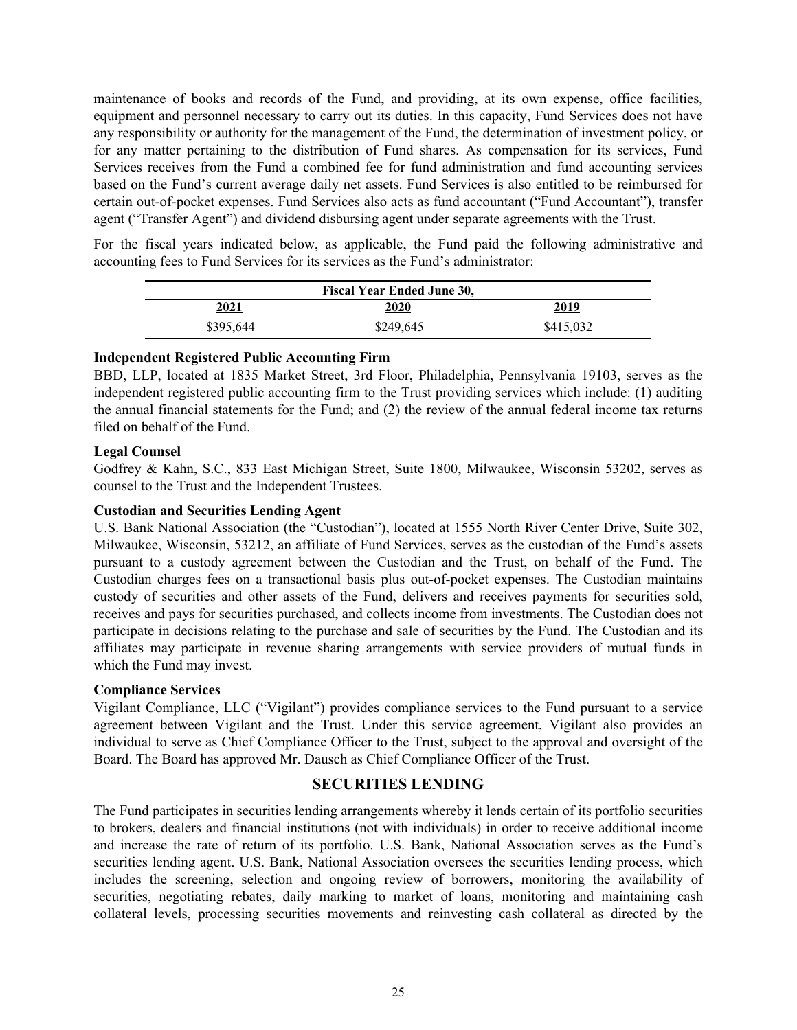maintenance of books and records of the Fund, and providing, at its own expense, office facilities, equipment and personnel necessary to carry out its duties. In this capacity, Fund Services does not have any responsibility or authority for the management of the Fund, the determination of investment policy, or for any matter pertaining to the distribution of Fund shares. As compensation for its services, Fund Services receives from the Fund a combined fee for fund administration and fund accounting services based on the Fund's current average daily net assets. Fund Services is also entitled to be reimbursed for certain out-of-pocket expenses. Fund Services also acts as fund accountant ("Fund Accountant"), transfer agent ("Transfer Agent") and dividend disbursing agent under separate agreements with the Trust.

For the fiscal years indicated below, as applicable, the Fund paid the following administrative and accounting fees to Fund Services for its services as the Fund's administrator:

| Fiscal Year Ended June 30, | | |
|---|---|---|
| **2021** | **2020** | **2019** |
| $395,644 | $249,645 | $415,032 |

**Independent Registered Public Accounting Firm**

BBD, LLP, located at 1835 Market Street, 3rd Floor, Philadelphia, Pennsylvania 19103, serves as the independent registered public accounting firm to the Trust providing services which include: (1) auditing the annual financial statements for the Fund; and (2) the review of the annual federal income tax returns filed on behalf of the Fund.

**Legal Counsel**

Godfrey & Kahn, S.C., 833 East Michigan Street, Suite 1800, Milwaukee, Wisconsin 53202, serves as counsel to the Trust and the Independent Trustees.

**Custodian and Securities Lending Agent**

U.S. Bank National Association (the "Custodian"), located at 1555 North River Center Drive, Suite 302, Milwaukee, Wisconsin, 53212, an affiliate of Fund Services, serves as the custodian of the Fund's assets pursuant to a custody agreement between the Custodian and the Trust, on behalf of the Fund. The Custodian charges fees on a transactional basis plus out-of-pocket expenses. The Custodian maintains custody of securities and other assets of the Fund, delivers and receives payments for securities sold, receives and pays for securities purchased, and collects income from investments. The Custodian does not participate in decisions relating to the purchase and sale of securities by the Fund. The Custodian and its affiliates may participate in revenue sharing arrangements with service providers of mutual funds in which the Fund may invest.

**Compliance Services**

Vigilant Compliance, LLC ("Vigilant") provides compliance services to the Fund pursuant to a service agreement between Vigilant and the Trust. Under this service agreement, Vigilant also provides an individual to serve as Chief Compliance Officer to the Trust, subject to the approval and oversight of the Board. The Board has approved Mr. Dausch as Chief Compliance Officer of the Trust.

## SECURITIES LENDING

The Fund participates in securities lending arrangements whereby it lends certain of its portfolio securities to brokers, dealers and financial institutions (not with individuals) in order to receive additional income and increase the rate of return of its portfolio. U.S. Bank, National Association serves as the Fund's securities lending agent. U.S. Bank, National Association oversees the securities lending process, which includes the screening, selection and ongoing review of borrowers, monitoring the availability of securities, negotiating rebates, daily marking to market of loans, monitoring and maintaining cash collateral levels, processing securities movements and reinvesting cash collateral as directed by the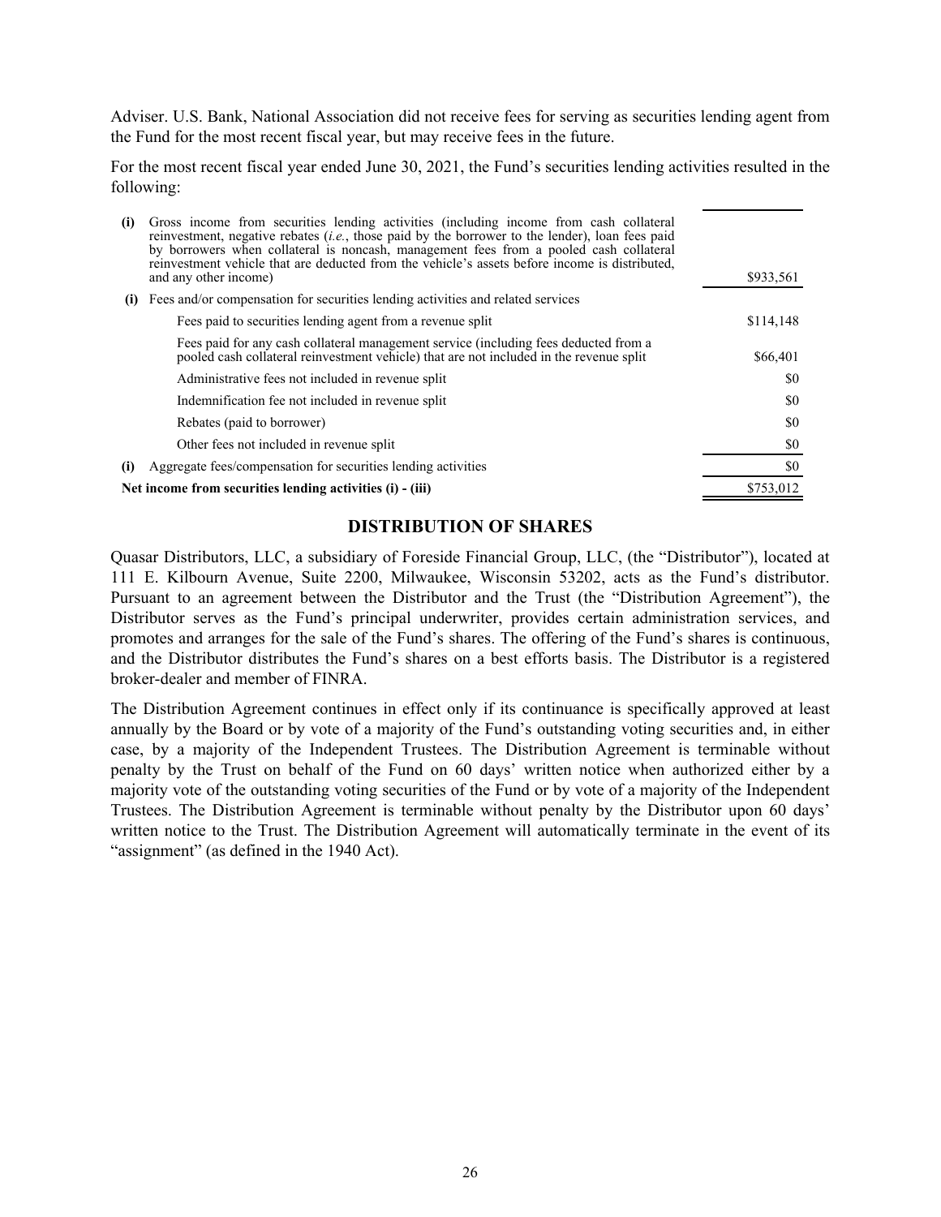Adviser. U.S. Bank, National Association did not receive fees for serving as securities lending agent from the Fund for the most recent fiscal year, but may receive fees in the future.

For the most recent fiscal year ended June 30, 2021, the Fund's securities lending activities resulted in the following:

| | | |
|---|---|---|
| **(i)** | Gross income from securities lending activities (including income from cash collateral reinvestment, negative rebates (*i.e.*, those paid by the borrower to the lender), loan fees paid by borrowers when collateral is noncash, management fees from a pooled cash collateral reinvestment vehicle that are deducted from the vehicle's assets before income is distributed, and any other income) | $933,561 |
| **(i)** | Fees and/or compensation for securities lending activities and related services | |
| | Fees paid to securities lending agent from a revenue split | $114,148 |
| | Fees paid for any cash collateral management service (including fees deducted from a pooled cash collateral reinvestment vehicle) that are not included in the revenue split | $66,401 |
| | Administrative fees not included in revenue split | $0 |
| | Indemnification fee not included in revenue split | $0 |
| | Rebates (paid to borrower) | $0 |
| | Other fees not included in revenue split | $0 |
| **(i)** | Aggregate fees/compensation for securities lending activities | $0 |
| **Net income from securities lending activities (i) - (iii)** | | $753,012 |

## DISTRIBUTION OF SHARES

Quasar Distributors, LLC, a subsidiary of Foreside Financial Group, LLC, (the "Distributor"), located at 111 E. Kilbourn Avenue, Suite 2200, Milwaukee, Wisconsin 53202, acts as the Fund's distributor. Pursuant to an agreement between the Distributor and the Trust (the "Distribution Agreement"), the Distributor serves as the Fund's principal underwriter, provides certain administration services, and promotes and arranges for the sale of the Fund's shares. The offering of the Fund's shares is continuous, and the Distributor distributes the Fund's shares on a best efforts basis. The Distributor is a registered broker-dealer and member of FINRA.

The Distribution Agreement continues in effect only if its continuance is specifically approved at least annually by the Board or by vote of a majority of the Fund's outstanding voting securities and, in either case, by a majority of the Independent Trustees. The Distribution Agreement is terminable without penalty by the Trust on behalf of the Fund on 60 days' written notice when authorized either by a majority vote of the outstanding voting securities of the Fund or by vote of a majority of the Independent Trustees. The Distribution Agreement is terminable without penalty by the Distributor upon 60 days' written notice to the Trust. The Distribution Agreement will automatically terminate in the event of its "assignment" (as defined in the 1940 Act).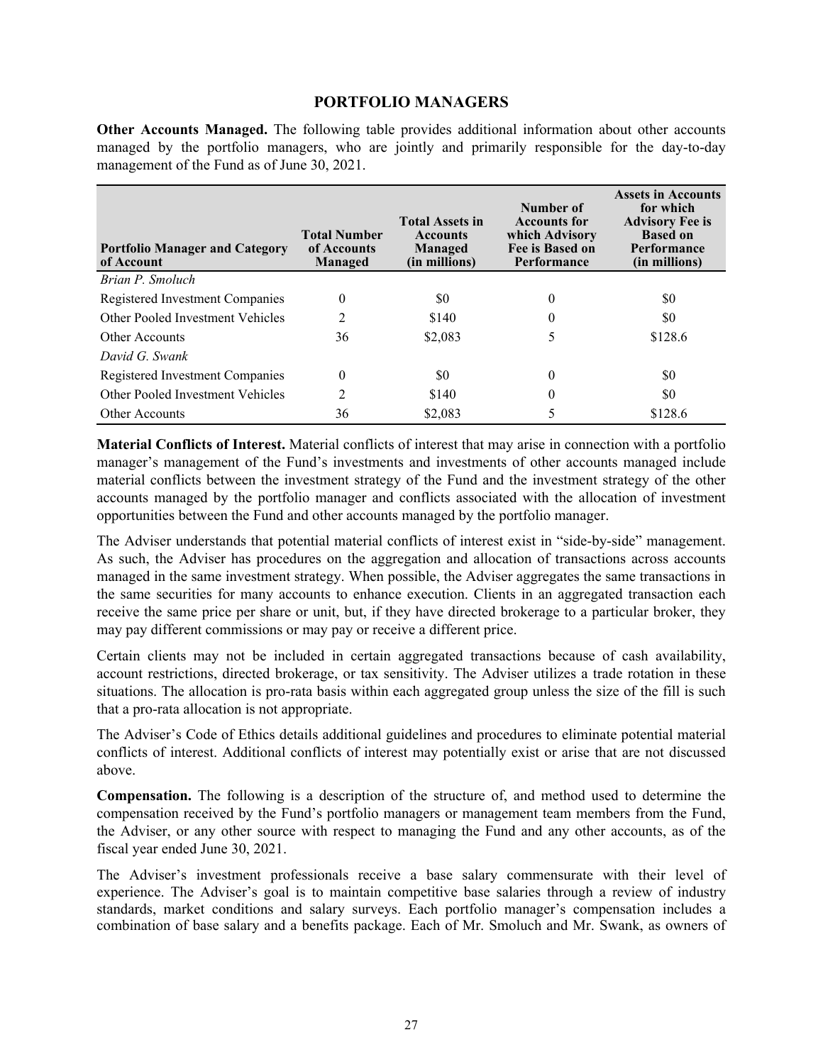## PORTFOLIO MANAGERS

**Other Accounts Managed.** The following table provides additional information about other accounts managed by the portfolio managers, who are jointly and primarily responsible for the day-to-day management of the Fund as of June 30, 2021.

| Portfolio Manager and Category of Account | Total Number of Accounts Managed | Total Assets in Accounts Managed (in millions) | Number of Accounts for which Advisory Fee is Based on Performance | Assets in Accounts for which Advisory Fee is Based on Performance (in millions) |
|---|---|---|---|---|
| *Brian P. Smoluch* | | | | |
| Registered Investment Companies | 0 | \$0 | 0 | \$0 |
| Other Pooled Investment Vehicles | 2 | \$140 | 0 | \$0 |
| Other Accounts | 36 | \$2,083 | 5 | \$128.6 |
| *David G. Swank* | | | | |
| Registered Investment Companies | 0 | \$0 | 0 | \$0 |
| Other Pooled Investment Vehicles | 2 | \$140 | 0 | \$0 |
| Other Accounts | 36 | \$2,083 | 5 | \$128.6 |

**Material Conflicts of Interest.** Material conflicts of interest that may arise in connection with a portfolio manager's management of the Fund's investments and investments of other accounts managed include material conflicts between the investment strategy of the Fund and the investment strategy of the other accounts managed by the portfolio manager and conflicts associated with the allocation of investment opportunities between the Fund and other accounts managed by the portfolio manager.

The Adviser understands that potential material conflicts of interest exist in "side-by-side" management. As such, the Adviser has procedures on the aggregation and allocation of transactions across accounts managed in the same investment strategy. When possible, the Adviser aggregates the same transactions in the same securities for many accounts to enhance execution. Clients in an aggregated transaction each receive the same price per share or unit, but, if they have directed brokerage to a particular broker, they may pay different commissions or may pay or receive a different price.

Certain clients may not be included in certain aggregated transactions because of cash availability, account restrictions, directed brokerage, or tax sensitivity. The Adviser utilizes a trade rotation in these situations. The allocation is pro-rata basis within each aggregated group unless the size of the fill is such that a pro-rata allocation is not appropriate.

The Adviser's Code of Ethics details additional guidelines and procedures to eliminate potential material conflicts of interest. Additional conflicts of interest may potentially exist or arise that are not discussed above.

**Compensation.** The following is a description of the structure of, and method used to determine the compensation received by the Fund's portfolio managers or management team members from the Fund, the Adviser, or any other source with respect to managing the Fund and any other accounts, as of the fiscal year ended June 30, 2021.

The Adviser's investment professionals receive a base salary commensurate with their level of experience. The Adviser's goal is to maintain competitive base salaries through a review of industry standards, market conditions and salary surveys. Each portfolio manager's compensation includes a combination of base salary and a benefits package. Each of Mr. Smoluch and Mr. Swank, as owners of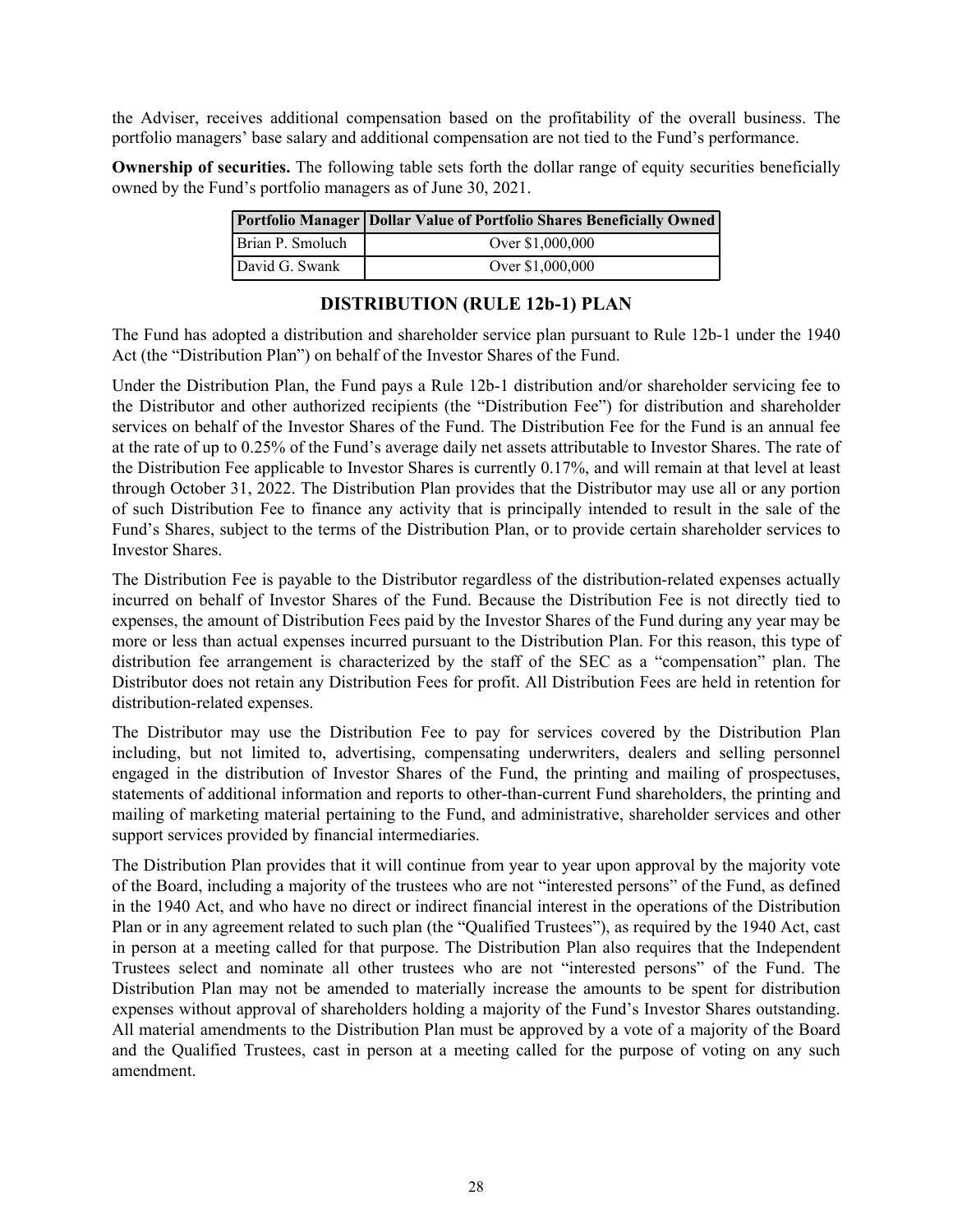the Adviser, receives additional compensation based on the profitability of the overall business. The portfolio managers' base salary and additional compensation are not tied to the Fund's performance.

**Ownership of securities.** The following table sets forth the dollar range of equity securities beneficially owned by the Fund's portfolio managers as of June 30, 2021.

| Portfolio Manager | Dollar Value of Portfolio Shares Beneficially Owned |
|---|---|
| Brian P. Smoluch | Over $1,000,000 |
| David G. Swank | Over $1,000,000 |

## DISTRIBUTION (RULE 12b-1) PLAN

The Fund has adopted a distribution and shareholder service plan pursuant to Rule 12b-1 under the 1940 Act (the "Distribution Plan") on behalf of the Investor Shares of the Fund.

Under the Distribution Plan, the Fund pays a Rule 12b-1 distribution and/or shareholder servicing fee to the Distributor and other authorized recipients (the "Distribution Fee") for distribution and shareholder services on behalf of the Investor Shares of the Fund. The Distribution Fee for the Fund is an annual fee at the rate of up to 0.25% of the Fund's average daily net assets attributable to Investor Shares. The rate of the Distribution Fee applicable to Investor Shares is currently 0.17%, and will remain at that level at least through October 31, 2022. The Distribution Plan provides that the Distributor may use all or any portion of such Distribution Fee to finance any activity that is principally intended to result in the sale of the Fund's Shares, subject to the terms of the Distribution Plan, or to provide certain shareholder services to Investor Shares.

The Distribution Fee is payable to the Distributor regardless of the distribution-related expenses actually incurred on behalf of Investor Shares of the Fund. Because the Distribution Fee is not directly tied to expenses, the amount of Distribution Fees paid by the Investor Shares of the Fund during any year may be more or less than actual expenses incurred pursuant to the Distribution Plan. For this reason, this type of distribution fee arrangement is characterized by the staff of the SEC as a "compensation" plan. The Distributor does not retain any Distribution Fees for profit. All Distribution Fees are held in retention for distribution-related expenses.

The Distributor may use the Distribution Fee to pay for services covered by the Distribution Plan including, but not limited to, advertising, compensating underwriters, dealers and selling personnel engaged in the distribution of Investor Shares of the Fund, the printing and mailing of prospectuses, statements of additional information and reports to other-than-current Fund shareholders, the printing and mailing of marketing material pertaining to the Fund, and administrative, shareholder services and other support services provided by financial intermediaries.

The Distribution Plan provides that it will continue from year to year upon approval by the majority vote of the Board, including a majority of the trustees who are not "interested persons" of the Fund, as defined in the 1940 Act, and who have no direct or indirect financial interest in the operations of the Distribution Plan or in any agreement related to such plan (the "Qualified Trustees"), as required by the 1940 Act, cast in person at a meeting called for that purpose. The Distribution Plan also requires that the Independent Trustees select and nominate all other trustees who are not "interested persons" of the Fund. The Distribution Plan may not be amended to materially increase the amounts to be spent for distribution expenses without approval of shareholders holding a majority of the Fund's Investor Shares outstanding. All material amendments to the Distribution Plan must be approved by a vote of a majority of the Board and the Qualified Trustees, cast in person at a meeting called for the purpose of voting on any such amendment.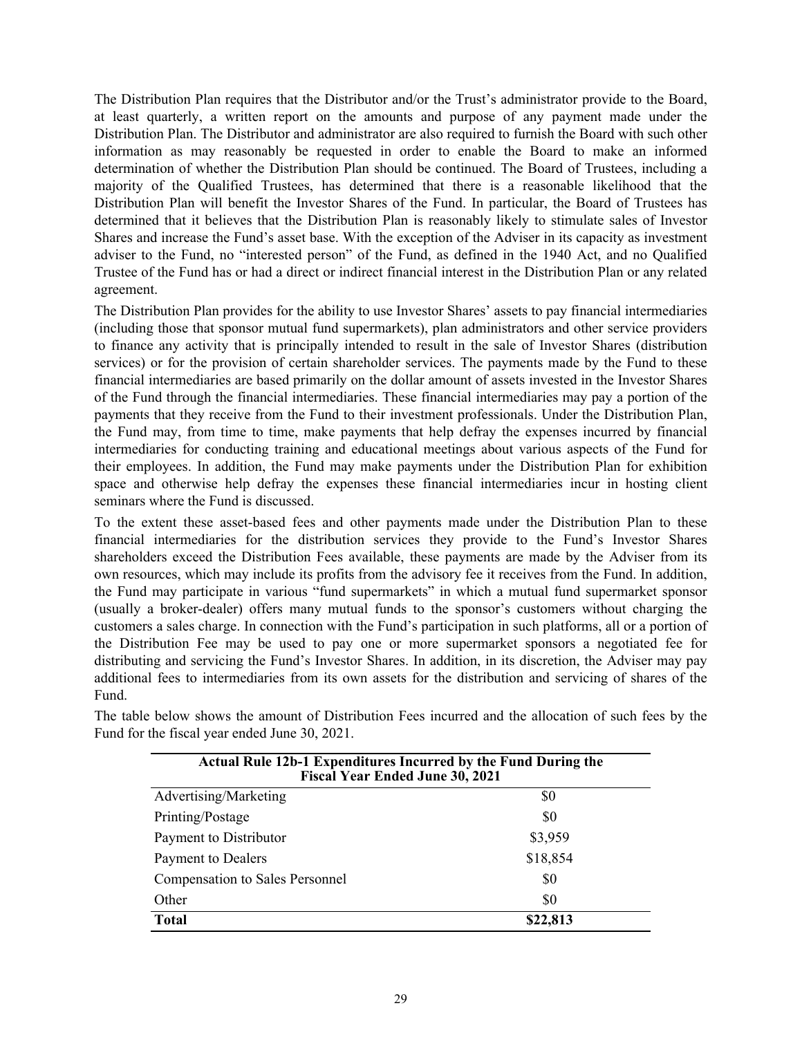The Distribution Plan requires that the Distributor and/or the Trust's administrator provide to the Board, at least quarterly, a written report on the amounts and purpose of any payment made under the Distribution Plan. The Distributor and administrator are also required to furnish the Board with such other information as may reasonably be requested in order to enable the Board to make an informed determination of whether the Distribution Plan should be continued. The Board of Trustees, including a majority of the Qualified Trustees, has determined that there is a reasonable likelihood that the Distribution Plan will benefit the Investor Shares of the Fund. In particular, the Board of Trustees has determined that it believes that the Distribution Plan is reasonably likely to stimulate sales of Investor Shares and increase the Fund's asset base. With the exception of the Adviser in its capacity as investment adviser to the Fund, no "interested person" of the Fund, as defined in the 1940 Act, and no Qualified Trustee of the Fund has or had a direct or indirect financial interest in the Distribution Plan or any related agreement.

The Distribution Plan provides for the ability to use Investor Shares' assets to pay financial intermediaries (including those that sponsor mutual fund supermarkets), plan administrators and other service providers to finance any activity that is principally intended to result in the sale of Investor Shares (distribution services) or for the provision of certain shareholder services. The payments made by the Fund to these financial intermediaries are based primarily on the dollar amount of assets invested in the Investor Shares of the Fund through the financial intermediaries. These financial intermediaries may pay a portion of the payments that they receive from the Fund to their investment professionals. Under the Distribution Plan, the Fund may, from time to time, make payments that help defray the expenses incurred by financial intermediaries for conducting training and educational meetings about various aspects of the Fund for their employees. In addition, the Fund may make payments under the Distribution Plan for exhibition space and otherwise help defray the expenses these financial intermediaries incur in hosting client seminars where the Fund is discussed.

To the extent these asset-based fees and other payments made under the Distribution Plan to these financial intermediaries for the distribution services they provide to the Fund's Investor Shares shareholders exceed the Distribution Fees available, these payments are made by the Adviser from its own resources, which may include its profits from the advisory fee it receives from the Fund. In addition, the Fund may participate in various "fund supermarkets" in which a mutual fund supermarket sponsor (usually a broker-dealer) offers many mutual funds to the sponsor's customers without charging the customers a sales charge. In connection with the Fund's participation in such platforms, all or a portion of the Distribution Fee may be used to pay one or more supermarket sponsors a negotiated fee for distributing and servicing the Fund's Investor Shares. In addition, in its discretion, the Adviser may pay additional fees to intermediaries from its own assets for the distribution and servicing of shares of the Fund.

The table below shows the amount of Distribution Fees incurred and the allocation of such fees by the Fund for the fiscal year ended June 30, 2021.

| **Actual Rule 12b-1 Expenditures Incurred by the Fund During the Fiscal Year Ended June 30, 2021** | |
|---|---|
| Advertising/Marketing | $0 |
| Printing/Postage | $0 |
| Payment to Distributor | $3,959 |
| Payment to Dealers | $18,854 |
| Compensation to Sales Personnel | $0 |
| Other | $0 |
| **Total** | **$22,813** |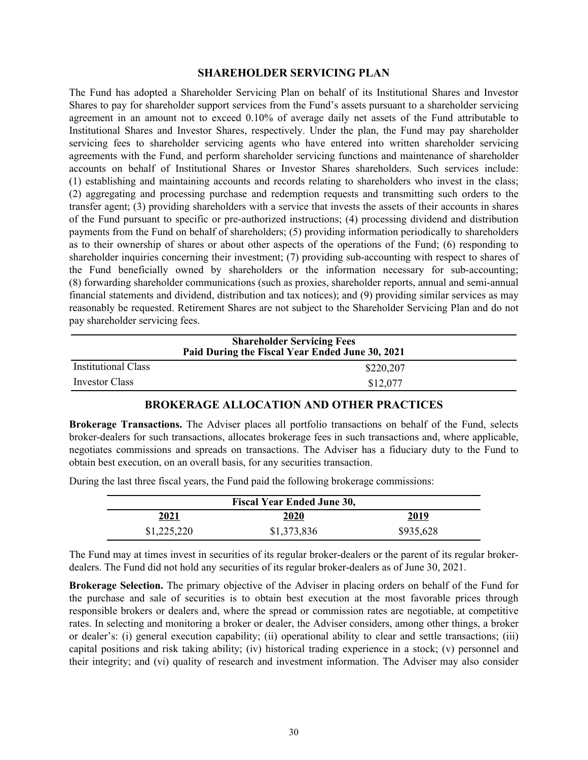## SHAREHOLDER SERVICING PLAN

The Fund has adopted a Shareholder Servicing Plan on behalf of its Institutional Shares and Investor Shares to pay for shareholder support services from the Fund's assets pursuant to a shareholder servicing agreement in an amount not to exceed 0.10% of average daily net assets of the Fund attributable to Institutional Shares and Investor Shares, respectively. Under the plan, the Fund may pay shareholder servicing fees to shareholder servicing agents who have entered into written shareholder servicing agreements with the Fund, and perform shareholder servicing functions and maintenance of shareholder accounts on behalf of Institutional Shares or Investor Shares shareholders. Such services include: (1) establishing and maintaining accounts and records relating to shareholders who invest in the class; (2) aggregating and processing purchase and redemption requests and transmitting such orders to the transfer agent; (3) providing shareholders with a service that invests the assets of their accounts in shares of the Fund pursuant to specific or pre-authorized instructions; (4) processing dividend and distribution payments from the Fund on behalf of shareholders; (5) providing information periodically to shareholders as to their ownership of shares or about other aspects of the operations of the Fund; (6) responding to shareholder inquiries concerning their investment; (7) providing sub-accounting with respect to shares of the Fund beneficially owned by shareholders or the information necessary for sub-accounting; (8) forwarding shareholder communications (such as proxies, shareholder reports, annual and semi-annual financial statements and dividend, distribution and tax notices); and (9) providing similar services as may reasonably be requested. Retirement Shares are not subject to the Shareholder Servicing Plan and do not pay shareholder servicing fees.

| | Shareholder Servicing Fees Paid During the Fiscal Year Ended June 30, 2021 |
|---|---|
| Institutional Class | $220,207 |
| Investor Class | $12,077 |

## BROKERAGE ALLOCATION AND OTHER PRACTICES

**Brokerage Transactions.** The Adviser places all portfolio transactions on behalf of the Fund, selects broker-dealers for such transactions, allocates brokerage fees in such transactions and, where applicable, negotiates commissions and spreads on transactions. The Adviser has a fiduciary duty to the Fund to obtain best execution, on an overall basis, for any securities transaction.

During the last three fiscal years, the Fund paid the following brokerage commissions:

| Fiscal Year Ended June 30, | | |
|---|---|---|
| **2021** | **2020** | **2019** |
| $1,225,220 | $1,373,836 | $935,628 |

The Fund may at times invest in securities of its regular broker-dealers or the parent of its regular broker-dealers. The Fund did not hold any securities of its regular broker-dealers as of June 30, 2021.

**Brokerage Selection.** The primary objective of the Adviser in placing orders on behalf of the Fund for the purchase and sale of securities is to obtain best execution at the most favorable prices through responsible brokers or dealers and, where the spread or commission rates are negotiable, at competitive rates. In selecting and monitoring a broker or dealer, the Adviser considers, among other things, a broker or dealer's: (i) general execution capability; (ii) operational ability to clear and settle transactions; (iii) capital positions and risk taking ability; (iv) historical trading experience in a stock; (v) personnel and their integrity; and (vi) quality of research and investment information. The Adviser may also consider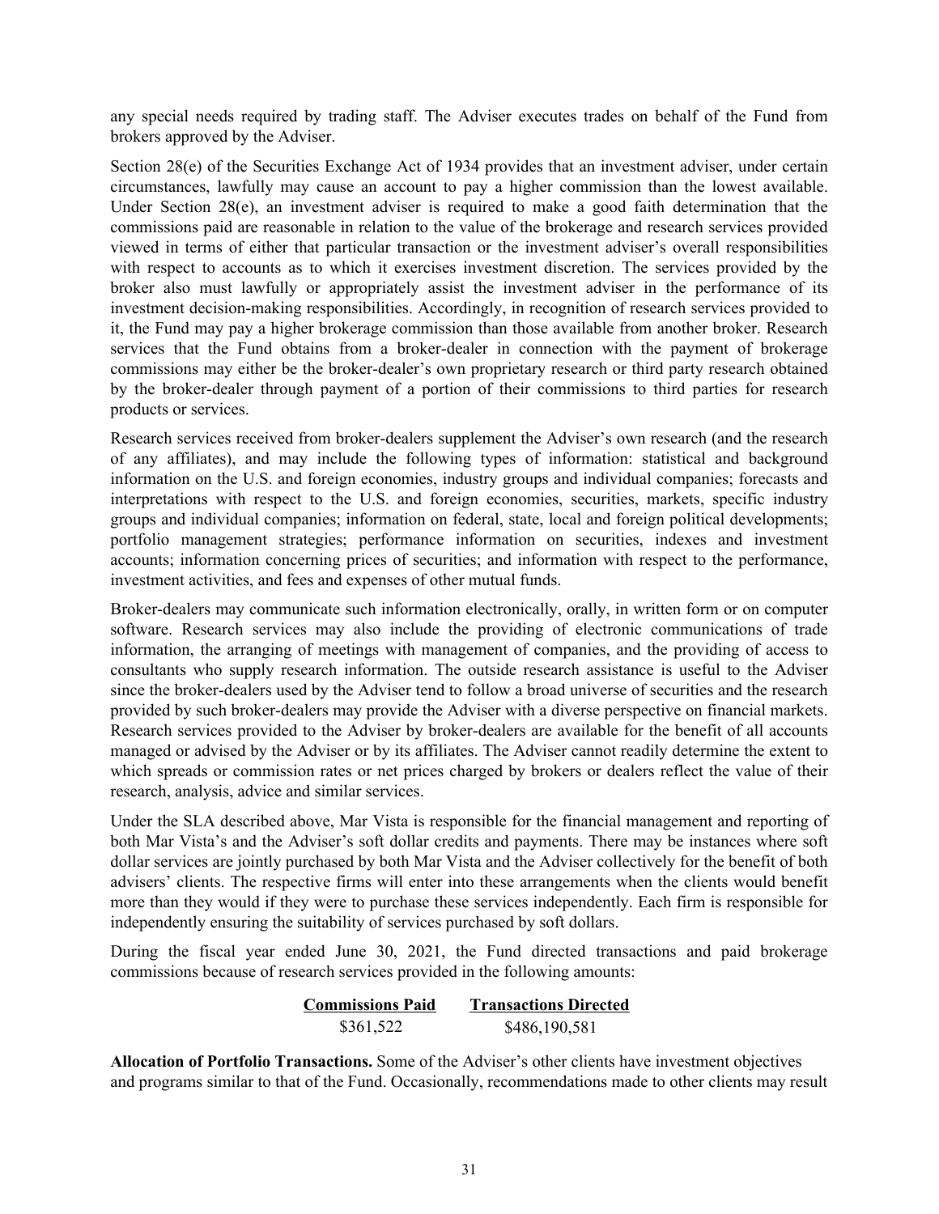any special needs required by trading staff. The Adviser executes trades on behalf of the Fund from brokers approved by the Adviser.

Section 28(e) of the Securities Exchange Act of 1934 provides that an investment adviser, under certain circumstances, lawfully may cause an account to pay a higher commission than the lowest available. Under Section 28(e), an investment adviser is required to make a good faith determination that the commissions paid are reasonable in relation to the value of the brokerage and research services provided viewed in terms of either that particular transaction or the investment adviser's overall responsibilities with respect to accounts as to which it exercises investment discretion. The services provided by the broker also must lawfully or appropriately assist the investment adviser in the performance of its investment decision-making responsibilities. Accordingly, in recognition of research services provided to it, the Fund may pay a higher brokerage commission than those available from another broker. Research services that the Fund obtains from a broker-dealer in connection with the payment of brokerage commissions may either be the broker-dealer's own proprietary research or third party research obtained by the broker-dealer through payment of a portion of their commissions to third parties for research products or services.

Research services received from broker-dealers supplement the Adviser's own research (and the research of any affiliates), and may include the following types of information: statistical and background information on the U.S. and foreign economies, industry groups and individual companies; forecasts and interpretations with respect to the U.S. and foreign economies, securities, markets, specific industry groups and individual companies; information on federal, state, local and foreign political developments; portfolio management strategies; performance information on securities, indexes and investment accounts; information concerning prices of securities; and information with respect to the performance, investment activities, and fees and expenses of other mutual funds.

Broker-dealers may communicate such information electronically, orally, in written form or on computer software. Research services may also include the providing of electronic communications of trade information, the arranging of meetings with management of companies, and the providing of access to consultants who supply research information. The outside research assistance is useful to the Adviser since the broker-dealers used by the Adviser tend to follow a broad universe of securities and the research provided by such broker-dealers may provide the Adviser with a diverse perspective on financial markets. Research services provided to the Adviser by broker-dealers are available for the benefit of all accounts managed or advised by the Adviser or by its affiliates. The Adviser cannot readily determine the extent to which spreads or commission rates or net prices charged by brokers or dealers reflect the value of their research, analysis, advice and similar services.

Under the SLA described above, Mar Vista is responsible for the financial management and reporting of both Mar Vista's and the Adviser's soft dollar credits and payments. There may be instances where soft dollar services are jointly purchased by both Mar Vista and the Adviser collectively for the benefit of both advisers' clients. The respective firms will enter into these arrangements when the clients would benefit more than they would if they were to purchase these services independently. Each firm is responsible for independently ensuring the suitability of services purchased by soft dollars.

During the fiscal year ended June 30, 2021, the Fund directed transactions and paid brokerage commissions because of research services provided in the following amounts:

| Commissions Paid | Transactions Directed |
|---|---|
| $361,522 | $486,190,581 |

**Allocation of Portfolio Transactions.** Some of the Adviser's other clients have investment objectives and programs similar to that of the Fund. Occasionally, recommendations made to other clients may result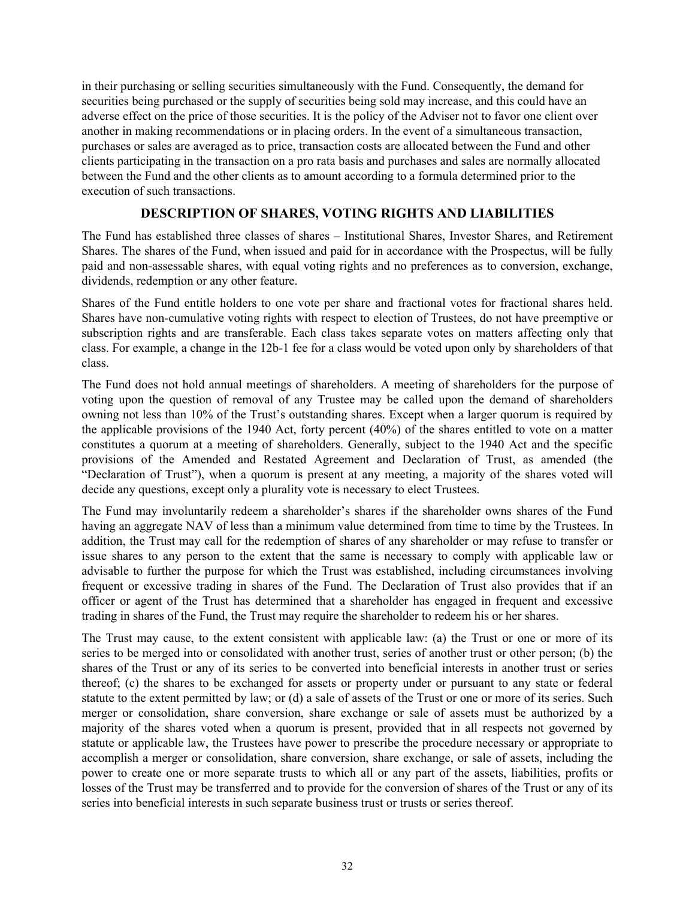in their purchasing or selling securities simultaneously with the Fund. Consequently, the demand for securities being purchased or the supply of securities being sold may increase, and this could have an adverse effect on the price of those securities. It is the policy of the Adviser not to favor one client over another in making recommendations or in placing orders. In the event of a simultaneous transaction, purchases or sales are averaged as to price, transaction costs are allocated between the Fund and other clients participating in the transaction on a pro rata basis and purchases and sales are normally allocated between the Fund and the other clients as to amount according to a formula determined prior to the execution of such transactions.

## DESCRIPTION OF SHARES, VOTING RIGHTS AND LIABILITIES

The Fund has established three classes of shares – Institutional Shares, Investor Shares, and Retirement Shares. The shares of the Fund, when issued and paid for in accordance with the Prospectus, will be fully paid and non-assessable shares, with equal voting rights and no preferences as to conversion, exchange, dividends, redemption or any other feature.

Shares of the Fund entitle holders to one vote per share and fractional votes for fractional shares held. Shares have non-cumulative voting rights with respect to election of Trustees, do not have preemptive or subscription rights and are transferable. Each class takes separate votes on matters affecting only that class. For example, a change in the 12b-1 fee for a class would be voted upon only by shareholders of that class.

The Fund does not hold annual meetings of shareholders. A meeting of shareholders for the purpose of voting upon the question of removal of any Trustee may be called upon the demand of shareholders owning not less than 10% of the Trust's outstanding shares. Except when a larger quorum is required by the applicable provisions of the 1940 Act, forty percent (40%) of the shares entitled to vote on a matter constitutes a quorum at a meeting of shareholders. Generally, subject to the 1940 Act and the specific provisions of the Amended and Restated Agreement and Declaration of Trust, as amended (the "Declaration of Trust"), when a quorum is present at any meeting, a majority of the shares voted will decide any questions, except only a plurality vote is necessary to elect Trustees.

The Fund may involuntarily redeem a shareholder's shares if the shareholder owns shares of the Fund having an aggregate NAV of less than a minimum value determined from time to time by the Trustees. In addition, the Trust may call for the redemption of shares of any shareholder or may refuse to transfer or issue shares to any person to the extent that the same is necessary to comply with applicable law or advisable to further the purpose for which the Trust was established, including circumstances involving frequent or excessive trading in shares of the Fund. The Declaration of Trust also provides that if an officer or agent of the Trust has determined that a shareholder has engaged in frequent and excessive trading in shares of the Fund, the Trust may require the shareholder to redeem his or her shares.

The Trust may cause, to the extent consistent with applicable law: (a) the Trust or one or more of its series to be merged into or consolidated with another trust, series of another trust or other person; (b) the shares of the Trust or any of its series to be converted into beneficial interests in another trust or series thereof; (c) the shares to be exchanged for assets or property under or pursuant to any state or federal statute to the extent permitted by law; or (d) a sale of assets of the Trust or one or more of its series. Such merger or consolidation, share conversion, share exchange or sale of assets must be authorized by a majority of the shares voted when a quorum is present, provided that in all respects not governed by statute or applicable law, the Trustees have power to prescribe the procedure necessary or appropriate to accomplish a merger or consolidation, share conversion, share exchange, or sale of assets, including the power to create one or more separate trusts to which all or any part of the assets, liabilities, profits or losses of the Trust may be transferred and to provide for the conversion of shares of the Trust or any of its series into beneficial interests in such separate business trust or trusts or series thereof.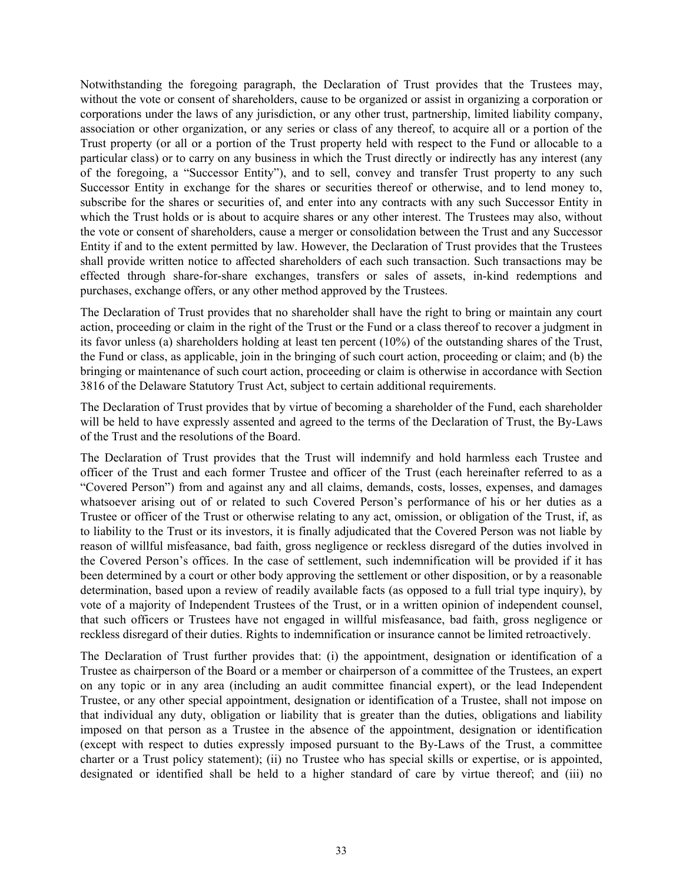Notwithstanding the foregoing paragraph, the Declaration of Trust provides that the Trustees may, without the vote or consent of shareholders, cause to be organized or assist in organizing a corporation or corporations under the laws of any jurisdiction, or any other trust, partnership, limited liability company, association or other organization, or any series or class of any thereof, to acquire all or a portion of the Trust property (or all or a portion of the Trust property held with respect to the Fund or allocable to a particular class) or to carry on any business in which the Trust directly or indirectly has any interest (any of the foregoing, a "Successor Entity"), and to sell, convey and transfer Trust property to any such Successor Entity in exchange for the shares or securities thereof or otherwise, and to lend money to, subscribe for the shares or securities of, and enter into any contracts with any such Successor Entity in which the Trust holds or is about to acquire shares or any other interest. The Trustees may also, without the vote or consent of shareholders, cause a merger or consolidation between the Trust and any Successor Entity if and to the extent permitted by law. However, the Declaration of Trust provides that the Trustees shall provide written notice to affected shareholders of each such transaction. Such transactions may be effected through share-for-share exchanges, transfers or sales of assets, in-kind redemptions and purchases, exchange offers, or any other method approved by the Trustees.

The Declaration of Trust provides that no shareholder shall have the right to bring or maintain any court action, proceeding or claim in the right of the Trust or the Fund or a class thereof to recover a judgment in its favor unless (a) shareholders holding at least ten percent (10%) of the outstanding shares of the Trust, the Fund or class, as applicable, join in the bringing of such court action, proceeding or claim; and (b) the bringing or maintenance of such court action, proceeding or claim is otherwise in accordance with Section 3816 of the Delaware Statutory Trust Act, subject to certain additional requirements.

The Declaration of Trust provides that by virtue of becoming a shareholder of the Fund, each shareholder will be held to have expressly assented and agreed to the terms of the Declaration of Trust, the By-Laws of the Trust and the resolutions of the Board.

The Declaration of Trust provides that the Trust will indemnify and hold harmless each Trustee and officer of the Trust and each former Trustee and officer of the Trust (each hereinafter referred to as a "Covered Person") from and against any and all claims, demands, costs, losses, expenses, and damages whatsoever arising out of or related to such Covered Person's performance of his or her duties as a Trustee or officer of the Trust or otherwise relating to any act, omission, or obligation of the Trust, if, as to liability to the Trust or its investors, it is finally adjudicated that the Covered Person was not liable by reason of willful misfeasance, bad faith, gross negligence or reckless disregard of the duties involved in the Covered Person's offices. In the case of settlement, such indemnification will be provided if it has been determined by a court or other body approving the settlement or other disposition, or by a reasonable determination, based upon a review of readily available facts (as opposed to a full trial type inquiry), by vote of a majority of Independent Trustees of the Trust, or in a written opinion of independent counsel, that such officers or Trustees have not engaged in willful misfeasance, bad faith, gross negligence or reckless disregard of their duties. Rights to indemnification or insurance cannot be limited retroactively.

The Declaration of Trust further provides that: (i) the appointment, designation or identification of a Trustee as chairperson of the Board or a member or chairperson of a committee of the Trustees, an expert on any topic or in any area (including an audit committee financial expert), or the lead Independent Trustee, or any other special appointment, designation or identification of a Trustee, shall not impose on that individual any duty, obligation or liability that is greater than the duties, obligations and liability imposed on that person as a Trustee in the absence of the appointment, designation or identification (except with respect to duties expressly imposed pursuant to the By-Laws of the Trust, a committee charter or a Trust policy statement); (ii) no Trustee who has special skills or expertise, or is appointed, designated or identified shall be held to a higher standard of care by virtue thereof; and (iii) no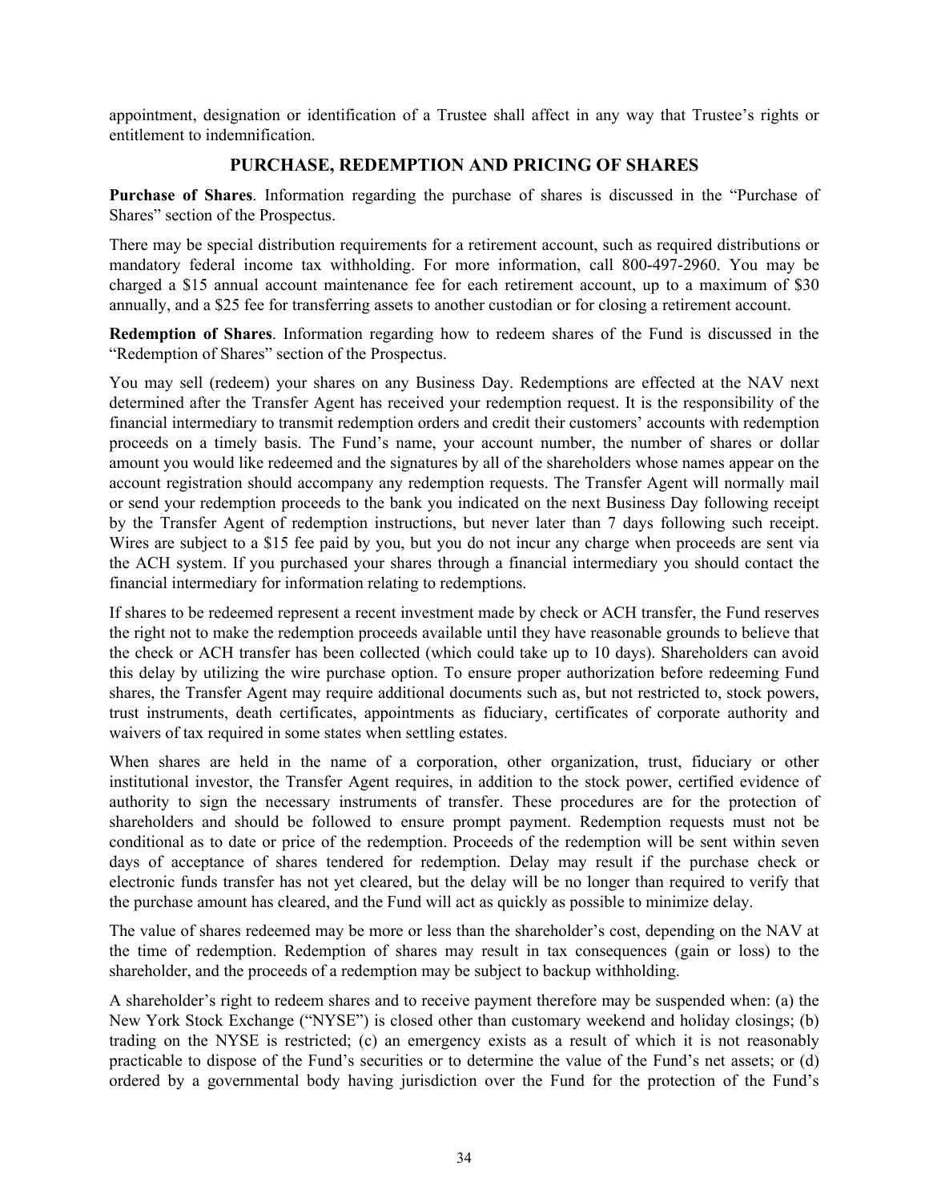appointment, designation or identification of a Trustee shall affect in any way that Trustee's rights or entitlement to indemnification.

## PURCHASE, REDEMPTION AND PRICING OF SHARES

**Purchase of Shares**. Information regarding the purchase of shares is discussed in the "Purchase of Shares" section of the Prospectus.

There may be special distribution requirements for a retirement account, such as required distributions or mandatory federal income tax withholding. For more information, call 800-497-2960. You may be charged a $15 annual account maintenance fee for each retirement account, up to a maximum of $30 annually, and a $25 fee for transferring assets to another custodian or for closing a retirement account.

**Redemption of Shares**. Information regarding how to redeem shares of the Fund is discussed in the "Redemption of Shares" section of the Prospectus.

You may sell (redeem) your shares on any Business Day. Redemptions are effected at the NAV next determined after the Transfer Agent has received your redemption request. It is the responsibility of the financial intermediary to transmit redemption orders and credit their customers' accounts with redemption proceeds on a timely basis. The Fund's name, your account number, the number of shares or dollar amount you would like redeemed and the signatures by all of the shareholders whose names appear on the account registration should accompany any redemption requests. The Transfer Agent will normally mail or send your redemption proceeds to the bank you indicated on the next Business Day following receipt by the Transfer Agent of redemption instructions, but never later than 7 days following such receipt. Wires are subject to a $15 fee paid by you, but you do not incur any charge when proceeds are sent via the ACH system. If you purchased your shares through a financial intermediary you should contact the financial intermediary for information relating to redemptions.

If shares to be redeemed represent a recent investment made by check or ACH transfer, the Fund reserves the right not to make the redemption proceeds available until they have reasonable grounds to believe that the check or ACH transfer has been collected (which could take up to 10 days). Shareholders can avoid this delay by utilizing the wire purchase option. To ensure proper authorization before redeeming Fund shares, the Transfer Agent may require additional documents such as, but not restricted to, stock powers, trust instruments, death certificates, appointments as fiduciary, certificates of corporate authority and waivers of tax required in some states when settling estates.

When shares are held in the name of a corporation, other organization, trust, fiduciary or other institutional investor, the Transfer Agent requires, in addition to the stock power, certified evidence of authority to sign the necessary instruments of transfer. These procedures are for the protection of shareholders and should be followed to ensure prompt payment. Redemption requests must not be conditional as to date or price of the redemption. Proceeds of the redemption will be sent within seven days of acceptance of shares tendered for redemption. Delay may result if the purchase check or electronic funds transfer has not yet cleared, but the delay will be no longer than required to verify that the purchase amount has cleared, and the Fund will act as quickly as possible to minimize delay.

The value of shares redeemed may be more or less than the shareholder's cost, depending on the NAV at the time of redemption. Redemption of shares may result in tax consequences (gain or loss) to the shareholder, and the proceeds of a redemption may be subject to backup withholding.

A shareholder's right to redeem shares and to receive payment therefore may be suspended when: (a) the New York Stock Exchange ("NYSE") is closed other than customary weekend and holiday closings; (b) trading on the NYSE is restricted; (c) an emergency exists as a result of which it is not reasonably practicable to dispose of the Fund's securities or to determine the value of the Fund's net assets; or (d) ordered by a governmental body having jurisdiction over the Fund for the protection of the Fund's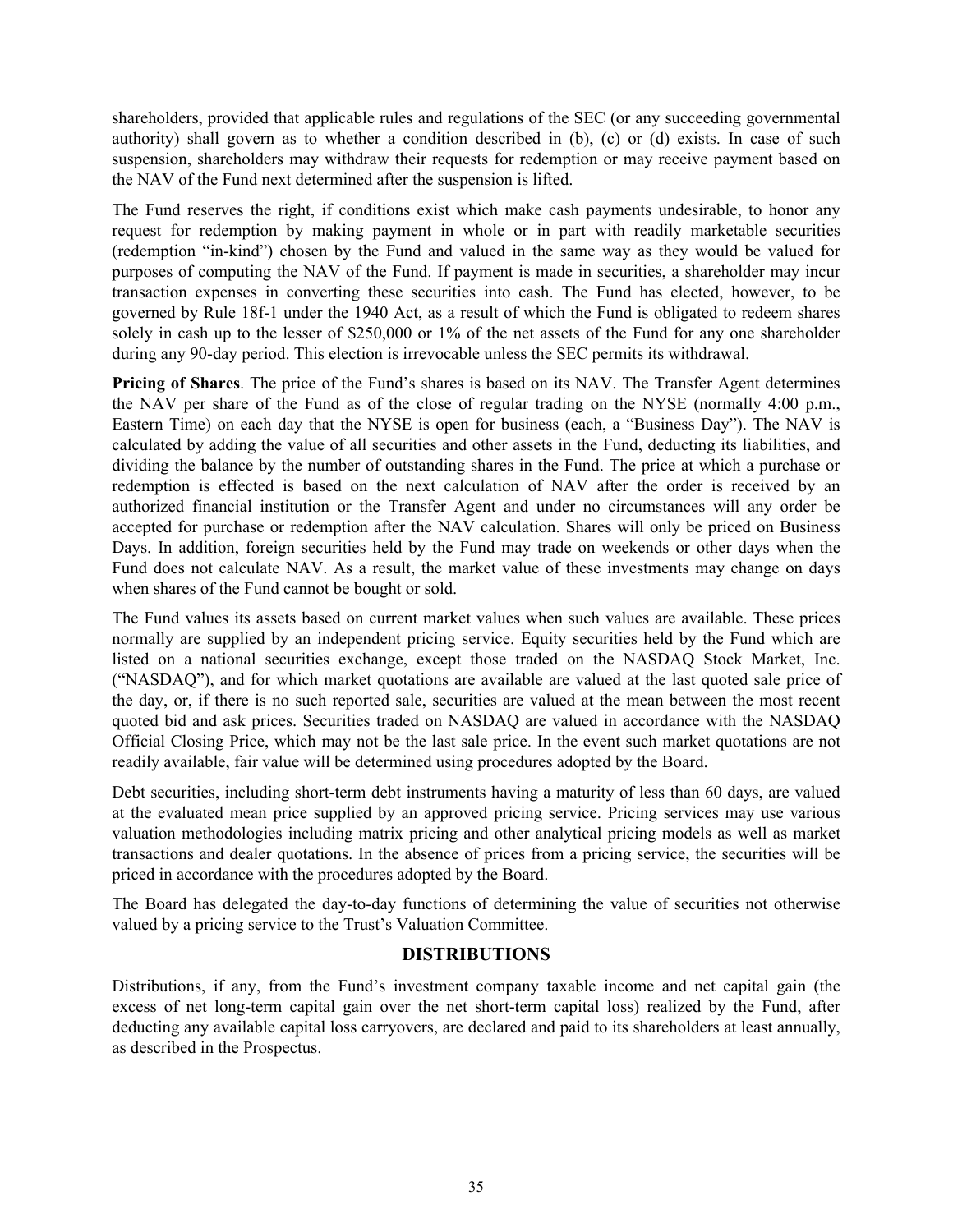shareholders, provided that applicable rules and regulations of the SEC (or any succeeding governmental authority) shall govern as to whether a condition described in (b), (c) or (d) exists. In case of such suspension, shareholders may withdraw their requests for redemption or may receive payment based on the NAV of the Fund next determined after the suspension is lifted.

The Fund reserves the right, if conditions exist which make cash payments undesirable, to honor any request for redemption by making payment in whole or in part with readily marketable securities (redemption "in-kind") chosen by the Fund and valued in the same way as they would be valued for purposes of computing the NAV of the Fund. If payment is made in securities, a shareholder may incur transaction expenses in converting these securities into cash. The Fund has elected, however, to be governed by Rule 18f-1 under the 1940 Act, as a result of which the Fund is obligated to redeem shares solely in cash up to the lesser of $250,000 or 1% of the net assets of the Fund for any one shareholder during any 90-day period. This election is irrevocable unless the SEC permits its withdrawal.

**Pricing of Shares**. The price of the Fund's shares is based on its NAV. The Transfer Agent determines the NAV per share of the Fund as of the close of regular trading on the NYSE (normally 4:00 p.m., Eastern Time) on each day that the NYSE is open for business (each, a "Business Day"). The NAV is calculated by adding the value of all securities and other assets in the Fund, deducting its liabilities, and dividing the balance by the number of outstanding shares in the Fund. The price at which a purchase or redemption is effected is based on the next calculation of NAV after the order is received by an authorized financial institution or the Transfer Agent and under no circumstances will any order be accepted for purchase or redemption after the NAV calculation. Shares will only be priced on Business Days. In addition, foreign securities held by the Fund may trade on weekends or other days when the Fund does not calculate NAV. As a result, the market value of these investments may change on days when shares of the Fund cannot be bought or sold.

The Fund values its assets based on current market values when such values are available. These prices normally are supplied by an independent pricing service. Equity securities held by the Fund which are listed on a national securities exchange, except those traded on the NASDAQ Stock Market, Inc. ("NASDAQ"), and for which market quotations are available are valued at the last quoted sale price of the day, or, if there is no such reported sale, securities are valued at the mean between the most recent quoted bid and ask prices. Securities traded on NASDAQ are valued in accordance with the NASDAQ Official Closing Price, which may not be the last sale price. In the event such market quotations are not readily available, fair value will be determined using procedures adopted by the Board.

Debt securities, including short-term debt instruments having a maturity of less than 60 days, are valued at the evaluated mean price supplied by an approved pricing service. Pricing services may use various valuation methodologies including matrix pricing and other analytical pricing models as well as market transactions and dealer quotations. In the absence of prices from a pricing service, the securities will be priced in accordance with the procedures adopted by the Board.

The Board has delegated the day-to-day functions of determining the value of securities not otherwise valued by a pricing service to the Trust's Valuation Committee.

## DISTRIBUTIONS

Distributions, if any, from the Fund's investment company taxable income and net capital gain (the excess of net long-term capital gain over the net short-term capital loss) realized by the Fund, after deducting any available capital loss carryovers, are declared and paid to its shareholders at least annually, as described in the Prospectus.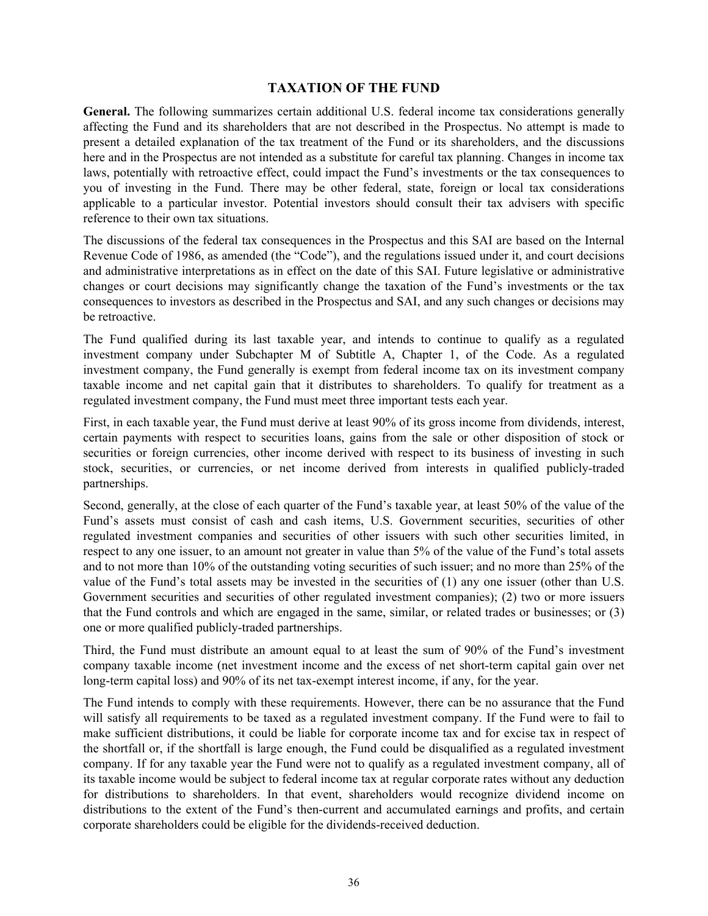## TAXATION OF THE FUND

**General.** The following summarizes certain additional U.S. federal income tax considerations generally affecting the Fund and its shareholders that are not described in the Prospectus. No attempt is made to present a detailed explanation of the tax treatment of the Fund or its shareholders, and the discussions here and in the Prospectus are not intended as a substitute for careful tax planning. Changes in income tax laws, potentially with retroactive effect, could impact the Fund's investments or the tax consequences to you of investing in the Fund. There may be other federal, state, foreign or local tax considerations applicable to a particular investor. Potential investors should consult their tax advisers with specific reference to their own tax situations.

The discussions of the federal tax consequences in the Prospectus and this SAI are based on the Internal Revenue Code of 1986, as amended (the "Code"), and the regulations issued under it, and court decisions and administrative interpretations as in effect on the date of this SAI. Future legislative or administrative changes or court decisions may significantly change the taxation of the Fund's investments or the tax consequences to investors as described in the Prospectus and SAI, and any such changes or decisions may be retroactive.

The Fund qualified during its last taxable year, and intends to continue to qualify as a regulated investment company under Subchapter M of Subtitle A, Chapter 1, of the Code. As a regulated investment company, the Fund generally is exempt from federal income tax on its investment company taxable income and net capital gain that it distributes to shareholders. To qualify for treatment as a regulated investment company, the Fund must meet three important tests each year.

First, in each taxable year, the Fund must derive at least 90% of its gross income from dividends, interest, certain payments with respect to securities loans, gains from the sale or other disposition of stock or securities or foreign currencies, other income derived with respect to its business of investing in such stock, securities, or currencies, or net income derived from interests in qualified publicly-traded partnerships.

Second, generally, at the close of each quarter of the Fund's taxable year, at least 50% of the value of the Fund's assets must consist of cash and cash items, U.S. Government securities, securities of other regulated investment companies and securities of other issuers with such other securities limited, in respect to any one issuer, to an amount not greater in value than 5% of the value of the Fund's total assets and to not more than 10% of the outstanding voting securities of such issuer; and no more than 25% of the value of the Fund's total assets may be invested in the securities of (1) any one issuer (other than U.S. Government securities and securities of other regulated investment companies); (2) two or more issuers that the Fund controls and which are engaged in the same, similar, or related trades or businesses; or (3) one or more qualified publicly-traded partnerships.

Third, the Fund must distribute an amount equal to at least the sum of 90% of the Fund's investment company taxable income (net investment income and the excess of net short-term capital gain over net long-term capital loss) and 90% of its net tax-exempt interest income, if any, for the year.

The Fund intends to comply with these requirements. However, there can be no assurance that the Fund will satisfy all requirements to be taxed as a regulated investment company. If the Fund were to fail to make sufficient distributions, it could be liable for corporate income tax and for excise tax in respect of the shortfall or, if the shortfall is large enough, the Fund could be disqualified as a regulated investment company. If for any taxable year the Fund were not to qualify as a regulated investment company, all of its taxable income would be subject to federal income tax at regular corporate rates without any deduction for distributions to shareholders. In that event, shareholders would recognize dividend income on distributions to the extent of the Fund's then-current and accumulated earnings and profits, and certain corporate shareholders could be eligible for the dividends-received deduction.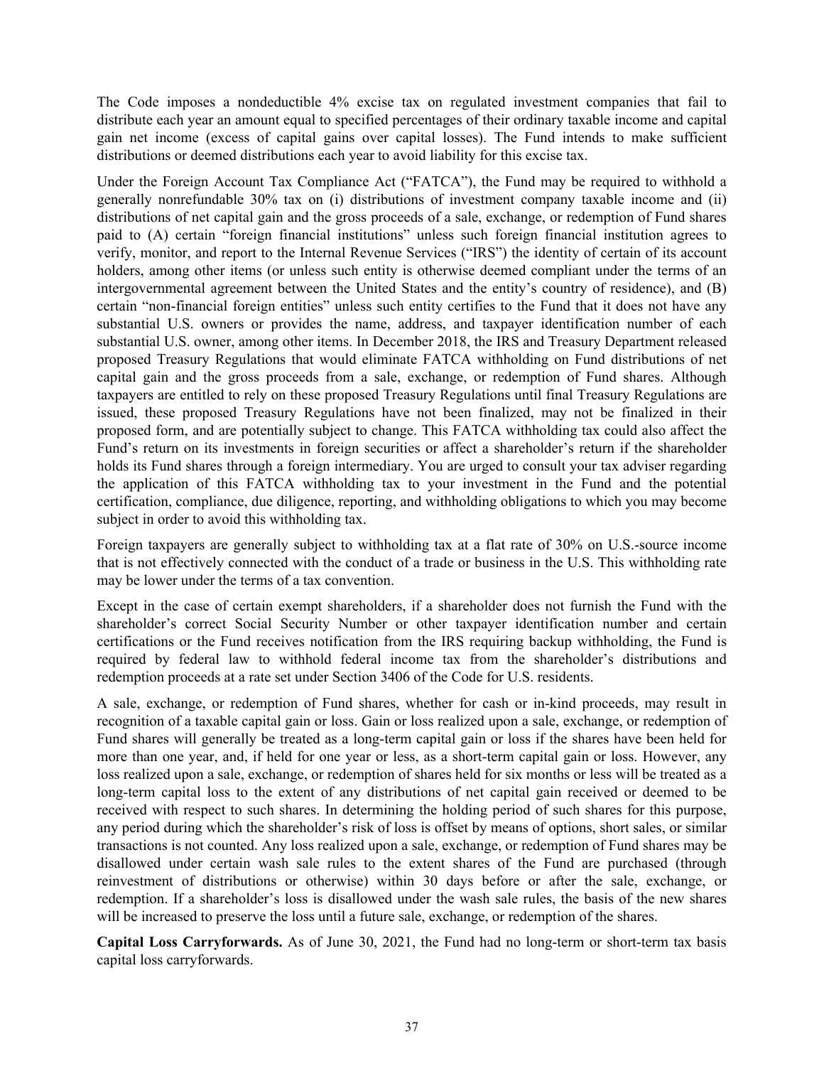The Code imposes a nondeductible 4% excise tax on regulated investment companies that fail to distribute each year an amount equal to specified percentages of their ordinary taxable income and capital gain net income (excess of capital gains over capital losses). The Fund intends to make sufficient distributions or deemed distributions each year to avoid liability for this excise tax.

Under the Foreign Account Tax Compliance Act ("FATCA"), the Fund may be required to withhold a generally nonrefundable 30% tax on (i) distributions of investment company taxable income and (ii) distributions of net capital gain and the gross proceeds of a sale, exchange, or redemption of Fund shares paid to (A) certain "foreign financial institutions" unless such foreign financial institution agrees to verify, monitor, and report to the Internal Revenue Services ("IRS") the identity of certain of its account holders, among other items (or unless such entity is otherwise deemed compliant under the terms of an intergovernmental agreement between the United States and the entity's country of residence), and (B) certain "non-financial foreign entities" unless such entity certifies to the Fund that it does not have any substantial U.S. owners or provides the name, address, and taxpayer identification number of each substantial U.S. owner, among other items. In December 2018, the IRS and Treasury Department released proposed Treasury Regulations that would eliminate FATCA withholding on Fund distributions of net capital gain and the gross proceeds from a sale, exchange, or redemption of Fund shares. Although taxpayers are entitled to rely on these proposed Treasury Regulations until final Treasury Regulations are issued, these proposed Treasury Regulations have not been finalized, may not be finalized in their proposed form, and are potentially subject to change. This FATCA withholding tax could also affect the Fund's return on its investments in foreign securities or affect a shareholder's return if the shareholder holds its Fund shares through a foreign intermediary. You are urged to consult your tax adviser regarding the application of this FATCA withholding tax to your investment in the Fund and the potential certification, compliance, due diligence, reporting, and withholding obligations to which you may become subject in order to avoid this withholding tax.

Foreign taxpayers are generally subject to withholding tax at a flat rate of 30% on U.S.-source income that is not effectively connected with the conduct of a trade or business in the U.S. This withholding rate may be lower under the terms of a tax convention.

Except in the case of certain exempt shareholders, if a shareholder does not furnish the Fund with the shareholder's correct Social Security Number or other taxpayer identification number and certain certifications or the Fund receives notification from the IRS requiring backup withholding, the Fund is required by federal law to withhold federal income tax from the shareholder's distributions and redemption proceeds at a rate set under Section 3406 of the Code for U.S. residents.

A sale, exchange, or redemption of Fund shares, whether for cash or in-kind proceeds, may result in recognition of a taxable capital gain or loss. Gain or loss realized upon a sale, exchange, or redemption of Fund shares will generally be treated as a long-term capital gain or loss if the shares have been held for more than one year, and, if held for one year or less, as a short-term capital gain or loss. However, any loss realized upon a sale, exchange, or redemption of shares held for six months or less will be treated as a long-term capital loss to the extent of any distributions of net capital gain received or deemed to be received with respect to such shares. In determining the holding period of such shares for this purpose, any period during which the shareholder's risk of loss is offset by means of options, short sales, or similar transactions is not counted. Any loss realized upon a sale, exchange, or redemption of Fund shares may be disallowed under certain wash sale rules to the extent shares of the Fund are purchased (through reinvestment of distributions or otherwise) within 30 days before or after the sale, exchange, or redemption. If a shareholder's loss is disallowed under the wash sale rules, the basis of the new shares will be increased to preserve the loss until a future sale, exchange, or redemption of the shares.

**Capital Loss Carryforwards.** As of June 30, 2021, the Fund had no long-term or short-term tax basis capital loss carryforwards.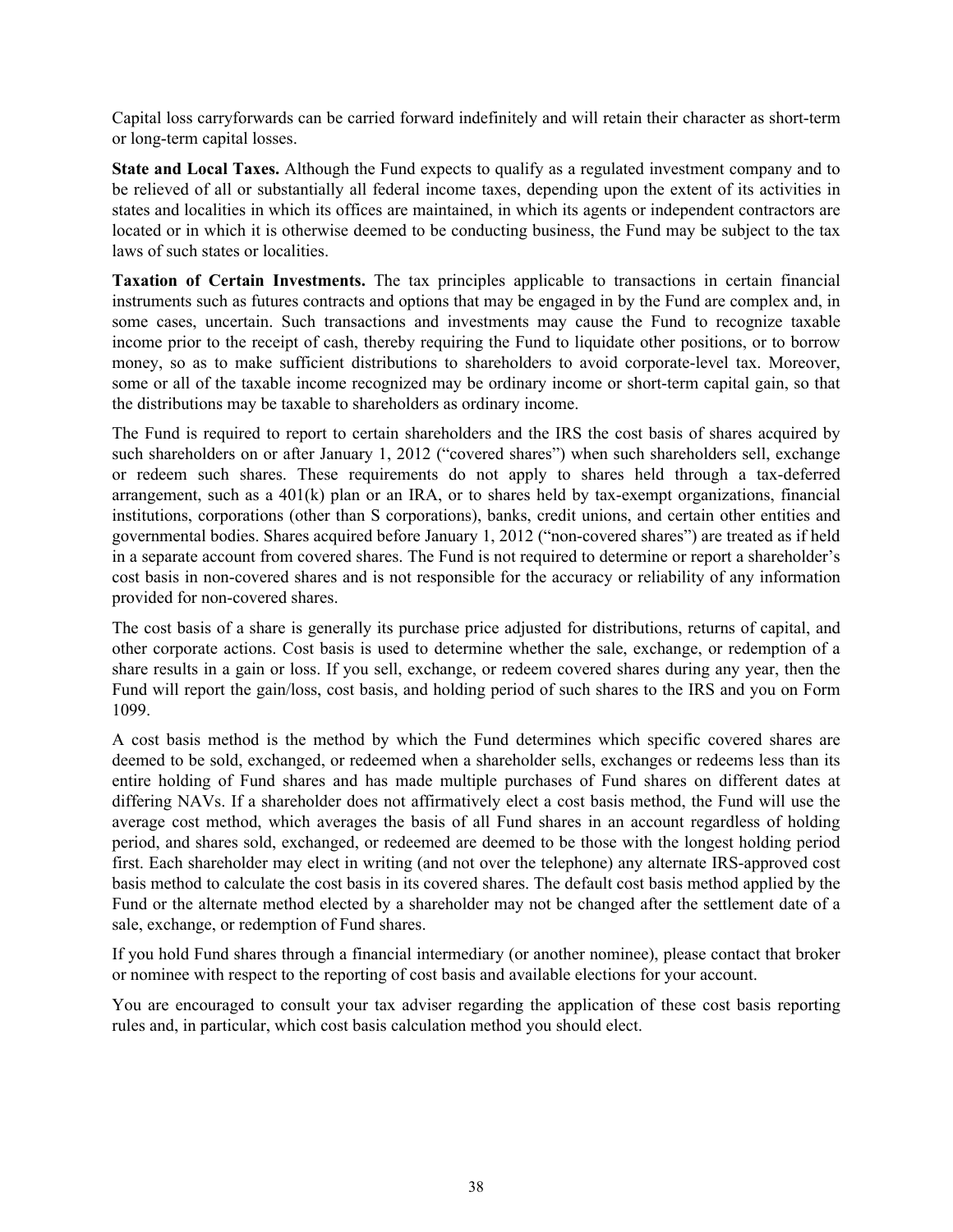Capital loss carryforwards can be carried forward indefinitely and will retain their character as short-term or long-term capital losses.

**State and Local Taxes.** Although the Fund expects to qualify as a regulated investment company and to be relieved of all or substantially all federal income taxes, depending upon the extent of its activities in states and localities in which its offices are maintained, in which its agents or independent contractors are located or in which it is otherwise deemed to be conducting business, the Fund may be subject to the tax laws of such states or localities.

**Taxation of Certain Investments.** The tax principles applicable to transactions in certain financial instruments such as futures contracts and options that may be engaged in by the Fund are complex and, in some cases, uncertain. Such transactions and investments may cause the Fund to recognize taxable income prior to the receipt of cash, thereby requiring the Fund to liquidate other positions, or to borrow money, so as to make sufficient distributions to shareholders to avoid corporate-level tax. Moreover, some or all of the taxable income recognized may be ordinary income or short-term capital gain, so that the distributions may be taxable to shareholders as ordinary income.

The Fund is required to report to certain shareholders and the IRS the cost basis of shares acquired by such shareholders on or after January 1, 2012 ("covered shares") when such shareholders sell, exchange or redeem such shares. These requirements do not apply to shares held through a tax-deferred arrangement, such as a 401(k) plan or an IRA, or to shares held by tax-exempt organizations, financial institutions, corporations (other than S corporations), banks, credit unions, and certain other entities and governmental bodies. Shares acquired before January 1, 2012 ("non-covered shares") are treated as if held in a separate account from covered shares. The Fund is not required to determine or report a shareholder's cost basis in non-covered shares and is not responsible for the accuracy or reliability of any information provided for non-covered shares.

The cost basis of a share is generally its purchase price adjusted for distributions, returns of capital, and other corporate actions. Cost basis is used to determine whether the sale, exchange, or redemption of a share results in a gain or loss. If you sell, exchange, or redeem covered shares during any year, then the Fund will report the gain/loss, cost basis, and holding period of such shares to the IRS and you on Form 1099.

A cost basis method is the method by which the Fund determines which specific covered shares are deemed to be sold, exchanged, or redeemed when a shareholder sells, exchanges or redeems less than its entire holding of Fund shares and has made multiple purchases of Fund shares on different dates at differing NAVs. If a shareholder does not affirmatively elect a cost basis method, the Fund will use the average cost method, which averages the basis of all Fund shares in an account regardless of holding period, and shares sold, exchanged, or redeemed are deemed to be those with the longest holding period first. Each shareholder may elect in writing (and not over the telephone) any alternate IRS-approved cost basis method to calculate the cost basis in its covered shares. The default cost basis method applied by the Fund or the alternate method elected by a shareholder may not be changed after the settlement date of a sale, exchange, or redemption of Fund shares.

If you hold Fund shares through a financial intermediary (or another nominee), please contact that broker or nominee with respect to the reporting of cost basis and available elections for your account.

You are encouraged to consult your tax adviser regarding the application of these cost basis reporting rules and, in particular, which cost basis calculation method you should elect.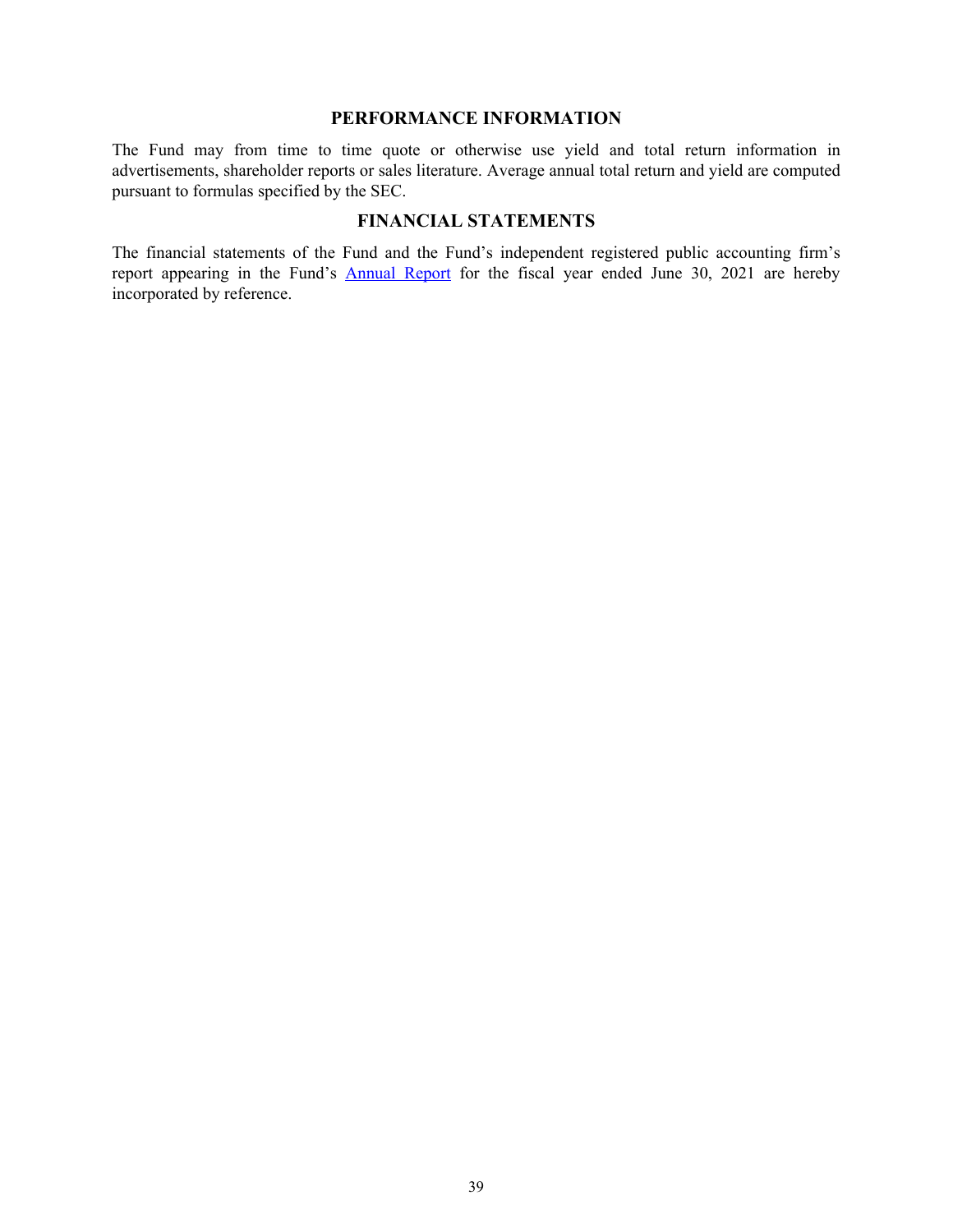## PERFORMANCE INFORMATION

The Fund may from time to time quote or otherwise use yield and total return information in advertisements, shareholder reports or sales literature. Average annual total return and yield are computed pursuant to formulas specified by the SEC.

## FINANCIAL STATEMENTS

The financial statements of the Fund and the Fund's independent registered public accounting firm's report appearing in the Fund's Annual Report for the fiscal year ended June 30, 2021 are hereby incorporated by reference.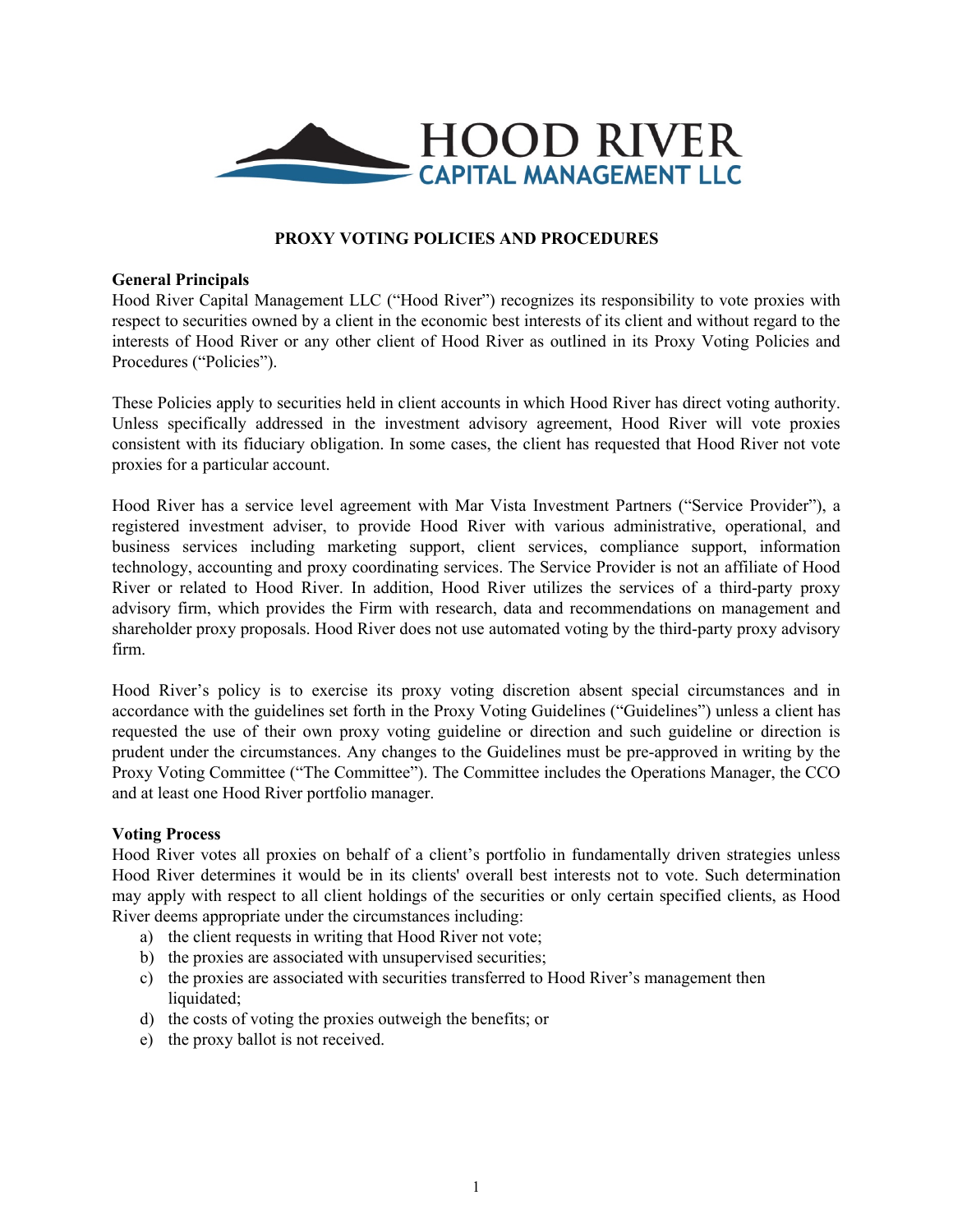# PROXY VOTING POLICIES AND PROCEDURES

**General Principals**
Hood River Capital Management LLC ("Hood River") recognizes its responsibility to vote proxies with respect to securities owned by a client in the economic best interests of its client and without regard to the interests of Hood River or any other client of Hood River as outlined in its Proxy Voting Policies and Procedures ("Policies").

These Policies apply to securities held in client accounts in which Hood River has direct voting authority. Unless specifically addressed in the investment advisory agreement, Hood River will vote proxies consistent with its fiduciary obligation. In some cases, the client has requested that Hood River not vote proxies for a particular account.

Hood River has a service level agreement with Mar Vista Investment Partners ("Service Provider"), a registered investment adviser, to provide Hood River with various administrative, operational, and business services including marketing support, client services, compliance support, information technology, accounting and proxy coordinating services. The Service Provider is not an affiliate of Hood River or related to Hood River. In addition, Hood River utilizes the services of a third-party proxy advisory firm, which provides the Firm with research, data and recommendations on management and shareholder proxy proposals. Hood River does not use automated voting by the third-party proxy advisory firm.

Hood River's policy is to exercise its proxy voting discretion absent special circumstances and in accordance with the guidelines set forth in the Proxy Voting Guidelines ("Guidelines") unless a client has requested the use of their own proxy voting guideline or direction and such guideline or direction is prudent under the circumstances. Any changes to the Guidelines must be pre-approved in writing by the Proxy Voting Committee ("The Committee"). The Committee includes the Operations Manager, the CCO and at least one Hood River portfolio manager.

**Voting Process**
Hood River votes all proxies on behalf of a client's portfolio in fundamentally driven strategies unless Hood River determines it would be in its clients' overall best interests not to vote. Such determination may apply with respect to all client holdings of the securities or only certain specified clients, as Hood River deems appropriate under the circumstances including:

a) the client requests in writing that Hood River not vote;
b) the proxies are associated with unsupervised securities;
c) the proxies are associated with securities transferred to Hood River's management then liquidated;
d) the costs of voting the proxies outweigh the benefits; or
e) the proxy ballot is not received.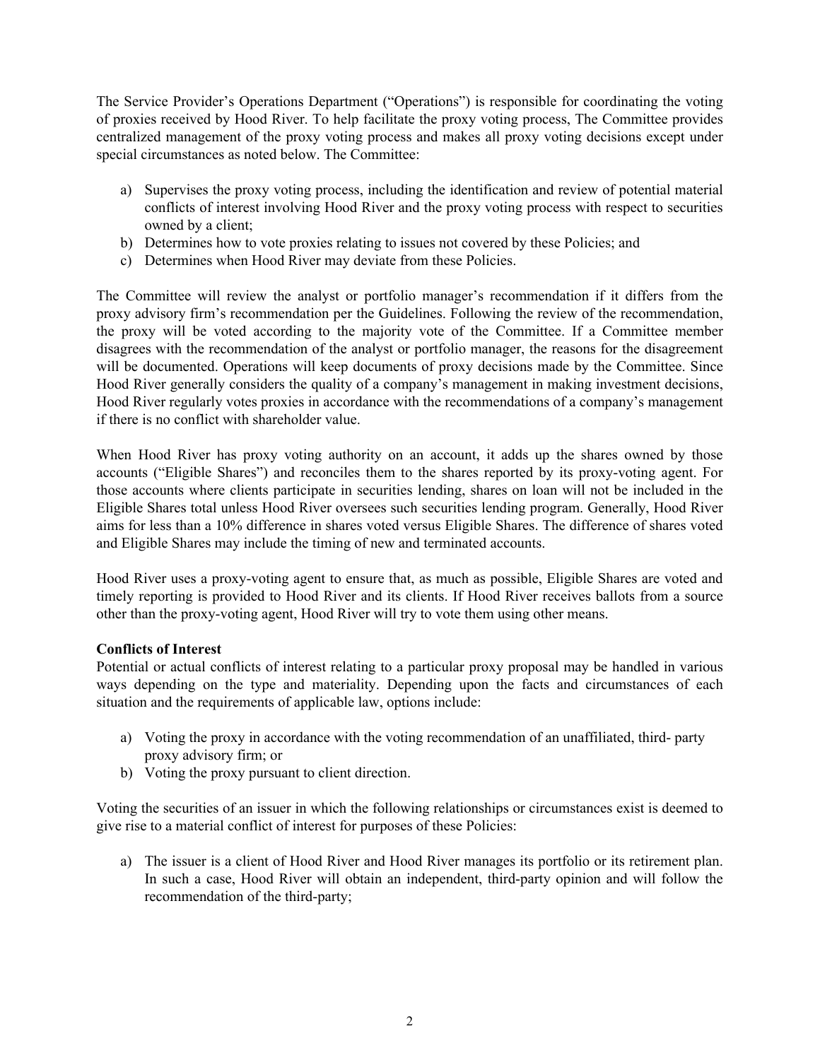The Service Provider's Operations Department ("Operations") is responsible for coordinating the voting of proxies received by Hood River. To help facilitate the proxy voting process, The Committee provides centralized management of the proxy voting process and makes all proxy voting decisions except under special circumstances as noted below. The Committee:

a) Supervises the proxy voting process, including the identification and review of potential material conflicts of interest involving Hood River and the proxy voting process with respect to securities owned by a client;
b) Determines how to vote proxies relating to issues not covered by these Policies; and
c) Determines when Hood River may deviate from these Policies.

The Committee will review the analyst or portfolio manager's recommendation if it differs from the proxy advisory firm's recommendation per the Guidelines. Following the review of the recommendation, the proxy will be voted according to the majority vote of the Committee. If a Committee member disagrees with the recommendation of the analyst or portfolio manager, the reasons for the disagreement will be documented. Operations will keep documents of proxy decisions made by the Committee. Since Hood River generally considers the quality of a company's management in making investment decisions, Hood River regularly votes proxies in accordance with the recommendations of a company's management if there is no conflict with shareholder value.

When Hood River has proxy voting authority on an account, it adds up the shares owned by those accounts ("Eligible Shares") and reconciles them to the shares reported by its proxy-voting agent. For those accounts where clients participate in securities lending, shares on loan will not be included in the Eligible Shares total unless Hood River oversees such securities lending program. Generally, Hood River aims for less than a 10% difference in shares voted versus Eligible Shares. The difference of shares voted and Eligible Shares may include the timing of new and terminated accounts.

Hood River uses a proxy-voting agent to ensure that, as much as possible, Eligible Shares are voted and timely reporting is provided to Hood River and its clients. If Hood River receives ballots from a source other than the proxy-voting agent, Hood River will try to vote them using other means.

**Conflicts of Interest**

Potential or actual conflicts of interest relating to a particular proxy proposal may be handled in various ways depending on the type and materiality. Depending upon the facts and circumstances of each situation and the requirements of applicable law, options include:

a) Voting the proxy in accordance with the voting recommendation of an unaffiliated, third- party proxy advisory firm; or
b) Voting the proxy pursuant to client direction.

Voting the securities of an issuer in which the following relationships or circumstances exist is deemed to give rise to a material conflict of interest for purposes of these Policies:

a) The issuer is a client of Hood River and Hood River manages its portfolio or its retirement plan. In such a case, Hood River will obtain an independent, third-party opinion and will follow the recommendation of the third-party;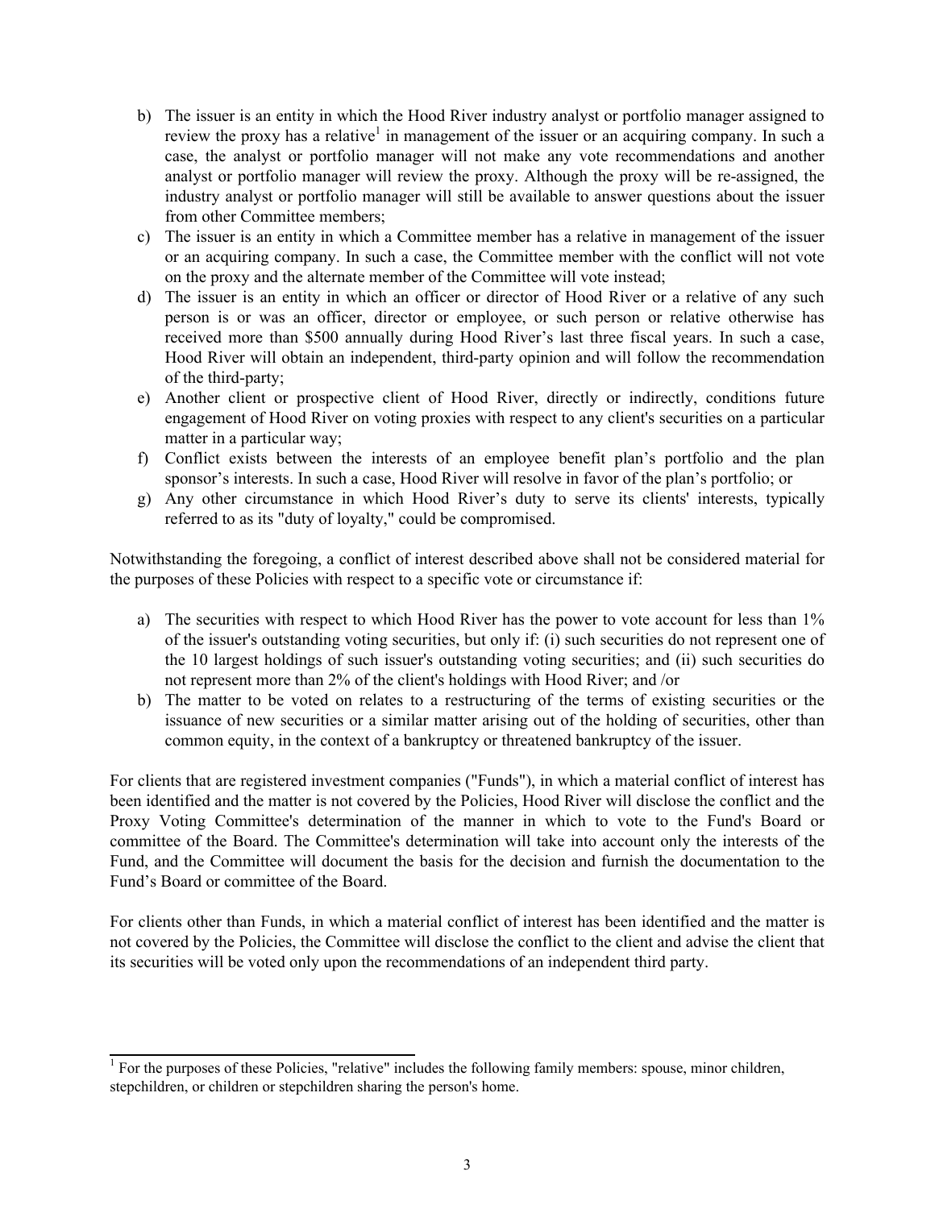b) The issuer is an entity in which the Hood River industry analyst or portfolio manager assigned to review the proxy has a relative[1] in management of the issuer or an acquiring company. In such a case, the analyst or portfolio manager will not make any vote recommendations and another analyst or portfolio manager will review the proxy. Although the proxy will be re-assigned, the industry analyst or portfolio manager will still be available to answer questions about the issuer from other Committee members;
c) The issuer is an entity in which a Committee member has a relative in management of the issuer or an acquiring company. In such a case, the Committee member with the conflict will not vote on the proxy and the alternate member of the Committee will vote instead;
d) The issuer is an entity in which an officer or director of Hood River or a relative of any such person is or was an officer, director or employee, or such person or relative otherwise has received more than $500 annually during Hood River's last three fiscal years. In such a case, Hood River will obtain an independent, third-party opinion and will follow the recommendation of the third-party;
e) Another client or prospective client of Hood River, directly or indirectly, conditions future engagement of Hood River on voting proxies with respect to any client's securities on a particular matter in a particular way;
f) Conflict exists between the interests of an employee benefit plan's portfolio and the plan sponsor's interests. In such a case, Hood River will resolve in favor of the plan's portfolio; or
g) Any other circumstance in which Hood River's duty to serve its clients' interests, typically referred to as its "duty of loyalty," could be compromised.

Notwithstanding the foregoing, a conflict of interest described above shall not be considered material for the purposes of these Policies with respect to a specific vote or circumstance if:

a) The securities with respect to which Hood River has the power to vote account for less than 1% of the issuer's outstanding voting securities, but only if: (i) such securities do not represent one of the 10 largest holdings of such issuer's outstanding voting securities; and (ii) such securities do not represent more than 2% of the client's holdings with Hood River; and /or
b) The matter to be voted on relates to a restructuring of the terms of existing securities or the issuance of new securities or a similar matter arising out of the holding of securities, other than common equity, in the context of a bankruptcy or threatened bankruptcy of the issuer.

For clients that are registered investment companies ("Funds"), in which a material conflict of interest has been identified and the matter is not covered by the Policies, Hood River will disclose the conflict and the Proxy Voting Committee's determination of the manner in which to vote to the Fund's Board or committee of the Board. The Committee's determination will take into account only the interests of the Fund, and the Committee will document the basis for the decision and furnish the documentation to the Fund's Board or committee of the Board.

For clients other than Funds, in which a material conflict of interest has been identified and the matter is not covered by the Policies, the Committee will disclose the conflict to the client and advise the client that its securities will be voted only upon the recommendations of an independent third party.

[1] For the purposes of these Policies, "relative" includes the following family members: spouse, minor children, stepchildren, or children or stepchildren sharing the person's home.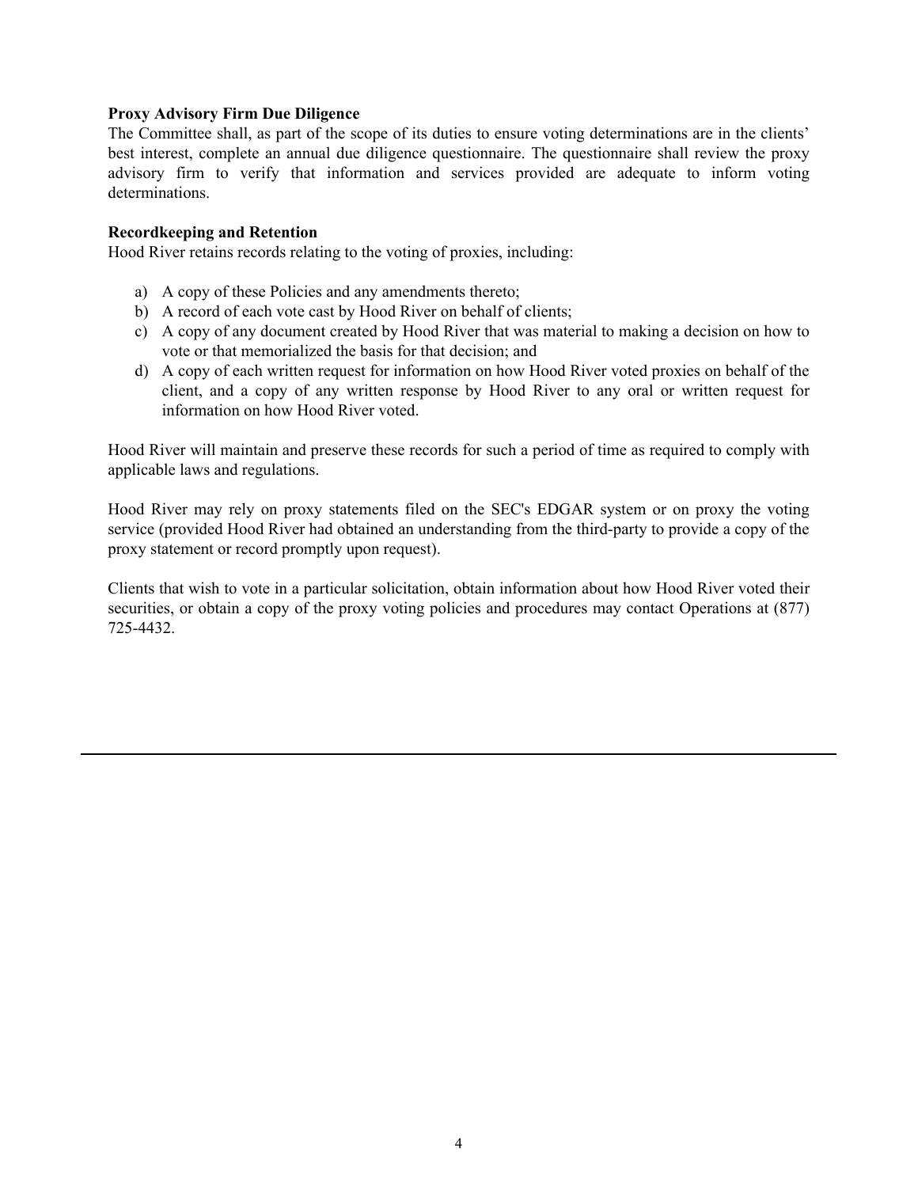**Proxy Advisory Firm Due Diligence**

The Committee shall, as part of the scope of its duties to ensure voting determinations are in the clients' best interest, complete an annual due diligence questionnaire. The questionnaire shall review the proxy advisory firm to verify that information and services provided are adequate to inform voting determinations.

**Recordkeeping and Retention**

Hood River retains records relating to the voting of proxies, including:

a) A copy of these Policies and any amendments thereto;
b) A record of each vote cast by Hood River on behalf of clients;
c) A copy of any document created by Hood River that was material to making a decision on how to vote or that memorialized the basis for that decision; and
d) A copy of each written request for information on how Hood River voted proxies on behalf of the client, and a copy of any written response by Hood River to any oral or written request for information on how Hood River voted.

Hood River will maintain and preserve these records for such a period of time as required to comply with applicable laws and regulations.

Hood River may rely on proxy statements filed on the SEC's EDGAR system or on proxy the voting service (provided Hood River had obtained an understanding from the third-party to provide a copy of the proxy statement or record promptly upon request).

Clients that wish to vote in a particular solicitation, obtain information about how Hood River voted their securities, or obtain a copy of the proxy voting policies and procedures may contact Operations at (877) 725-4432.